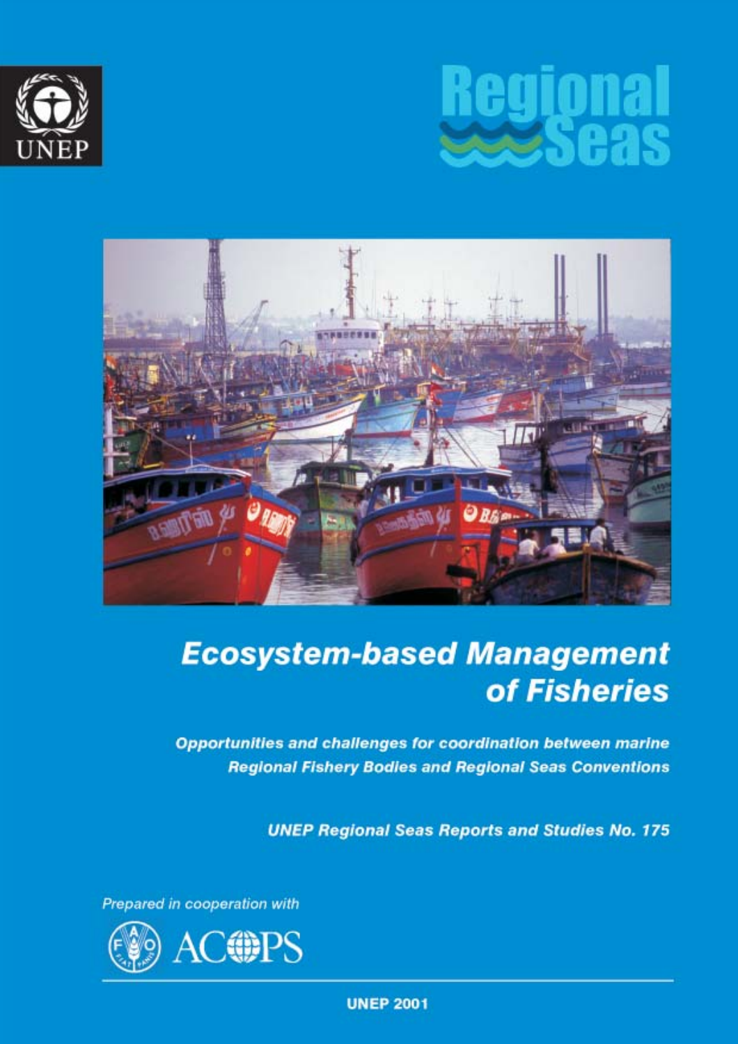UNEP

# Regional Seas

# Ecosystem-based Management of Fisheries

**Opportunities and challenges for coordination between marine Regional Fishery Bodies and Regional Seas Conventions**

**UNEP Regional Seas Reports and Studies No. 175**

*Prepared in cooperation with*

ACOPS

**UNEP 2001**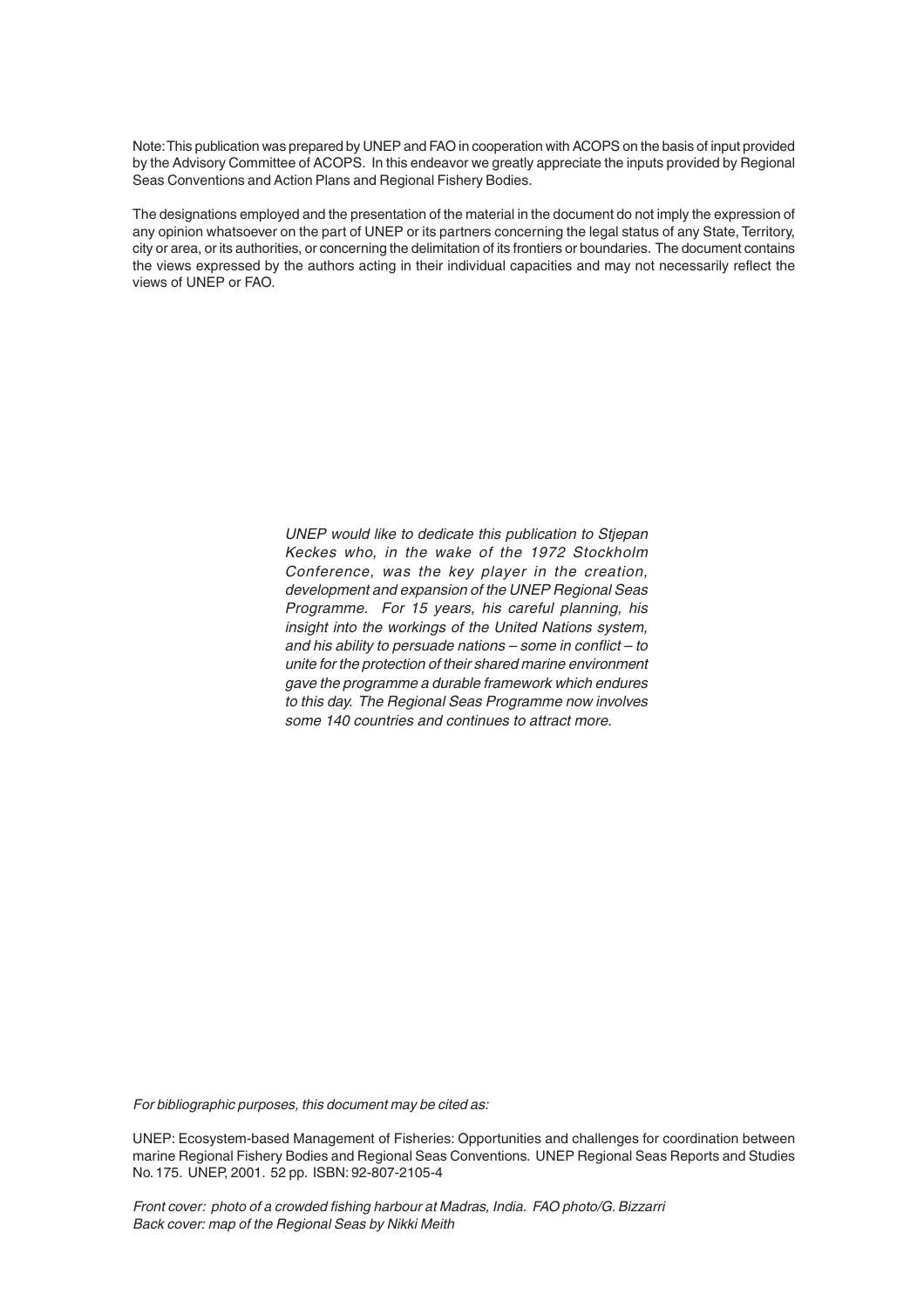Note: This publication was prepared by UNEP and FAO in cooperation with ACOPS on the basis of input provided by the Advisory Committee of ACOPS. In this endeavor we greatly appreciate the inputs provided by Regional Seas Conventions and Action Plans and Regional Fishery Bodies.

The designations employed and the presentation of the material in the document do not imply the expression of any opinion whatsoever on the part of UNEP or its partners concerning the legal status of any State, Territory, city or area, or its authorities, or concerning the delimitation of its frontiers or boundaries. The document contains the views expressed by the authors acting in their individual capacities and may not necessarily reflect the views of UNEP or FAO.

*UNEP would like to dedicate this publication to Stjepan Keckes who, in the wake of the 1972 Stockholm Conference, was the key player in the creation, development and expansion of the UNEP Regional Seas Programme. For 15 years, his careful planning, his insight into the workings of the United Nations system, and his ability to persuade nations – some in conflict – to unite for the protection of their shared marine environment gave the programme a durable framework which endures to this day. The Regional Seas Programme now involves some 140 countries and continues to attract more.*

*For bibliographic purposes, this document may be cited as:*

UNEP: Ecosystem-based Management of Fisheries: Opportunities and challenges for coordination between marine Regional Fishery Bodies and Regional Seas Conventions. UNEP Regional Seas Reports and Studies No. 175. UNEP, 2001. 52 pp. ISBN: 92-807-2105-4

*Front cover: photo of a crowded fishing harbour at Madras, India. FAO photo/G. Bizzarri*
*Back cover: map of the Regional Seas by Nikki Meith*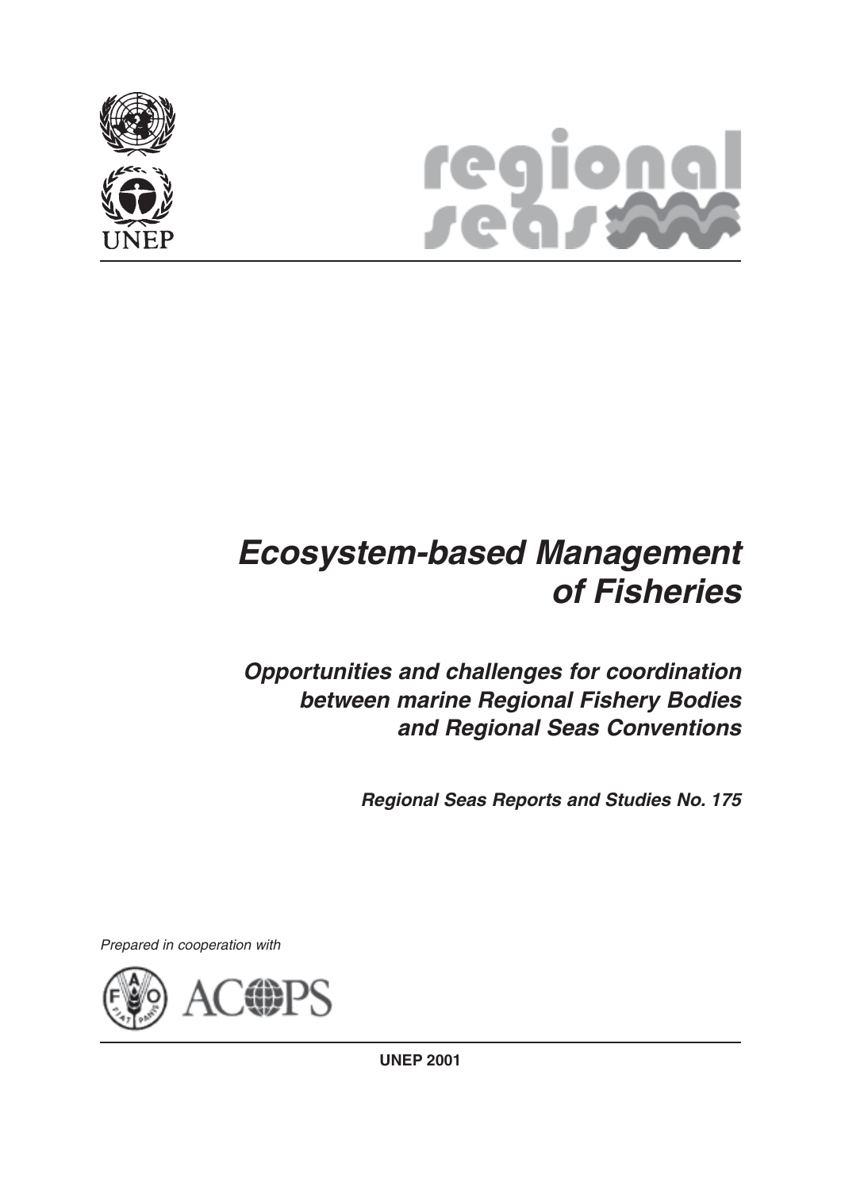regional seas

# Ecosystem-based Management of Fisheries

## Opportunities and challenges for coordination between marine Regional Fishery Bodies and Regional Seas Conventions

***Regional Seas Reports and Studies No. 175***

*Prepared in cooperation with*

FAO ACOPS

**UNEP 2001**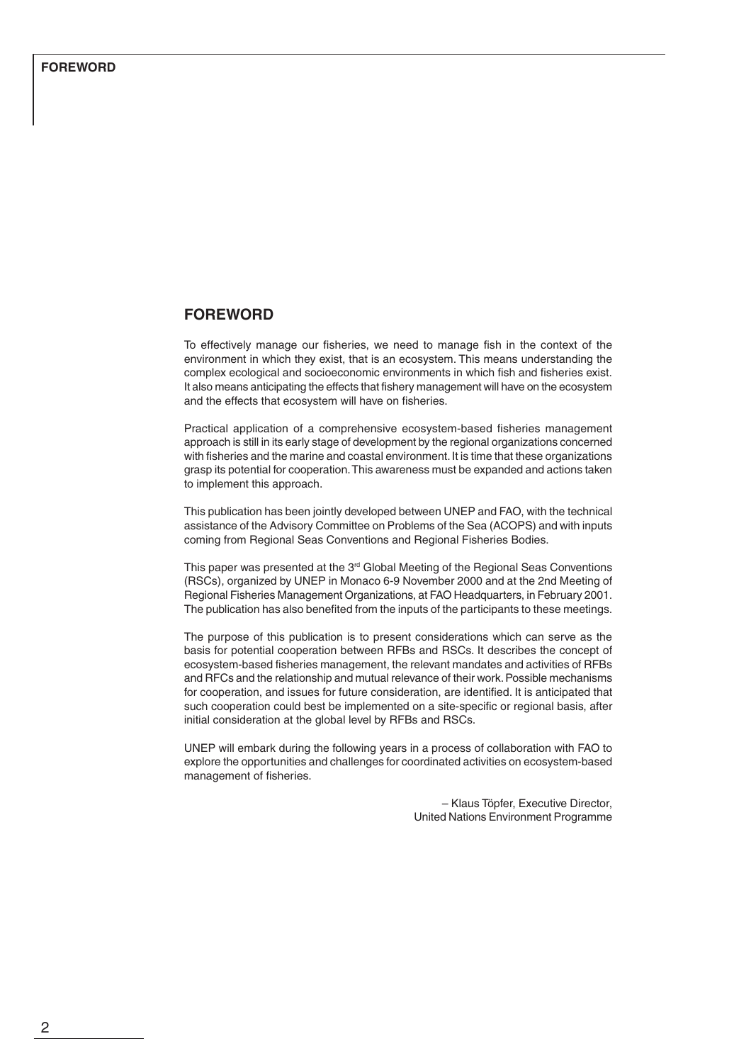## FOREWORD

To effectively manage our fisheries, we need to manage fish in the context of the environment in which they exist, that is an ecosystem. This means understanding the complex ecological and socioeconomic environments in which fish and fisheries exist. It also means anticipating the effects that fishery management will have on the ecosystem and the effects that ecosystem will have on fisheries.

Practical application of a comprehensive ecosystem-based fisheries management approach is still in its early stage of development by the regional organizations concerned with fisheries and the marine and coastal environment. It is time that these organizations grasp its potential for cooperation. This awareness must be expanded and actions taken to implement this approach.

This publication has been jointly developed between UNEP and FAO, with the technical assistance of the Advisory Committee on Problems of the Sea (ACOPS) and with inputs coming from Regional Seas Conventions and Regional Fisheries Bodies.

This paper was presented at the 3rd Global Meeting of the Regional Seas Conventions (RSCs), organized by UNEP in Monaco 6-9 November 2000 and at the 2nd Meeting of Regional Fisheries Management Organizations, at FAO Headquarters, in February 2001. The publication has also benefited from the inputs of the participants to these meetings.

The purpose of this publication is to present considerations which can serve as the basis for potential cooperation between RFBs and RSCs. It describes the concept of ecosystem-based fisheries management, the relevant mandates and activities of RFBs and RFCs and the relationship and mutual relevance of their work. Possible mechanisms for cooperation, and issues for future consideration, are identified. It is anticipated that such cooperation could best be implemented on a site-specific or regional basis, after initial consideration at the global level by RFBs and RSCs.

UNEP will embark during the following years in a process of collaboration with FAO to explore the opportunities and challenges for coordinated activities on ecosystem-based management of fisheries.

– Klaus Töpfer, Executive Director,
United Nations Environment Programme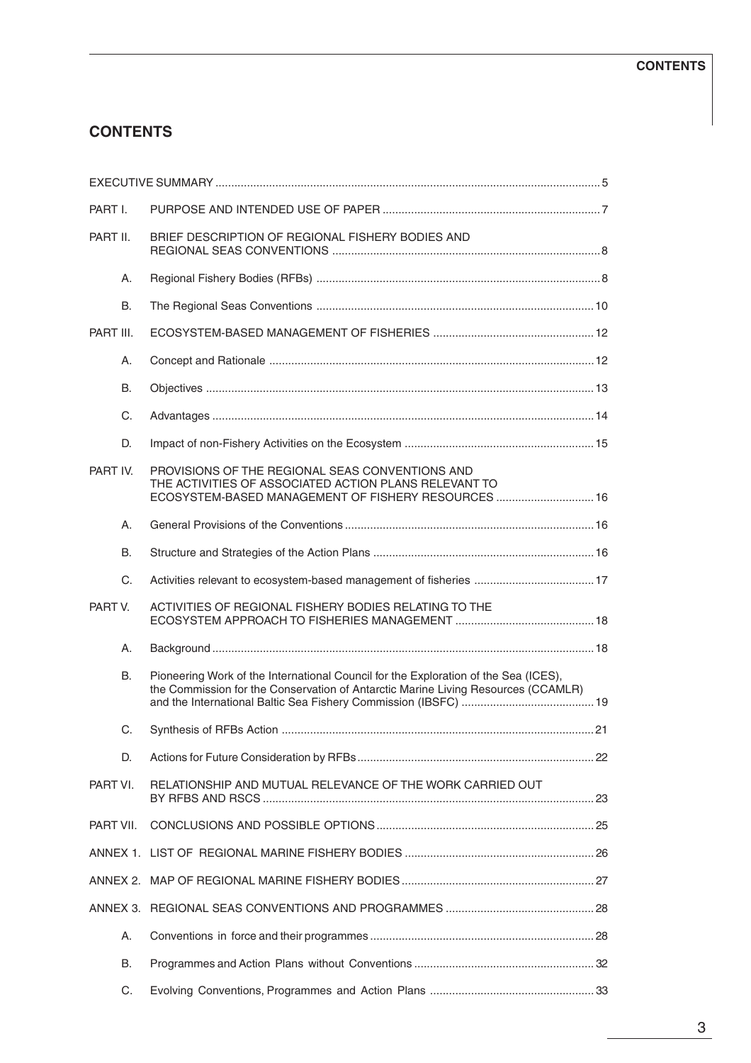# CONTENTS

| | | |
|---|---|---|
| EXECUTIVE SUMMARY | | 5 |
| PART I. | PURPOSE AND INTENDED USE OF PAPER | 7 |
| PART II. | BRIEF DESCRIPTION OF REGIONAL FISHERY BODIES AND REGIONAL SEAS CONVENTIONS | 8 |
| A. | Regional Fishery Bodies (RFBs) | 8 |
| B. | The Regional Seas Conventions | 10 |
| PART III. | ECOSYSTEM-BASED MANAGEMENT OF FISHERIES | 12 |
| A. | Concept and Rationale | 12 |
| B. | Objectives | 13 |
| C. | Advantages | 14 |
| D. | Impact of non-Fishery Activities on the Ecosystem | 15 |
| PART IV. | PROVISIONS OF THE REGIONAL SEAS CONVENTIONS AND THE ACTIVITIES OF ASSOCIATED ACTION PLANS RELEVANT TO ECOSYSTEM-BASED MANAGEMENT OF FISHERY RESOURCES | 16 |
| A. | General Provisions of the Conventions | 16 |
| B. | Structure and Strategies of the Action Plans | 16 |
| C. | Activities relevant to ecosystem-based management of fisheries | 17 |
| PART V. | ACTIVITIES OF REGIONAL FISHERY BODIES RELATING TO THE ECOSYSTEM APPROACH TO FISHERIES MANAGEMENT | 18 |
| A. | Background | 18 |
| B. | Pioneering Work of the International Council for the Exploration of the Sea (ICES), the Commission for the Conservation of Antarctic Marine Living Resources (CCAMLR) and the International Baltic Sea Fishery Commission (IBSFC) | 19 |
| C. | Synthesis of RFBs Action | 21 |
| D. | Actions for Future Consideration by RFBs | 22 |
| PART VI. | RELATIONSHIP AND MUTUAL RELEVANCE OF THE WORK CARRIED OUT BY RFBS AND RSCS | 23 |
| PART VII. | CONCLUSIONS AND POSSIBLE OPTIONS | 25 |
| ANNEX 1. | LIST OF REGIONAL MARINE FISHERY BODIES | 26 |
| ANNEX 2. | MAP OF REGIONAL MARINE FISHERY BODIES | 27 |
| ANNEX 3. | REGIONAL SEAS CONVENTIONS AND PROGRAMMES | 28 |
| A. | Conventions in force and their programmes | 28 |
| B. | Programmes and Action Plans without Conventions | 32 |
| C. | Evolving Conventions, Programmes and Action Plans | 33 |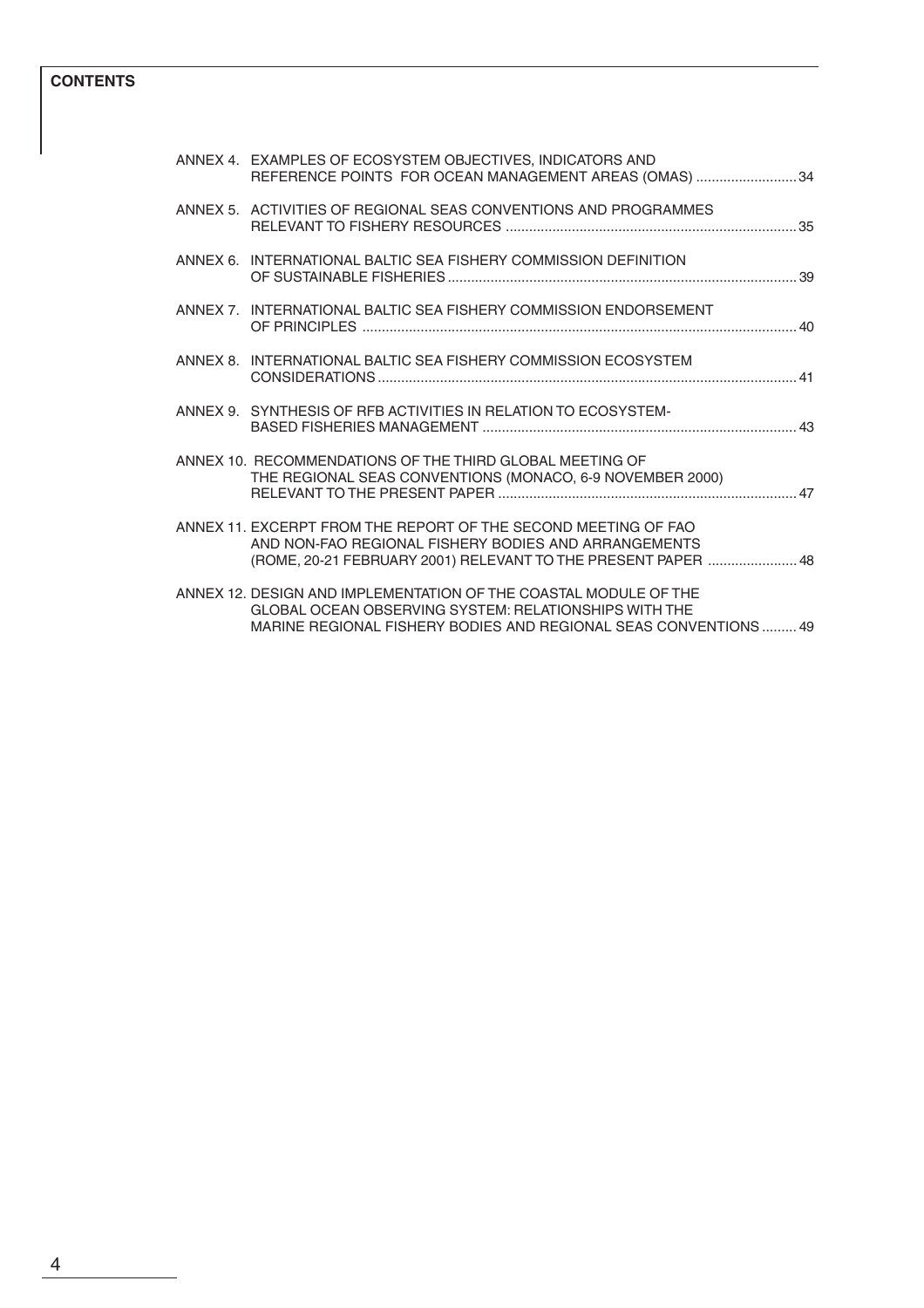**CONTENTS**

ANNEX 4. EXAMPLES OF ECOSYSTEM OBJECTIVES, INDICATORS AND REFERENCE POINTS FOR OCEAN MANAGEMENT AREAS (OMAS) .......................... 34

ANNEX 5. ACTIVITIES OF REGIONAL SEAS CONVENTIONS AND PROGRAMMES RELEVANT TO FISHERY RESOURCES .......................................................................... 35

ANNEX 6. INTERNATIONAL BALTIC SEA FISHERY COMMISSION DEFINITION OF SUSTAINABLE FISHERIES ......................................................................................... 39

ANNEX 7. INTERNATIONAL BALTIC SEA FISHERY COMMISSION ENDORSEMENT OF PRINCIPLES .............................................................................................................. 40

ANNEX 8. INTERNATIONAL BALTIC SEA FISHERY COMMISSION ECOSYSTEM CONSIDERATIONS .......................................................................................................... 41

ANNEX 9. SYNTHESIS OF RFB ACTIVITIES IN RELATION TO ECOSYSTEM-BASED FISHERIES MANAGEMENT ................................................................................ 43

ANNEX 10. RECOMMENDATIONS OF THE THIRD GLOBAL MEETING OF THE REGIONAL SEAS CONVENTIONS (MONACO, 6-9 NOVEMBER 2000) RELEVANT TO THE PRESENT PAPER ............................................................................ 47

ANNEX 11. EXCERPT FROM THE REPORT OF THE SECOND MEETING OF FAO AND NON-FAO REGIONAL FISHERY BODIES AND ARRANGEMENTS (ROME, 20-21 FEBRUARY 2001) RELEVANT TO THE PRESENT PAPER ....................... 48

ANNEX 12. DESIGN AND IMPLEMENTATION OF THE COASTAL MODULE OF THE GLOBAL OCEAN OBSERVING SYSTEM: RELATIONSHIPS WITH THE MARINE REGIONAL FISHERY BODIES AND REGIONAL SEAS CONVENTIONS ......... 49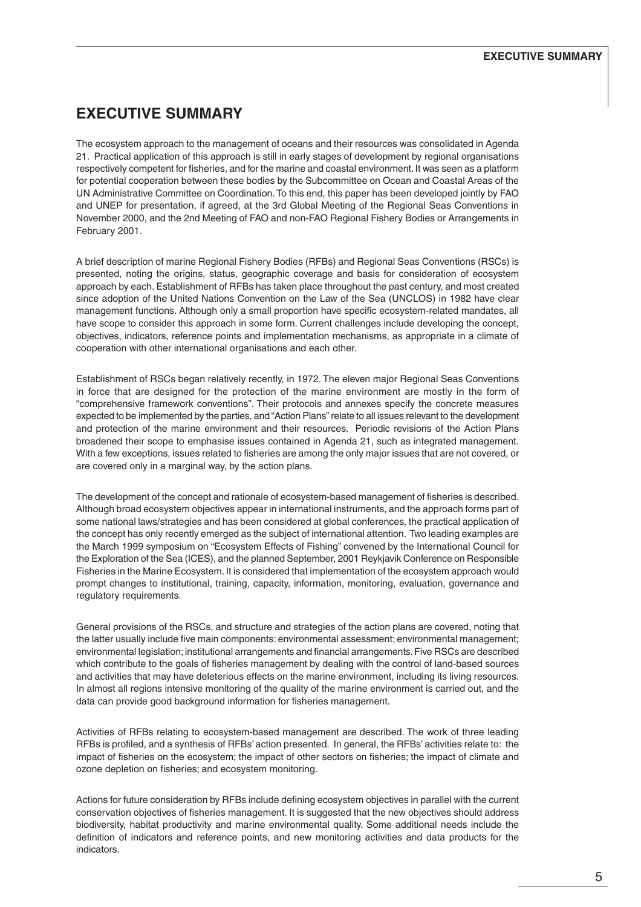# EXECUTIVE SUMMARY

The ecosystem approach to the management of oceans and their resources was consolidated in Agenda 21. Practical application of this approach is still in early stages of development by regional organisations respectively competent for fisheries, and for the marine and coastal environment. It was seen as a platform for potential cooperation between these bodies by the Subcommittee on Ocean and Coastal Areas of the UN Administrative Committee on Coordination. To this end, this paper has been developed jointly by FAO and UNEP for presentation, if agreed, at the 3rd Global Meeting of the Regional Seas Conventions in November 2000, and the 2nd Meeting of FAO and non-FAO Regional Fishery Bodies or Arrangements in February 2001.

A brief description of marine Regional Fishery Bodies (RFBs) and Regional Seas Conventions (RSCs) is presented, noting the origins, status, geographic coverage and basis for consideration of ecosystem approach by each. Establishment of RFBs has taken place throughout the past century, and most created since adoption of the United Nations Convention on the Law of the Sea (UNCLOS) in 1982 have clear management functions. Although only a small proportion have specific ecosystem-related mandates, all have scope to consider this approach in some form. Current challenges include developing the concept, objectives, indicators, reference points and implementation mechanisms, as appropriate in a climate of cooperation with other international organisations and each other.

Establishment of RSCs began relatively recently, in 1972. The eleven major Regional Seas Conventions in force that are designed for the protection of the marine environment are mostly in the form of "comprehensive framework conventions". Their protocols and annexes specify the concrete measures expected to be implemented by the parties, and "Action Plans" relate to all issues relevant to the development and protection of the marine environment and their resources. Periodic revisions of the Action Plans broadened their scope to emphasise issues contained in Agenda 21, such as integrated management. With a few exceptions, issues related to fisheries are among the only major issues that are not covered, or are covered only in a marginal way, by the action plans.

The development of the concept and rationale of ecosystem-based management of fisheries is described. Although broad ecosystem objectives appear in international instruments, and the approach forms part of some national laws/strategies and has been considered at global conferences, the practical application of the concept has only recently emerged as the subject of international attention. Two leading examples are the March 1999 symposium on "Ecosystem Effects of Fishing" convened by the International Council for the Exploration of the Sea (ICES), and the planned September, 2001 Reykjavik Conference on Responsible Fisheries in the Marine Ecosystem. It is considered that implementation of the ecosystem approach would prompt changes to institutional, training, capacity, information, monitoring, evaluation, governance and regulatory requirements.

General provisions of the RSCs, and structure and strategies of the action plans are covered, noting that the latter usually include five main components: environmental assessment; environmental management; environmental legislation; institutional arrangements and financial arrangements. Five RSCs are described which contribute to the goals of fisheries management by dealing with the control of land-based sources and activities that may have deleterious effects on the marine environment, including its living resources. In almost all regions intensive monitoring of the quality of the marine environment is carried out, and the data can provide good background information for fisheries management.

Activities of RFBs relating to ecosystem-based management are described. The work of three leading RFBs is profiled, and a synthesis of RFBs' action presented. In general, the RFBs' activities relate to: the impact of fisheries on the ecosystem; the impact of other sectors on fisheries; the impact of climate and ozone depletion on fisheries; and ecosystem monitoring.

Actions for future consideration by RFBs include defining ecosystem objectives in parallel with the current conservation objectives of fisheries management. It is suggested that the new objectives should address biodiversity, habitat productivity and marine environmental quality. Some additional needs include the definition of indicators and reference points, and new monitoring activities and data products for the indicators.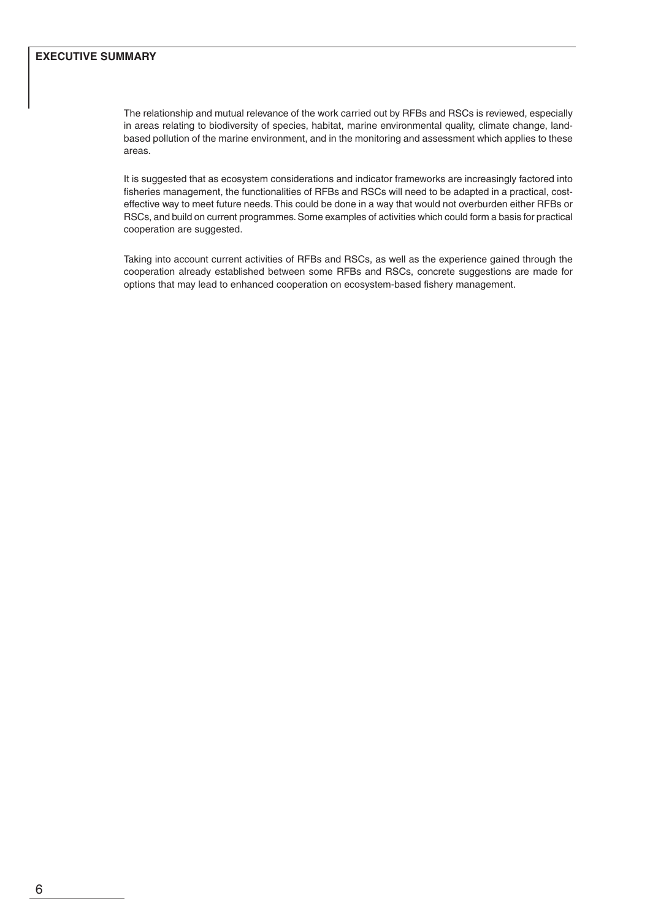## EXECUTIVE SUMMARY

The relationship and mutual relevance of the work carried out by RFBs and RSCs is reviewed, especially in areas relating to biodiversity of species, habitat, marine environmental quality, climate change, land-based pollution of the marine environment, and in the monitoring and assessment which applies to these areas.

It is suggested that as ecosystem considerations and indicator frameworks are increasingly factored into fisheries management, the functionalities of RFBs and RSCs will need to be adapted in a practical, cost-effective way to meet future needs. This could be done in a way that would not overburden either RFBs or RSCs, and build on current programmes. Some examples of activities which could form a basis for practical cooperation are suggested.

Taking into account current activities of RFBs and RSCs, as well as the experience gained through the cooperation already established between some RFBs and RSCs, concrete suggestions are made for options that may lead to enhanced cooperation on ecosystem-based fishery management.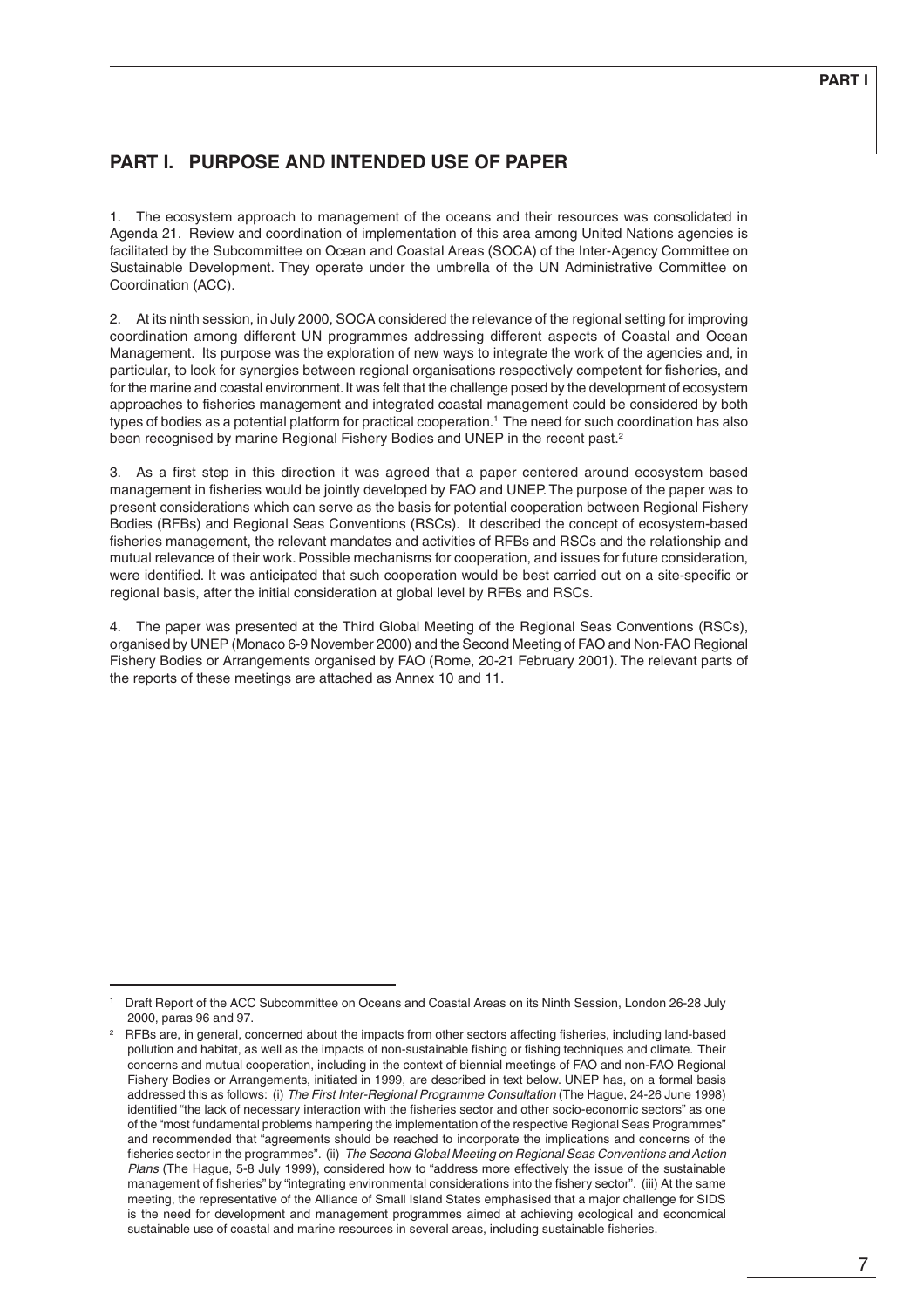# PART I. PURPOSE AND INTENDED USE OF PAPER

1. The ecosystem approach to management of the oceans and their resources was consolidated in Agenda 21. Review and coordination of implementation of this area among United Nations agencies is facilitated by the Subcommittee on Ocean and Coastal Areas (SOCA) of the Inter-Agency Committee on Sustainable Development. They operate under the umbrella of the UN Administrative Committee on Coordination (ACC).

2. At its ninth session, in July 2000, SOCA considered the relevance of the regional setting for improving coordination among different UN programmes addressing different aspects of Coastal and Ocean Management. Its purpose was the exploration of new ways to integrate the work of the agencies and, in particular, to look for synergies between regional organisations respectively competent for fisheries, and for the marine and coastal environment. It was felt that the challenge posed by the development of ecosystem approaches to fisheries management and integrated coastal management could be considered by both types of bodies as a potential platform for practical cooperation.[1] The need for such coordination has also been recognised by marine Regional Fishery Bodies and UNEP in the recent past.[2]

3. As a first step in this direction it was agreed that a paper centered around ecosystem based management in fisheries would be jointly developed by FAO and UNEP. The purpose of the paper was to present considerations which can serve as the basis for potential cooperation between Regional Fishery Bodies (RFBs) and Regional Seas Conventions (RSCs). It described the concept of ecosystem-based fisheries management, the relevant mandates and activities of RFBs and RSCs and the relationship and mutual relevance of their work. Possible mechanisms for cooperation, and issues for future consideration, were identified. It was anticipated that such cooperation would be best carried out on a site-specific or regional basis, after the initial consideration at global level by RFBs and RSCs.

4. The paper was presented at the Third Global Meeting of the Regional Seas Conventions (RSCs), organised by UNEP (Monaco 6-9 November 2000) and the Second Meeting of FAO and Non-FAO Regional Fishery Bodies or Arrangements organised by FAO (Rome, 20-21 February 2001). The relevant parts of the reports of these meetings are attached as Annex 10 and 11.

---

[1] Draft Report of the ACC Subcommittee on Oceans and Coastal Areas on its Ninth Session, London 26-28 July 2000, paras 96 and 97.

[2] RFBs are, in general, concerned about the impacts from other sectors affecting fisheries, including land-based pollution and habitat, as well as the impacts of non-sustainable fishing or fishing techniques and climate. Their concerns and mutual cooperation, including in the context of biennial meetings of FAO and non-FAO Regional Fishery Bodies or Arrangements, initiated in 1999, are described in text below. UNEP has, on a formal basis addressed this as follows: (i) *The First Inter-Regional Programme Consultation* (The Hague, 24-26 June 1998) identified "the lack of necessary interaction with the fisheries sector and other socio-economic sectors" as one of the "most fundamental problems hampering the implementation of the respective Regional Seas Programmes" and recommended that "agreements should be reached to incorporate the implications and concerns of the fisheries sector in the programmes". (ii) *The Second Global Meeting on Regional Seas Conventions and Action Plans* (The Hague, 5-8 July 1999), considered how to "address more effectively the issue of the sustainable management of fisheries" by "integrating environmental considerations into the fishery sector". (iii) At the same meeting, the representative of the Alliance of Small Island States emphasised that a major challenge for SIDS is the need for development and management programmes aimed at achieving ecological and economical sustainable use of coastal and marine resources in several areas, including sustainable fisheries.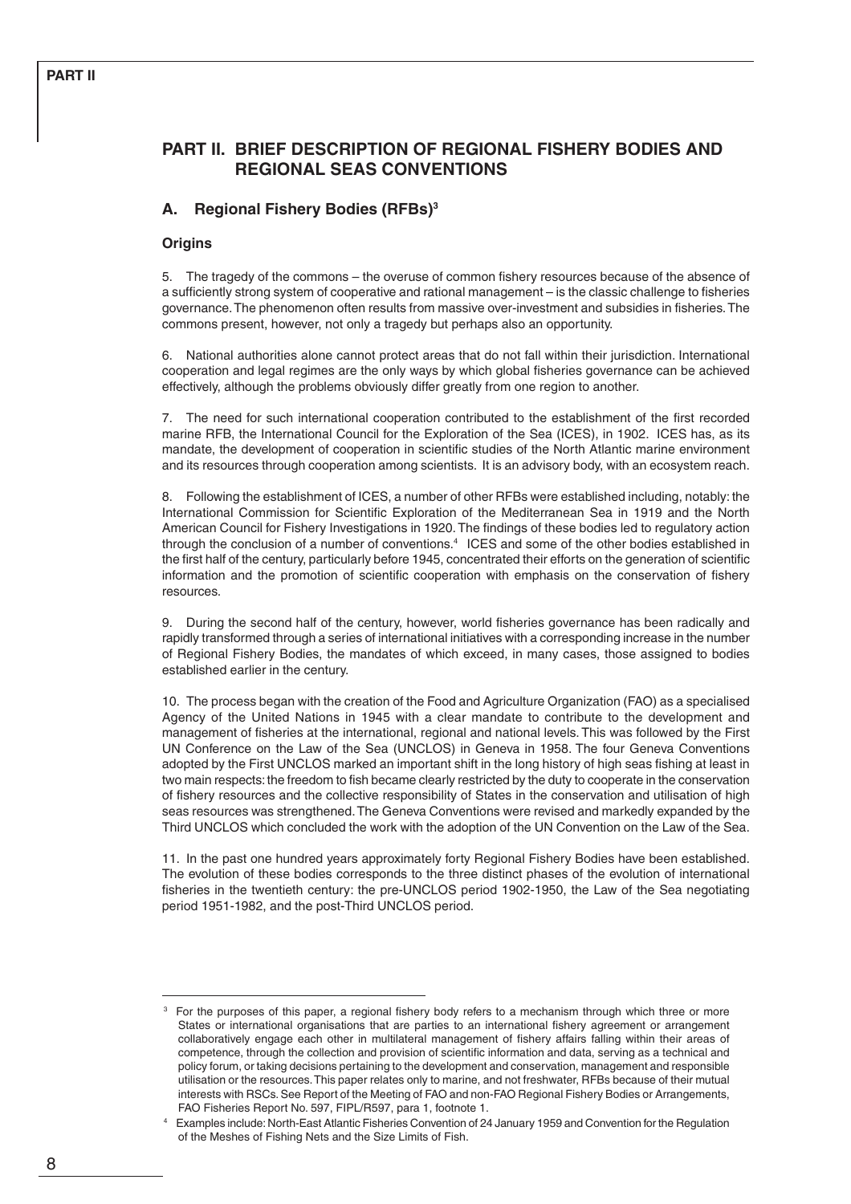## PART II. BRIEF DESCRIPTION OF REGIONAL FISHERY BODIES AND REGIONAL SEAS CONVENTIONS

### A. Regional Fishery Bodies (RFBs)[3]

#### Origins

5. The tragedy of the commons – the overuse of common fishery resources because of the absence of a sufficiently strong system of cooperative and rational management – is the classic challenge to fisheries governance. The phenomenon often results from massive over-investment and subsidies in fisheries. The commons present, however, not only a tragedy but perhaps also an opportunity.

6. National authorities alone cannot protect areas that do not fall within their jurisdiction. International cooperation and legal regimes are the only ways by which global fisheries governance can be achieved effectively, although the problems obviously differ greatly from one region to another.

7. The need for such international cooperation contributed to the establishment of the first recorded marine RFB, the International Council for the Exploration of the Sea (ICES), in 1902. ICES has, as its mandate, the development of cooperation in scientific studies of the North Atlantic marine environment and its resources through cooperation among scientists. It is an advisory body, with an ecosystem reach.

8. Following the establishment of ICES, a number of other RFBs were established including, notably: the International Commission for Scientific Exploration of the Mediterranean Sea in 1919 and the North American Council for Fishery Investigations in 1920. The findings of these bodies led to regulatory action through the conclusion of a number of conventions.[4] ICES and some of the other bodies established in the first half of the century, particularly before 1945, concentrated their efforts on the generation of scientific information and the promotion of scientific cooperation with emphasis on the conservation of fishery resources.

9. During the second half of the century, however, world fisheries governance has been radically and rapidly transformed through a series of international initiatives with a corresponding increase in the number of Regional Fishery Bodies, the mandates of which exceed, in many cases, those assigned to bodies established earlier in the century.

10. The process began with the creation of the Food and Agriculture Organization (FAO) as a specialised Agency of the United Nations in 1945 with a clear mandate to contribute to the development and management of fisheries at the international, regional and national levels. This was followed by the First UN Conference on the Law of the Sea (UNCLOS) in Geneva in 1958. The four Geneva Conventions adopted by the First UNCLOS marked an important shift in the long history of high seas fishing at least in two main respects: the freedom to fish became clearly restricted by the duty to cooperate in the conservation of fishery resources and the collective responsibility of States in the conservation and utilisation of high seas resources was strengthened. The Geneva Conventions were revised and markedly expanded by the Third UNCLOS which concluded the work with the adoption of the UN Convention on the Law of the Sea.

11. In the past one hundred years approximately forty Regional Fishery Bodies have been established. The evolution of these bodies corresponds to the three distinct phases of the evolution of international fisheries in the twentieth century: the pre-UNCLOS period 1902-1950, the Law of the Sea negotiating period 1951-1982, and the post-Third UNCLOS period.

---

[3] For the purposes of this paper, a regional fishery body refers to a mechanism through which three or more States or international organisations that are parties to an international fishery agreement or arrangement collaboratively engage each other in multilateral management of fishery affairs falling within their areas of competence, through the collection and provision of scientific information and data, serving as a technical and policy forum, or taking decisions pertaining to the development and conservation, management and responsible utilisation or the resources. This paper relates only to marine, and not freshwater, RFBs because of their mutual interests with RSCs. See Report of the Meeting of FAO and non-FAO Regional Fishery Bodies or Arrangements, FAO Fisheries Report No. 597, FIPL/R597, para 1, footnote 1.

[4] Examples include: North-East Atlantic Fisheries Convention of 24 January 1959 and Convention for the Regulation of the Meshes of Fishing Nets and the Size Limits of Fish.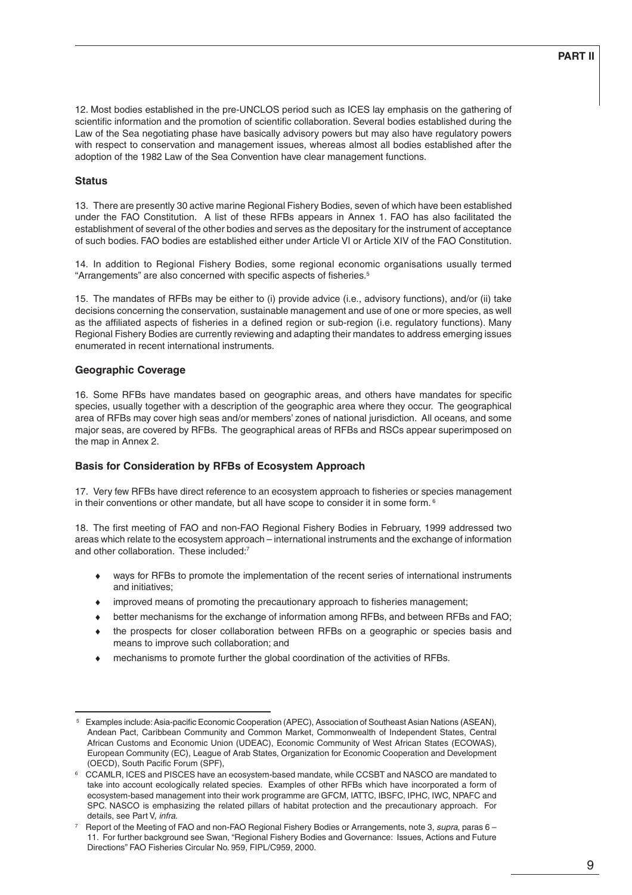12. Most bodies established in the pre-UNCLOS period such as ICES lay emphasis on the gathering of scientific information and the promotion of scientific collaboration. Several bodies established during the Law of the Sea negotiating phase have basically advisory powers but may also have regulatory powers with respect to conservation and management issues, whereas almost all bodies established after the adoption of the 1982 Law of the Sea Convention have clear management functions.

### Status

13. There are presently 30 active marine Regional Fishery Bodies, seven of which have been established under the FAO Constitution. A list of these RFBs appears in Annex 1. FAO has also facilitated the establishment of several of the other bodies and serves as the depositary for the instrument of acceptance of such bodies. FAO bodies are established either under Article VI or Article XIV of the FAO Constitution.

14. In addition to Regional Fishery Bodies, some regional economic organisations usually termed "Arrangements" are also concerned with specific aspects of fisheries.[5]

15. The mandates of RFBs may be either to (i) provide advice (i.e., advisory functions), and/or (ii) take decisions concerning the conservation, sustainable management and use of one or more species, as well as the affiliated aspects of fisheries in a defined region or sub-region (i.e. regulatory functions). Many Regional Fishery Bodies are currently reviewing and adapting their mandates to address emerging issues enumerated in recent international instruments.

### Geographic Coverage

16. Some RFBs have mandates based on geographic areas, and others have mandates for specific species, usually together with a description of the geographic area where they occur. The geographical area of RFBs may cover high seas and/or members' zones of national jurisdiction. All oceans, and some major seas, are covered by RFBs. The geographical areas of RFBs and RSCs appear superimposed on the map in Annex 2.

### Basis for Consideration by RFBs of Ecosystem Approach

17. Very few RFBs have direct reference to an ecosystem approach to fisheries or species management in their conventions or other mandate, but all have scope to consider it in some form.[6]

18. The first meeting of FAO and non-FAO Regional Fishery Bodies in February, 1999 addressed two areas which relate to the ecosystem approach – international instruments and the exchange of information and other collaboration. These included:[7]

- ways for RFBs to promote the implementation of the recent series of international instruments and initiatives;
- improved means of promoting the precautionary approach to fisheries management;
- better mechanisms for the exchange of information among RFBs, and between RFBs and FAO;
- the prospects for closer collaboration between RFBs on a geographic or species basis and means to improve such collaboration; and
- mechanisms to promote further the global coordination of the activities of RFBs.

---

[5] Examples include: Asia-pacific Economic Cooperation (APEC), Association of Southeast Asian Nations (ASEAN), Andean Pact, Caribbean Community and Common Market, Commonwealth of Independent States, Central African Customs and Economic Union (UDEAC), Economic Community of West African States (ECOWAS), European Community (EC), League of Arab States, Organization for Economic Cooperation and Development (OECD), South Pacific Forum (SPF),

[6] CCAMLR, ICES and PISCES have an ecosystem-based mandate, while CCSBT and NASCO are mandated to take into account ecologically related species. Examples of other RFBs which have incorporated a form of ecosystem-based management into their work programme are GFCM, IATTC, IBSFC, IPHC, IWC, NPAFC and SPC. NASCO is emphasizing the related pillars of habitat protection and the precautionary approach. For details, see Part V, *infra*.

[7] Report of the Meeting of FAO and non-FAO Regional Fishery Bodies or Arrangements, note 3, *supra*, paras 6 – 11. For further background see Swan, "Regional Fishery Bodies and Governance: Issues, Actions and Future Directions" FAO Fisheries Circular No. 959, FIPL/C959, 2000.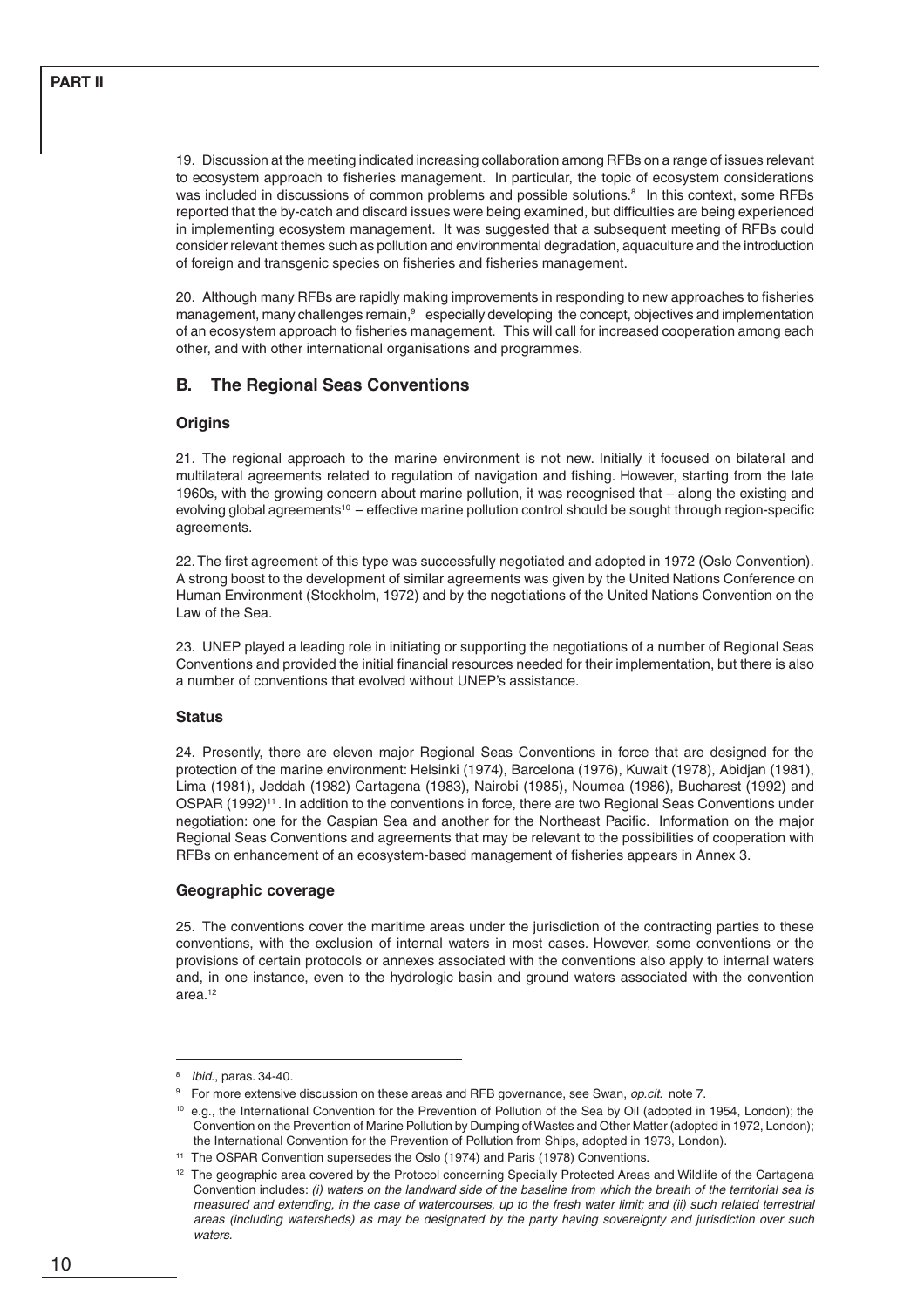19. Discussion at the meeting indicated increasing collaboration among RFBs on a range of issues relevant to ecosystem approach to fisheries management. In particular, the topic of ecosystem considerations was included in discussions of common problems and possible solutions.[8] In this context, some RFBs reported that the by-catch and discard issues were being examined, but difficulties are being experienced in implementing ecosystem management. It was suggested that a subsequent meeting of RFBs could consider relevant themes such as pollution and environmental degradation, aquaculture and the introduction of foreign and transgenic species on fisheries and fisheries management.

20. Although many RFBs are rapidly making improvements in responding to new approaches to fisheries management, many challenges remain,[9] especially developing the concept, objectives and implementation of an ecosystem approach to fisheries management. This will call for increased cooperation among each other, and with other international organisations and programmes.

## B. The Regional Seas Conventions

### Origins

21. The regional approach to the marine environment is not new. Initially it focused on bilateral and multilateral agreements related to regulation of navigation and fishing. However, starting from the late 1960s, with the growing concern about marine pollution, it was recognised that – along the existing and evolving global agreements[10] – effective marine pollution control should be sought through region-specific agreements.

22. The first agreement of this type was successfully negotiated and adopted in 1972 (Oslo Convention). A strong boost to the development of similar agreements was given by the United Nations Conference on Human Environment (Stockholm, 1972) and by the negotiations of the United Nations Convention on the Law of the Sea.

23. UNEP played a leading role in initiating or supporting the negotiations of a number of Regional Seas Conventions and provided the initial financial resources needed for their implementation, but there is also a number of conventions that evolved without UNEP's assistance.

### Status

24. Presently, there are eleven major Regional Seas Conventions in force that are designed for the protection of the marine environment: Helsinki (1974), Barcelona (1976), Kuwait (1978), Abidjan (1981), Lima (1981), Jeddah (1982) Cartagena (1983), Nairobi (1985), Noumea (1986), Bucharest (1992) and OSPAR (1992)[11]. In addition to the conventions in force, there are two Regional Seas Conventions under negotiation: one for the Caspian Sea and another for the Northeast Pacific. Information on the major Regional Seas Conventions and agreements that may be relevant to the possibilities of cooperation with RFBs on enhancement of an ecosystem-based management of fisheries appears in Annex 3.

### Geographic coverage

25. The conventions cover the maritime areas under the jurisdiction of the contracting parties to these conventions, with the exclusion of internal waters in most cases. However, some conventions or the provisions of certain protocols or annexes associated with the conventions also apply to internal waters and, in one instance, even to the hydrologic basin and ground waters associated with the convention area.[12]

---

[8] *Ibid.*, paras. 34-40.

[9] For more extensive discussion on these areas and RFB governance, see Swan, *op.cit.* note 7.

[10] e.g., the International Convention for the Prevention of Pollution of the Sea by Oil (adopted in 1954, London); the Convention on the Prevention of Marine Pollution by Dumping of Wastes and Other Matter (adopted in 1972, London); the International Convention for the Prevention of Pollution from Ships, adopted in 1973, London).

[11] The OSPAR Convention supersedes the Oslo (1974) and Paris (1978) Conventions.

[12] The geographic area covered by the Protocol concerning Specially Protected Areas and Wildlife of the Cartagena Convention includes: *(i) waters on the landward side of the baseline from which the breath of the territorial sea is measured and extending, in the case of watercourses, up to the fresh water limit; and (ii) such related terrestrial areas (including watersheds) as may be designated by the party having sovereignty and jurisdiction over such waters.*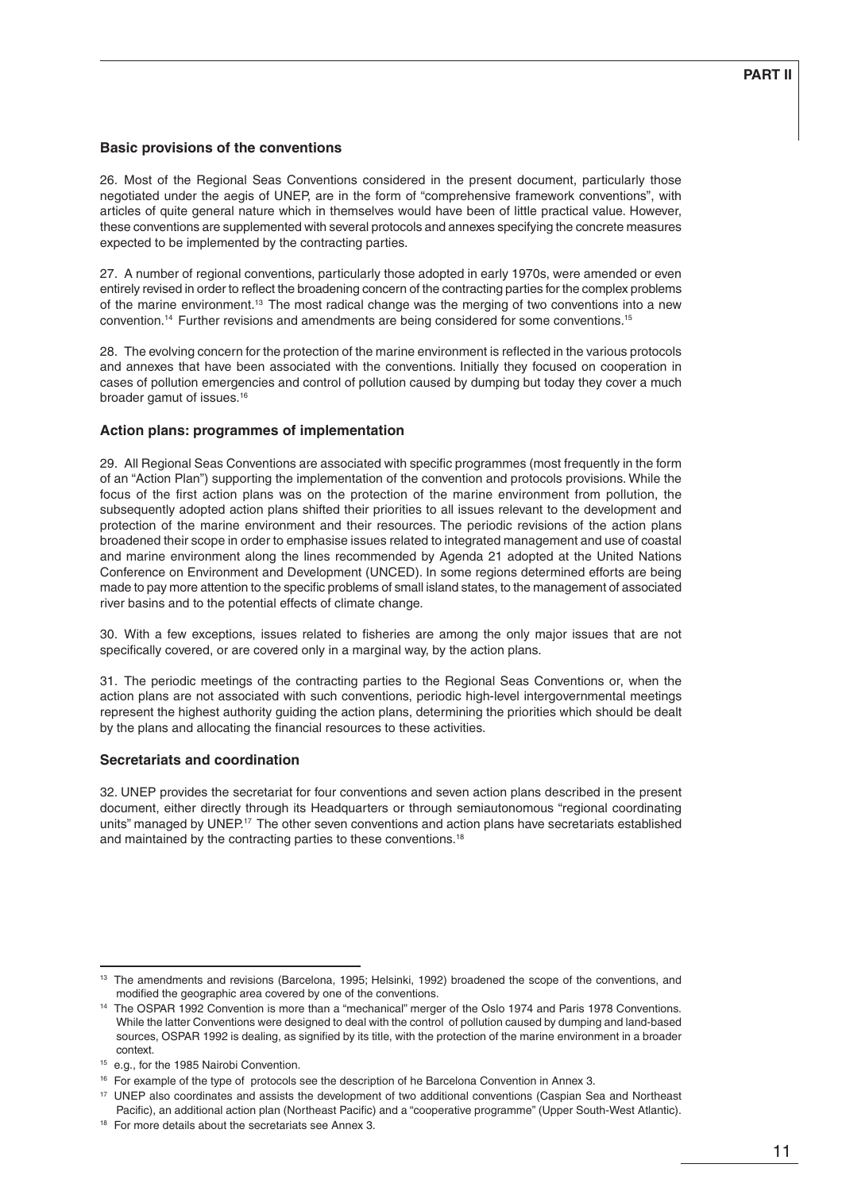### Basic provisions of the conventions

26. Most of the Regional Seas Conventions considered in the present document, particularly those negotiated under the aegis of UNEP, are in the form of "comprehensive framework conventions", with articles of quite general nature which in themselves would have been of little practical value. However, these conventions are supplemented with several protocols and annexes specifying the concrete measures expected to be implemented by the contracting parties.

27. A number of regional conventions, particularly those adopted in early 1970s, were amended or even entirely revised in order to reflect the broadening concern of the contracting parties for the complex problems of the marine environment.[13] The most radical change was the merging of two conventions into a new convention.[14] Further revisions and amendments are being considered for some conventions.[15]

28. The evolving concern for the protection of the marine environment is reflected in the various protocols and annexes that have been associated with the conventions. Initially they focused on cooperation in cases of pollution emergencies and control of pollution caused by dumping but today they cover a much broader gamut of issues.[16]

### Action plans: programmes of implementation

29. All Regional Seas Conventions are associated with specific programmes (most frequently in the form of an "Action Plan") supporting the implementation of the convention and protocols provisions. While the focus of the first action plans was on the protection of the marine environment from pollution, the subsequently adopted action plans shifted their priorities to all issues relevant to the development and protection of the marine environment and their resources. The periodic revisions of the action plans broadened their scope in order to emphasise issues related to integrated management and use of coastal and marine environment along the lines recommended by Agenda 21 adopted at the United Nations Conference on Environment and Development (UNCED). In some regions determined efforts are being made to pay more attention to the specific problems of small island states, to the management of associated river basins and to the potential effects of climate change.

30. With a few exceptions, issues related to fisheries are among the only major issues that are not specifically covered, or are covered only in a marginal way, by the action plans.

31. The periodic meetings of the contracting parties to the Regional Seas Conventions or, when the action plans are not associated with such conventions, periodic high-level intergovernmental meetings represent the highest authority guiding the action plans, determining the priorities which should be dealt by the plans and allocating the financial resources to these activities.

### Secretariats and coordination

32. UNEP provides the secretariat for four conventions and seven action plans described in the present document, either directly through its Headquarters or through semiautonomous "regional coordinating units" managed by UNEP.[17] The other seven conventions and action plans have secretariats established and maintained by the contracting parties to these conventions.[18]

---

[13] The amendments and revisions (Barcelona, 1995; Helsinki, 1992) broadened the scope of the conventions, and modified the geographic area covered by one of the conventions.

[14] The OSPAR 1992 Convention is more than a "mechanical" merger of the Oslo 1974 and Paris 1978 Conventions. While the latter Conventions were designed to deal with the control of pollution caused by dumping and land-based sources, OSPAR 1992 is dealing, as signified by its title, with the protection of the marine environment in a broader context.

[15] e.g., for the 1985 Nairobi Convention.

[16] For example of the type of protocols see the description of he Barcelona Convention in Annex 3.

[17] UNEP also coordinates and assists the development of two additional conventions (Caspian Sea and Northeast Pacific), an additional action plan (Northeast Pacific) and a "cooperative programme" (Upper South-West Atlantic).

[18] For more details about the secretariats see Annex 3.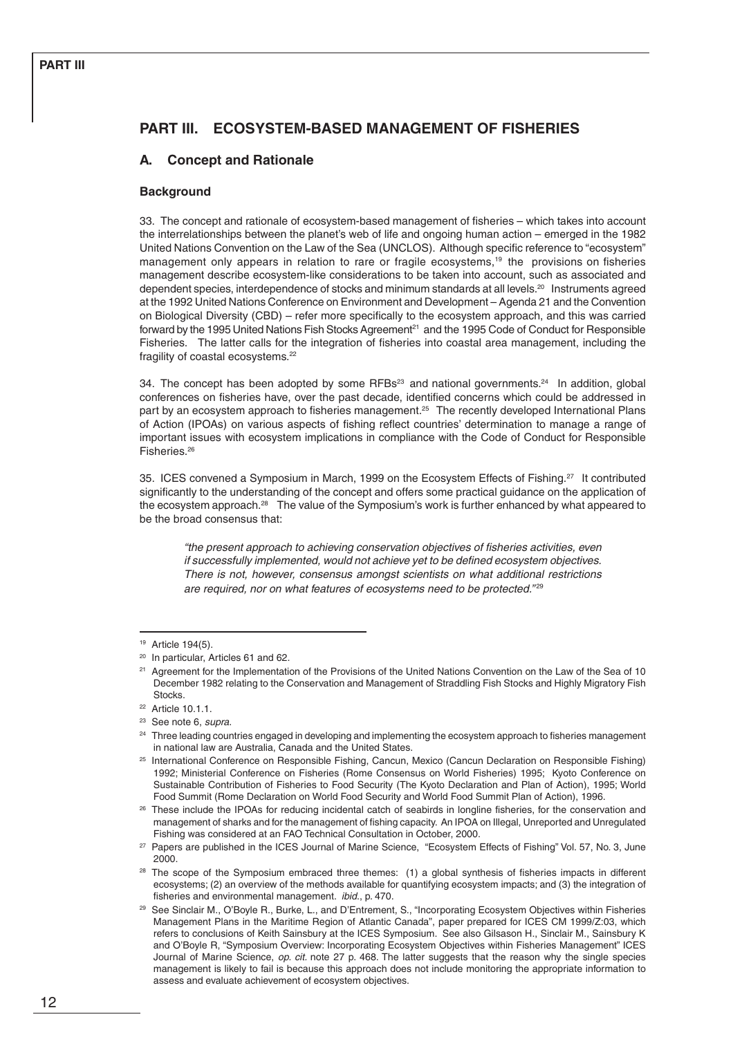# PART III. ECOSYSTEM-BASED MANAGEMENT OF FISHERIES

## A. Concept and Rationale

### Background

33. The concept and rationale of ecosystem-based management of fisheries – which takes into account the interrelationships between the planet's web of life and ongoing human action – emerged in the 1982 United Nations Convention on the Law of the Sea (UNCLOS). Although specific reference to "ecosystem" management only appears in relation to rare or fragile ecosystems,[19] the provisions on fisheries management describe ecosystem-like considerations to be taken into account, such as associated and dependent species, interdependence of stocks and minimum standards at all levels.[20] Instruments agreed at the 1992 United Nations Conference on Environment and Development – Agenda 21 and the Convention on Biological Diversity (CBD) – refer more specifically to the ecosystem approach, and this was carried forward by the 1995 United Nations Fish Stocks Agreement[21] and the 1995 Code of Conduct for Responsible Fisheries. The latter calls for the integration of fisheries into coastal area management, including the fragility of coastal ecosystems.[22]

34. The concept has been adopted by some RFBs[23] and national governments.[24] In addition, global conferences on fisheries have, over the past decade, identified concerns which could be addressed in part by an ecosystem approach to fisheries management.[25] The recently developed International Plans of Action (IPOAs) on various aspects of fishing reflect countries' determination to manage a range of important issues with ecosystem implications in compliance with the Code of Conduct for Responsible Fisheries.[26]

35. ICES convened a Symposium in March, 1999 on the Ecosystem Effects of Fishing.[27] It contributed significantly to the understanding of the concept and offers some practical guidance on the application of the ecosystem approach.[28] The value of the Symposium's work is further enhanced by what appeared to be the broad consensus that:

> *"the present approach to achieving conservation objectives of fisheries activities, even if successfully implemented, would not achieve yet to be defined ecosystem objectives. There is not, however, consensus amongst scientists on what additional restrictions are required, nor on what features of ecosystems need to be protected."*[29]

---

[19] Article 194(5).

[20] In particular, Articles 61 and 62.

[21] Agreement for the Implementation of the Provisions of the United Nations Convention on the Law of the Sea of 10 December 1982 relating to the Conservation and Management of Straddling Fish Stocks and Highly Migratory Fish Stocks.

[22] Article 10.1.1.

[23] See note 6, *supra*.

[24] Three leading countries engaged in developing and implementing the ecosystem approach to fisheries management in national law are Australia, Canada and the United States.

[25] International Conference on Responsible Fishing, Cancun, Mexico (Cancun Declaration on Responsible Fishing) 1992; Ministerial Conference on Fisheries (Rome Consensus on World Fisheries) 1995; Kyoto Conference on Sustainable Contribution of Fisheries to Food Security (The Kyoto Declaration and Plan of Action), 1995; World Food Summit (Rome Declaration on World Food Security and World Food Summit Plan of Action), 1996.

[26] These include the IPOAs for reducing incidental catch of seabirds in longline fisheries, for the conservation and management of sharks and for the management of fishing capacity. An IPOA on Illegal, Unreported and Unregulated Fishing was considered at an FAO Technical Consultation in October, 2000.

[27] Papers are published in the ICES Journal of Marine Science, "Ecosystem Effects of Fishing" Vol. 57, No. 3, June 2000.

[28] The scope of the Symposium embraced three themes: (1) a global synthesis of fisheries impacts in different ecosystems; (2) an overview of the methods available for quantifying ecosystem impacts; and (3) the integration of fisheries and environmental management. *ibid.*, p. 470.

[29] See Sinclair M., O'Boyle R., Burke, L., and D'Entrement, S., "Incorporating Ecosystem Objectives within Fisheries Management Plans in the Maritime Region of Atlantic Canada", paper prepared for ICES CM 1999/Z:03, which refers to conclusions of Keith Sainsbury at the ICES Symposium. See also Gilsason H., Sinclair M., Sainsbury K and O'Boyle R, "Symposium Overview: Incorporating Ecosystem Objectives within Fisheries Management" ICES Journal of Marine Science, *op. cit.* note 27 p. 468. The latter suggests that the reason why the single species management is likely to fail is because this approach does not include monitoring the appropriate information to assess and evaluate achievement of ecosystem objectives.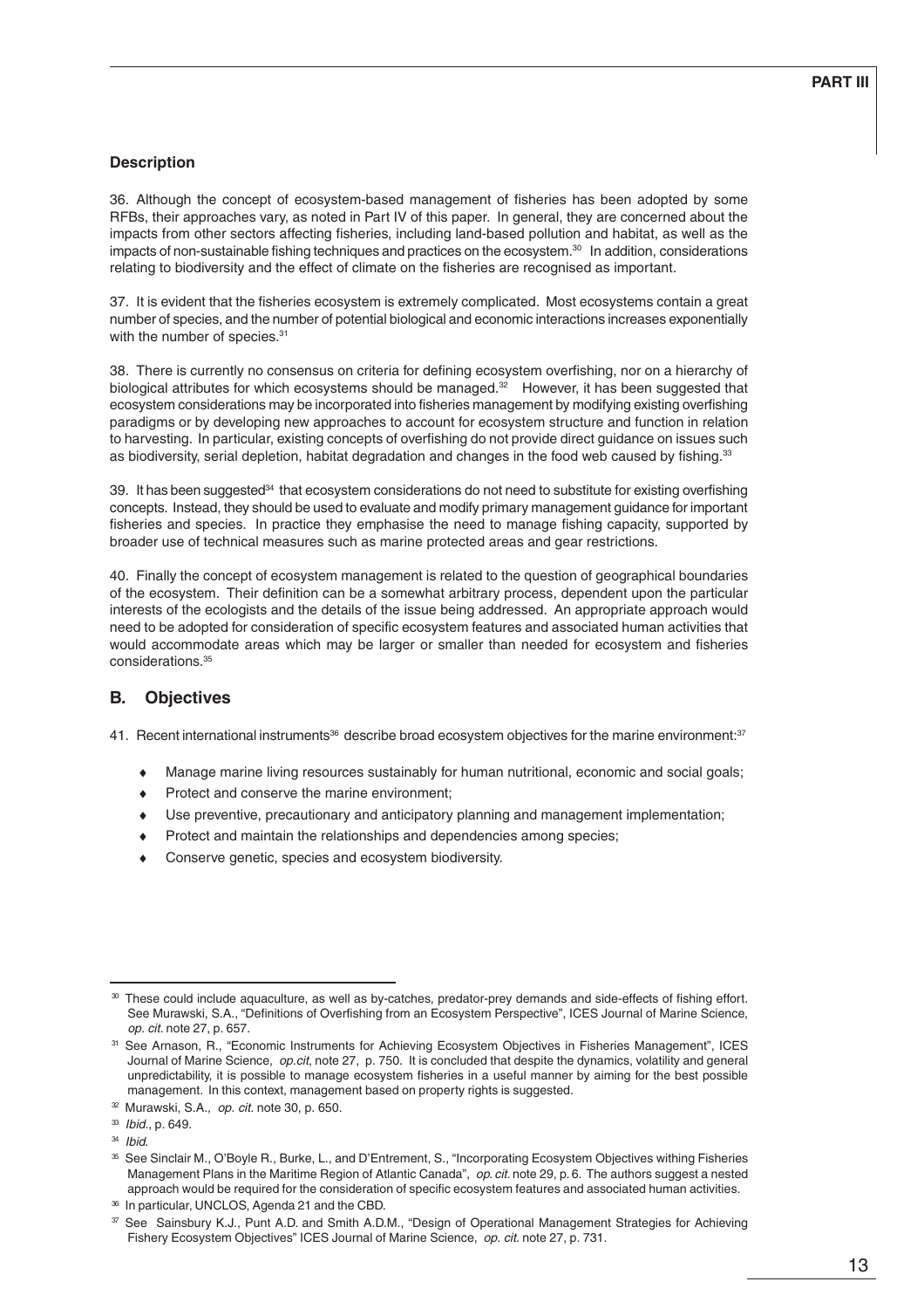### Description

36. Although the concept of ecosystem-based management of fisheries has been adopted by some RFBs, their approaches vary, as noted in Part IV of this paper. In general, they are concerned about the impacts from other sectors affecting fisheries, including land-based pollution and habitat, as well as the impacts of non-sustainable fishing techniques and practices on the ecosystem.[30] In addition, considerations relating to biodiversity and the effect of climate on the fisheries are recognised as important.

37. It is evident that the fisheries ecosystem is extremely complicated. Most ecosystems contain a great number of species, and the number of potential biological and economic interactions increases exponentially with the number of species.[31]

38. There is currently no consensus on criteria for defining ecosystem overfishing, nor on a hierarchy of biological attributes for which ecosystems should be managed.[32] However, it has been suggested that ecosystem considerations may be incorporated into fisheries management by modifying existing overfishing paradigms or by developing new approaches to account for ecosystem structure and function in relation to harvesting. In particular, existing concepts of overfishing do not provide direct guidance on issues such as biodiversity, serial depletion, habitat degradation and changes in the food web caused by fishing.[33]

39. It has been suggested[34] that ecosystem considerations do not need to substitute for existing overfishing concepts. Instead, they should be used to evaluate and modify primary management guidance for important fisheries and species. In practice they emphasise the need to manage fishing capacity, supported by broader use of technical measures such as marine protected areas and gear restrictions.

40. Finally the concept of ecosystem management is related to the question of geographical boundaries of the ecosystem. Their definition can be a somewhat arbitrary process, dependent upon the particular interests of the ecologists and the details of the issue being addressed. An appropriate approach would need to be adopted for consideration of specific ecosystem features and associated human activities that would accommodate areas which may be larger or smaller than needed for ecosystem and fisheries considerations.[35]

## B. Objectives

41. Recent international instruments[36] describe broad ecosystem objectives for the marine environment:[37]

- Manage marine living resources sustainably for human nutritional, economic and social goals;
- Protect and conserve the marine environment;
- Use preventive, precautionary and anticipatory planning and management implementation;
- Protect and maintain the relationships and dependencies among species;
- Conserve genetic, species and ecosystem biodiversity.

---

[30] These could include aquaculture, as well as by-catches, predator-prey demands and side-effects of fishing effort. See Murawski, S.A., "Definitions of Overfishing from an Ecosystem Perspective", ICES Journal of Marine Science, *op. cit.* note 27, p. 657.

[31] See Arnason, R., "Economic Instruments for Achieving Ecosystem Objectives in Fisheries Management", ICES Journal of Marine Science, *op.cit*, note 27, p. 750. It is concluded that despite the dynamics, volatility and general unpredictability, it is possible to manage ecosystem fisheries in a useful manner by aiming for the best possible management. In this context, management based on property rights is suggested.

[32] Murawski, S.A., *op. cit.* note 30, p. 650.

[33] *Ibid.*, p. 649.

[34] *Ibid.*

[35] See Sinclair M., O'Boyle R., Burke, L., and D'Entrement, S., "Incorporating Ecosystem Objectives withing Fisheries Management Plans in the Maritime Region of Atlantic Canada", *op. cit.* note 29, p. 6. The authors suggest a nested approach would be required for the consideration of specific ecosystem features and associated human activities.

[36] In particular, UNCLOS, Agenda 21 and the CBD.

[37] See Sainsbury K.J., Punt A.D. and Smith A.D.M., "Design of Operational Management Strategies for Achieving Fishery Ecosystem Objectives" ICES Journal of Marine Science, *op. cit.* note 27, p. 731.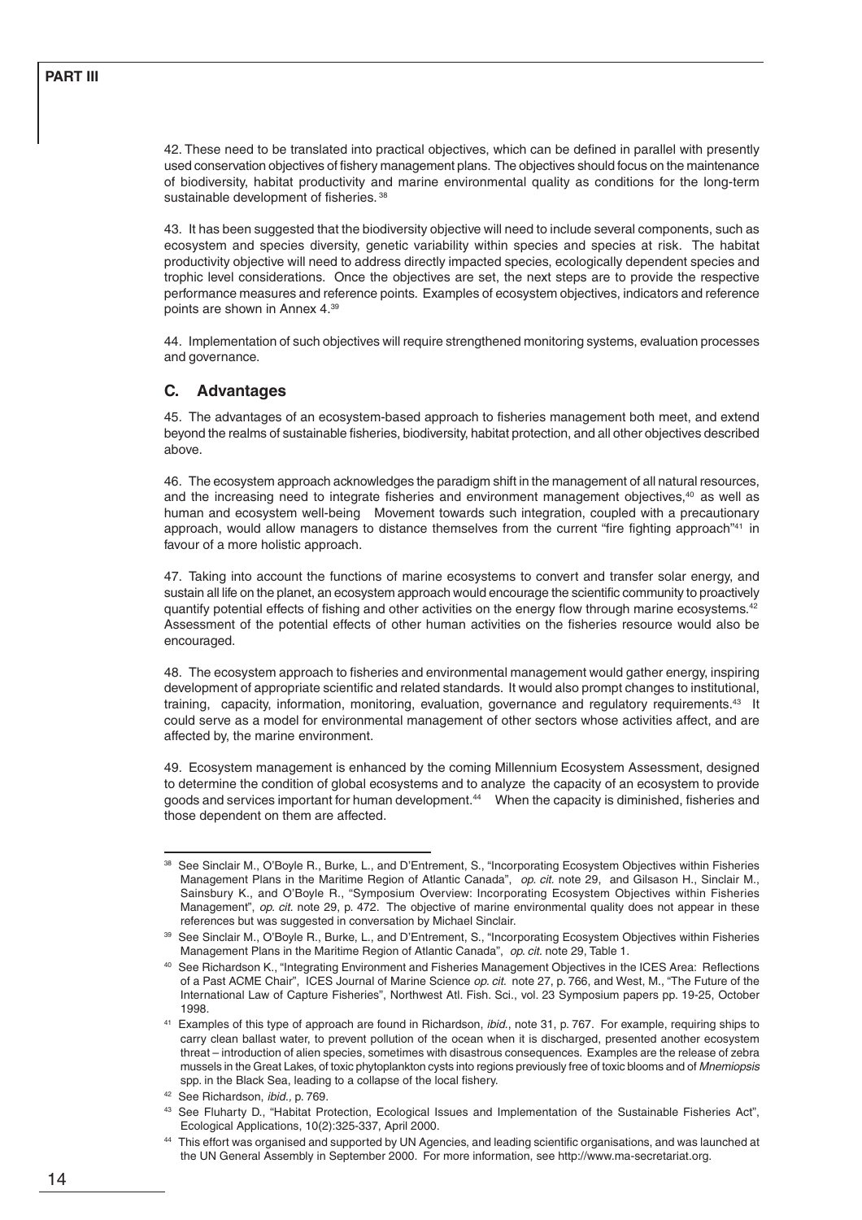42. These need to be translated into practical objectives, which can be defined in parallel with presently used conservation objectives of fishery management plans. The objectives should focus on the maintenance of biodiversity, habitat productivity and marine environmental quality as conditions for the long-term sustainable development of fisheries. [38]

43. It has been suggested that the biodiversity objective will need to include several components, such as ecosystem and species diversity, genetic variability within species and species at risk. The habitat productivity objective will need to address directly impacted species, ecologically dependent species and trophic level considerations. Once the objectives are set, the next steps are to provide the respective performance measures and reference points. Examples of ecosystem objectives, indicators and reference points are shown in Annex 4.[39]

44. Implementation of such objectives will require strengthened monitoring systems, evaluation processes and governance.

## C. Advantages

45. The advantages of an ecosystem-based approach to fisheries management both meet, and extend beyond the realms of sustainable fisheries, biodiversity, habitat protection, and all other objectives described above.

46. The ecosystem approach acknowledges the paradigm shift in the management of all natural resources, and the increasing need to integrate fisheries and environment management objectives,[40] as well as human and ecosystem well-being Movement towards such integration, coupled with a precautionary approach, would allow managers to distance themselves from the current "fire fighting approach"[41] in favour of a more holistic approach.

47. Taking into account the functions of marine ecosystems to convert and transfer solar energy, and sustain all life on the planet, an ecosystem approach would encourage the scientific community to proactively quantify potential effects of fishing and other activities on the energy flow through marine ecosystems.[42] Assessment of the potential effects of other human activities on the fisheries resource would also be encouraged.

48. The ecosystem approach to fisheries and environmental management would gather energy, inspiring development of appropriate scientific and related standards. It would also prompt changes to institutional, training, capacity, information, monitoring, evaluation, governance and regulatory requirements.[43] It could serve as a model for environmental management of other sectors whose activities affect, and are affected by, the marine environment.

49. Ecosystem management is enhanced by the coming Millennium Ecosystem Assessment, designed to determine the condition of global ecosystems and to analyze the capacity of an ecosystem to provide goods and services important for human development.[44] When the capacity is diminished, fisheries and those dependent on them are affected.

---

[38] See Sinclair M., O'Boyle R., Burke, L., and D'Entrement, S., "Incorporating Ecosystem Objectives within Fisheries Management Plans in the Maritime Region of Atlantic Canada", *op. cit.* note 29, and Gilsason H., Sinclair M., Sainsbury K., and O'Boyle R., "Symposium Overview: Incorporating Ecosystem Objectives within Fisheries Management", *op. cit.* note 29, p. 472. The objective of marine environmental quality does not appear in these references but was suggested in conversation by Michael Sinclair.

[39] See Sinclair M., O'Boyle R., Burke, L., and D'Entrement, S., "Incorporating Ecosystem Objectives within Fisheries Management Plans in the Maritime Region of Atlantic Canada", *op. cit.* note 29, Table 1.

[40] See Richardson K., "Integrating Environment and Fisheries Management Objectives in the ICES Area: Reflections of a Past ACME Chair", ICES Journal of Marine Science *op. cit.* note 27, p. 766, and West, M., "The Future of the International Law of Capture Fisheries", Northwest Atl. Fish. Sci., vol. 23 Symposium papers pp. 19-25, October 1998.

[41] Examples of this type of approach are found in Richardson, *ibid.*, note 31, p. 767. For example, requiring ships to carry clean ballast water, to prevent pollution of the ocean when it is discharged, presented another ecosystem threat – introduction of alien species, sometimes with disastrous consequences. Examples are the release of zebra mussels in the Great Lakes, of toxic phytoplankton cysts into regions previously free of toxic blooms and of *Mnemiopsis* spp. in the Black Sea, leading to a collapse of the local fishery.

[42] See Richardson, *ibid.,* p. 769.

[43] See Fluharty D., "Habitat Protection, Ecological Issues and Implementation of the Sustainable Fisheries Act", Ecological Applications, 10(2):325-337, April 2000.

[44] This effort was organised and supported by UN Agencies, and leading scientific organisations, and was launched at the UN General Assembly in September 2000. For more information, see http://www.ma-secretariat.org.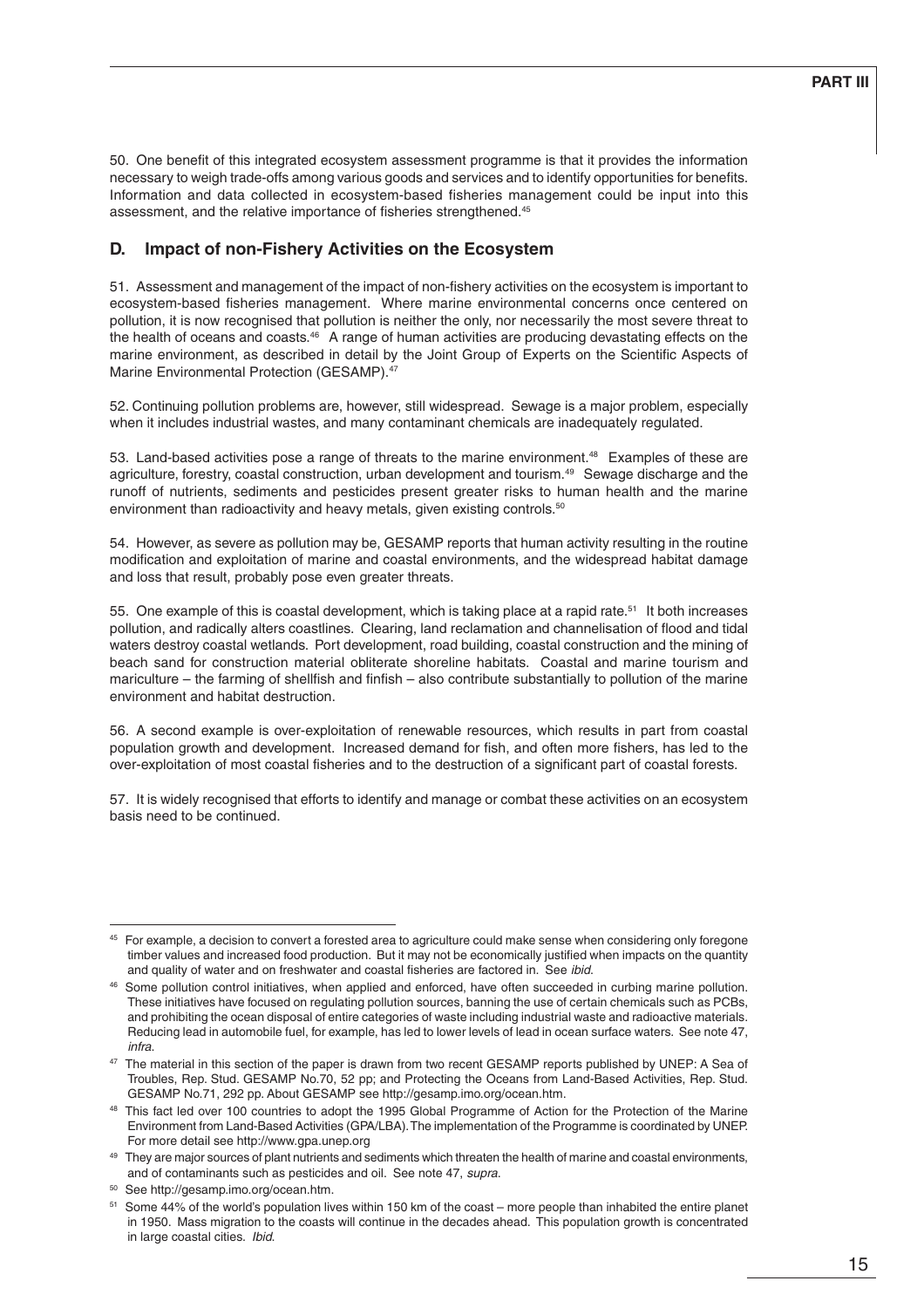50. One benefit of this integrated ecosystem assessment programme is that it provides the information necessary to weigh trade-offs among various goods and services and to identify opportunities for benefits. Information and data collected in ecosystem-based fisheries management could be input into this assessment, and the relative importance of fisheries strengthened.[45]

## D. Impact of non-Fishery Activities on the Ecosystem

51. Assessment and management of the impact of non-fishery activities on the ecosystem is important to ecosystem-based fisheries management. Where marine environmental concerns once centered on pollution, it is now recognised that pollution is neither the only, nor necessarily the most severe threat to the health of oceans and coasts.[46] A range of human activities are producing devastating effects on the marine environment, as described in detail by the Joint Group of Experts on the Scientific Aspects of Marine Environmental Protection (GESAMP).[47]

52. Continuing pollution problems are, however, still widespread. Sewage is a major problem, especially when it includes industrial wastes, and many contaminant chemicals are inadequately regulated.

53. Land-based activities pose a range of threats to the marine environment.[48] Examples of these are agriculture, forestry, coastal construction, urban development and tourism.[49] Sewage discharge and the runoff of nutrients, sediments and pesticides present greater risks to human health and the marine environment than radioactivity and heavy metals, given existing controls.[50]

54. However, as severe as pollution may be, GESAMP reports that human activity resulting in the routine modification and exploitation of marine and coastal environments, and the widespread habitat damage and loss that result, probably pose even greater threats.

55. One example of this is coastal development, which is taking place at a rapid rate.[51] It both increases pollution, and radically alters coastlines. Clearing, land reclamation and channelisation of flood and tidal waters destroy coastal wetlands. Port development, road building, coastal construction and the mining of beach sand for construction material obliterate shoreline habitats. Coastal and marine tourism and mariculture – the farming of shellfish and finfish – also contribute substantially to pollution of the marine environment and habitat destruction.

56. A second example is over-exploitation of renewable resources, which results in part from coastal population growth and development. Increased demand for fish, and often more fishers, has led to the over-exploitation of most coastal fisheries and to the destruction of a significant part of coastal forests.

57. It is widely recognised that efforts to identify and manage or combat these activities on an ecosystem basis need to be continued.

---

[45] For example, a decision to convert a forested area to agriculture could make sense when considering only foregone timber values and increased food production. But it may not be economically justified when impacts on the quantity and quality of water and on freshwater and coastal fisheries are factored in. See *ibid*.

[46] Some pollution control initiatives, when applied and enforced, have often succeeded in curbing marine pollution. These initiatives have focused on regulating pollution sources, banning the use of certain chemicals such as PCBs, and prohibiting the ocean disposal of entire categories of waste including industrial waste and radioactive materials. Reducing lead in automobile fuel, for example, has led to lower levels of lead in ocean surface waters. See note 47, *infra*.

[47] The material in this section of the paper is drawn from two recent GESAMP reports published by UNEP: A Sea of Troubles, Rep. Stud. GESAMP No.70, 52 pp; and Protecting the Oceans from Land-Based Activities, Rep. Stud. GESAMP No.71, 292 pp. About GESAMP see http://gesamp.imo.org/ocean.htm.

[48] This fact led over 100 countries to adopt the 1995 Global Programme of Action for the Protection of the Marine Environment from Land-Based Activities (GPA/LBA). The implementation of the Programme is coordinated by UNEP. For more detail see http://www.gpa.unep.org

[49] They are major sources of plant nutrients and sediments which threaten the health of marine and coastal environments, and of contaminants such as pesticides and oil. See note 47, *supra*.

[50] See http://gesamp.imo.org/ocean.htm.

[51] Some 44% of the world's population lives within 150 km of the coast – more people than inhabited the entire planet in 1950. Mass migration to the coasts will continue in the decades ahead. This population growth is concentrated in large coastal cities. *Ibid*.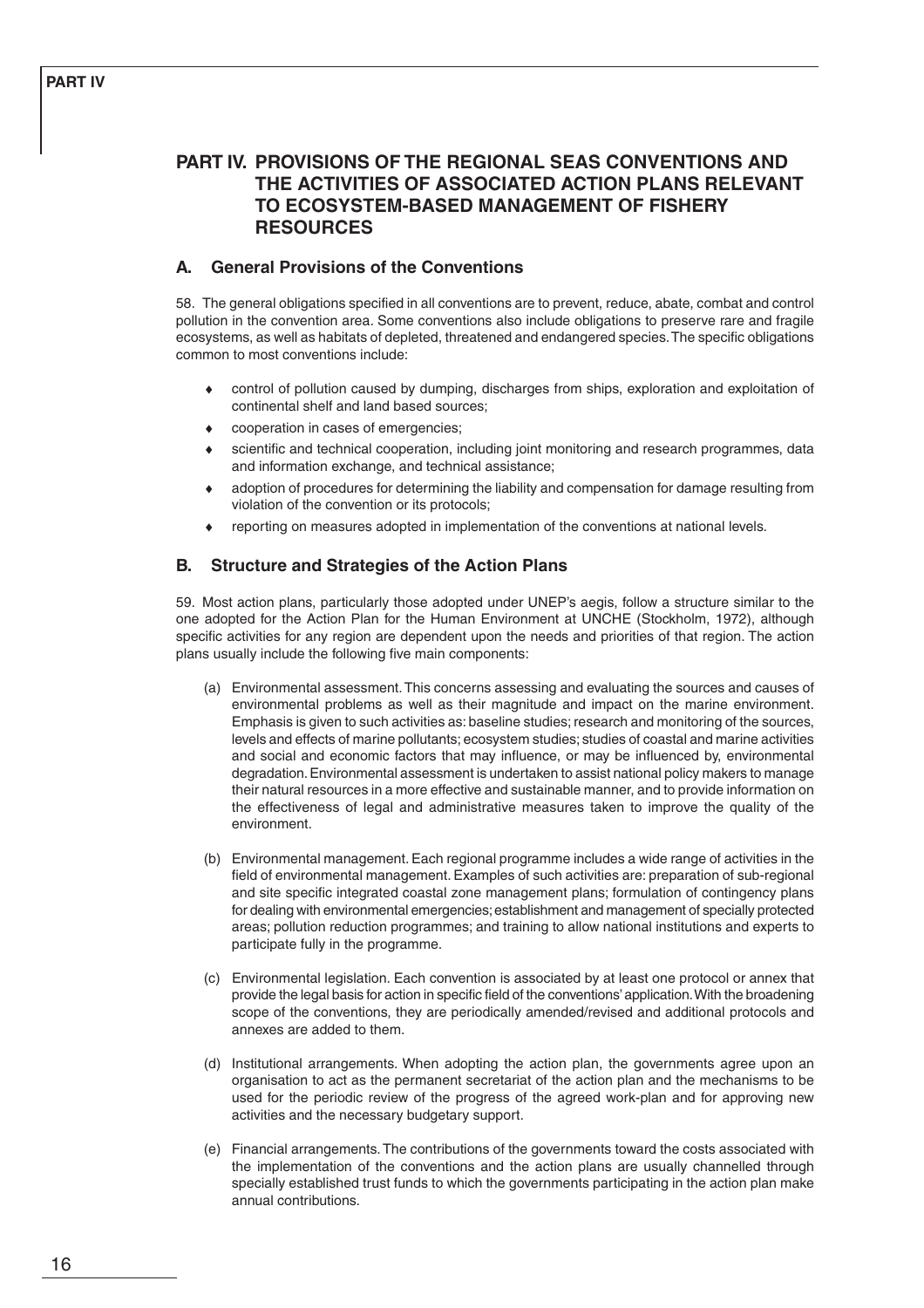# PART IV. PROVISIONS OF THE REGIONAL SEAS CONVENTIONS AND THE ACTIVITIES OF ASSOCIATED ACTION PLANS RELEVANT TO ECOSYSTEM-BASED MANAGEMENT OF FISHERY RESOURCES

## A. General Provisions of the Conventions

58. The general obligations specified in all conventions are to prevent, reduce, abate, combat and control pollution in the convention area. Some conventions also include obligations to preserve rare and fragile ecosystems, as well as habitats of depleted, threatened and endangered species. The specific obligations common to most conventions include:

- control of pollution caused by dumping, discharges from ships, exploration and exploitation of continental shelf and land based sources;
- cooperation in cases of emergencies;
- scientific and technical cooperation, including joint monitoring and research programmes, data and information exchange, and technical assistance;
- adoption of procedures for determining the liability and compensation for damage resulting from violation of the convention or its protocols;
- reporting on measures adopted in implementation of the conventions at national levels.

## B. Structure and Strategies of the Action Plans

59. Most action plans, particularly those adopted under UNEP's aegis, follow a structure similar to the one adopted for the Action Plan for the Human Environment at UNCHE (Stockholm, 1972), although specific activities for any region are dependent upon the needs and priorities of that region. The action plans usually include the following five main components:

(a) Environmental assessment. This concerns assessing and evaluating the sources and causes of environmental problems as well as their magnitude and impact on the marine environment. Emphasis is given to such activities as: baseline studies; research and monitoring of the sources, levels and effects of marine pollutants; ecosystem studies; studies of coastal and marine activities and social and economic factors that may influence, or may be influenced by, environmental degradation. Environmental assessment is undertaken to assist national policy makers to manage their natural resources in a more effective and sustainable manner, and to provide information on the effectiveness of legal and administrative measures taken to improve the quality of the environment.

(b) Environmental management. Each regional programme includes a wide range of activities in the field of environmental management. Examples of such activities are: preparation of sub-regional and site specific integrated coastal zone management plans; formulation of contingency plans for dealing with environmental emergencies; establishment and management of specially protected areas; pollution reduction programmes; and training to allow national institutions and experts to participate fully in the programme.

(c) Environmental legislation. Each convention is associated by at least one protocol or annex that provide the legal basis for action in specific field of the conventions' application. With the broadening scope of the conventions, they are periodically amended/revised and additional protocols and annexes are added to them.

(d) Institutional arrangements. When adopting the action plan, the governments agree upon an organisation to act as the permanent secretariat of the action plan and the mechanisms to be used for the periodic review of the progress of the agreed work-plan and for approving new activities and the necessary budgetary support.

(e) Financial arrangements. The contributions of the governments toward the costs associated with the implementation of the conventions and the action plans are usually channelled through specially established trust funds to which the governments participating in the action plan make annual contributions.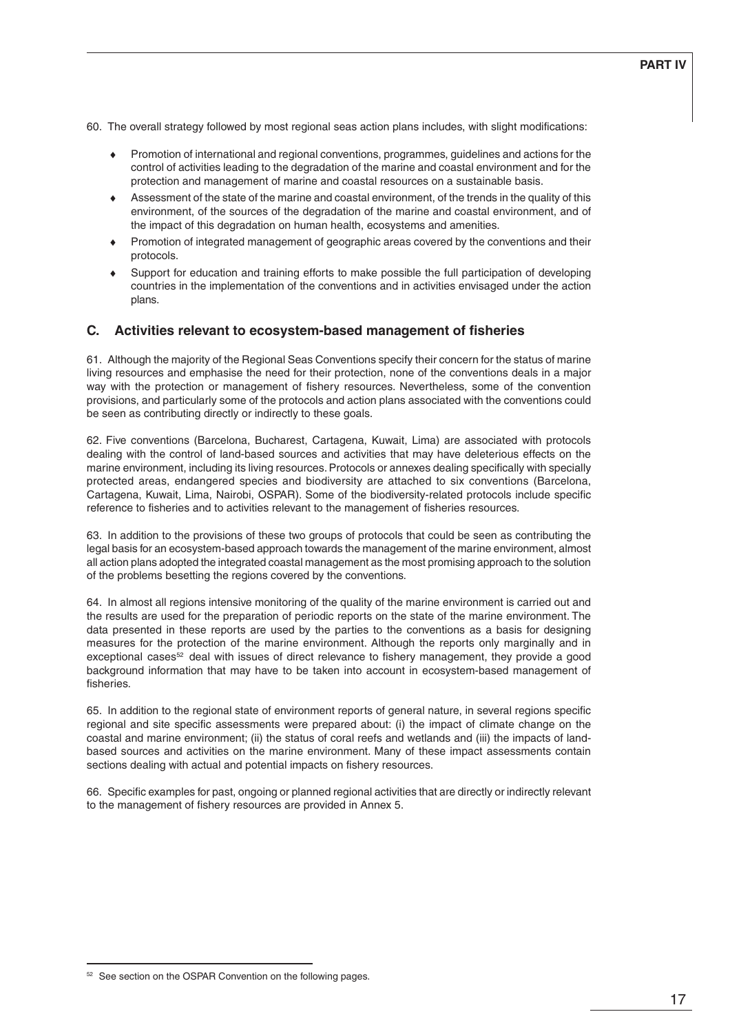60. The overall strategy followed by most regional seas action plans includes, with slight modifications:

- Promotion of international and regional conventions, programmes, guidelines and actions for the control of activities leading to the degradation of the marine and coastal environment and for the protection and management of marine and coastal resources on a sustainable basis.
- Assessment of the state of the marine and coastal environment, of the trends in the quality of this environment, of the sources of the degradation of the marine and coastal environment, and of the impact of this degradation on human health, ecosystems and amenities.
- Promotion of integrated management of geographic areas covered by the conventions and their protocols.
- Support for education and training efforts to make possible the full participation of developing countries in the implementation of the conventions and in activities envisaged under the action plans.

## C. Activities relevant to ecosystem-based management of fisheries

61. Although the majority of the Regional Seas Conventions specify their concern for the status of marine living resources and emphasise the need for their protection, none of the conventions deals in a major way with the protection or management of fishery resources. Nevertheless, some of the convention provisions, and particularly some of the protocols and action plans associated with the conventions could be seen as contributing directly or indirectly to these goals.

62. Five conventions (Barcelona, Bucharest, Cartagena, Kuwait, Lima) are associated with protocols dealing with the control of land-based sources and activities that may have deleterious effects on the marine environment, including its living resources. Protocols or annexes dealing specifically with specially protected areas, endangered species and biodiversity are attached to six conventions (Barcelona, Cartagena, Kuwait, Lima, Nairobi, OSPAR). Some of the biodiversity-related protocols include specific reference to fisheries and to activities relevant to the management of fisheries resources.

63. In addition to the provisions of these two groups of protocols that could be seen as contributing the legal basis for an ecosystem-based approach towards the management of the marine environment, almost all action plans adopted the integrated coastal management as the most promising approach to the solution of the problems besetting the regions covered by the conventions.

64. In almost all regions intensive monitoring of the quality of the marine environment is carried out and the results are used for the preparation of periodic reports on the state of the marine environment. The data presented in these reports are used by the parties to the conventions as a basis for designing measures for the protection of the marine environment. Although the reports only marginally and in exceptional cases[52] deal with issues of direct relevance to fishery management, they provide a good background information that may have to be taken into account in ecosystem-based management of fisheries.

65. In addition to the regional state of environment reports of general nature, in several regions specific regional and site specific assessments were prepared about: (i) the impact of climate change on the coastal and marine environment; (ii) the status of coral reefs and wetlands and (iii) the impacts of land-based sources and activities on the marine environment. Many of these impact assessments contain sections dealing with actual and potential impacts on fishery resources.

66. Specific examples for past, ongoing or planned regional activities that are directly or indirectly relevant to the management of fishery resources are provided in Annex 5.

[52] See section on the OSPAR Convention on the following pages.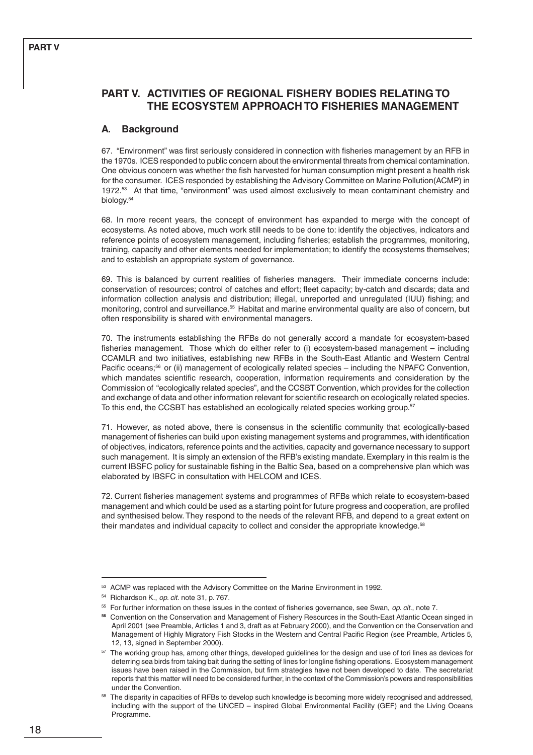## PART V. ACTIVITIES OF REGIONAL FISHERY BODIES RELATING TO THE ECOSYSTEM APPROACH TO FISHERIES MANAGEMENT

### A. Background

67. "Environment" was first seriously considered in connection with fisheries management by an RFB in the 1970s. ICES responded to public concern about the environmental threats from chemical contamination. One obvious concern was whether the fish harvested for human consumption might present a health risk for the consumer. ICES responded by establishing the Advisory Committee on Marine Pollution(ACMP) in 1972.[53] At that time, "environment" was used almost exclusively to mean contaminant chemistry and biology.[54]

68. In more recent years, the concept of environment has expanded to merge with the concept of ecosystems. As noted above, much work still needs to be done to: identify the objectives, indicators and reference points of ecosystem management, including fisheries; establish the programmes, monitoring, training, capacity and other elements needed for implementation; to identify the ecosystems themselves; and to establish an appropriate system of governance.

69. This is balanced by current realities of fisheries managers. Their immediate concerns include: conservation of resources; control of catches and effort; fleet capacity; by-catch and discards; data and information collection analysis and distribution; illegal, unreported and unregulated (IUU) fishing; and monitoring, control and surveillance.[55] Habitat and marine environmental quality are also of concern, but often responsibility is shared with environmental managers.

70. The instruments establishing the RFBs do not generally accord a mandate for ecosystem-based fisheries management. Those which do either refer to (i) ecosystem-based management – including CCAMLR and two initiatives, establishing new RFBs in the South-East Atlantic and Western Central Pacific oceans;[56] or (ii) management of ecologically related species – including the NPAFC Convention, which mandates scientific research, cooperation, information requirements and consideration by the Commission of "ecologically related species", and the CCSBT Convention, which provides for the collection and exchange of data and other information relevant for scientific research on ecologically related species. To this end, the CCSBT has established an ecologically related species working group.[57]

71. However, as noted above, there is consensus in the scientific community that ecologically-based management of fisheries can build upon existing management systems and programmes, with identification of objectives, indicators, reference points and the activities, capacity and governance necessary to support such management. It is simply an extension of the RFB's existing mandate. Exemplary in this realm is the current IBSFC policy for sustainable fishing in the Baltic Sea, based on a comprehensive plan which was elaborated by IBSFC in consultation with HELCOM and ICES.

72. Current fisheries management systems and programmes of RFBs which relate to ecosystem-based management and which could be used as a starting point for future progress and cooperation, are profiled and synthesised below. They respond to the needs of the relevant RFB, and depend to a great extent on their mandates and individual capacity to collect and consider the appropriate knowledge.[58]

---

[53] ACMP was replaced with the Advisory Committee on the Marine Environment in 1992.

[54] Richardson K., *op. cit.* note 31, p. 767.

[55] For further information on these issues in the context of fisheries governance, see Swan, *op. cit.*, note 7.

[56] Convention on the Conservation and Management of Fishery Resources in the South-East Atlantic Ocean singed in April 2001 (see Preamble, Articles 1 and 3, draft as at February 2000), and the Convention on the Conservation and Management of Highly Migratory Fish Stocks in the Western and Central Pacific Region (see Preamble, Articles 5, 12, 13, signed in September 2000).

[57] The working group has, among other things, developed guidelines for the design and use of tori lines as devices for deterring sea birds from taking bait during the setting of lines for longline fishing operations. Ecosystem management issues have been raised in the Commission, but firm strategies have not been developed to date. The secretariat reports that this matter will need to be considered further, in the context of the Commission's powers and responsibilities under the Convention.

[58] The disparity in capacities of RFBs to develop such knowledge is becoming more widely recognised and addressed, including with the support of the UNCED – inspired Global Environmental Facility (GEF) and the Living Oceans Programme.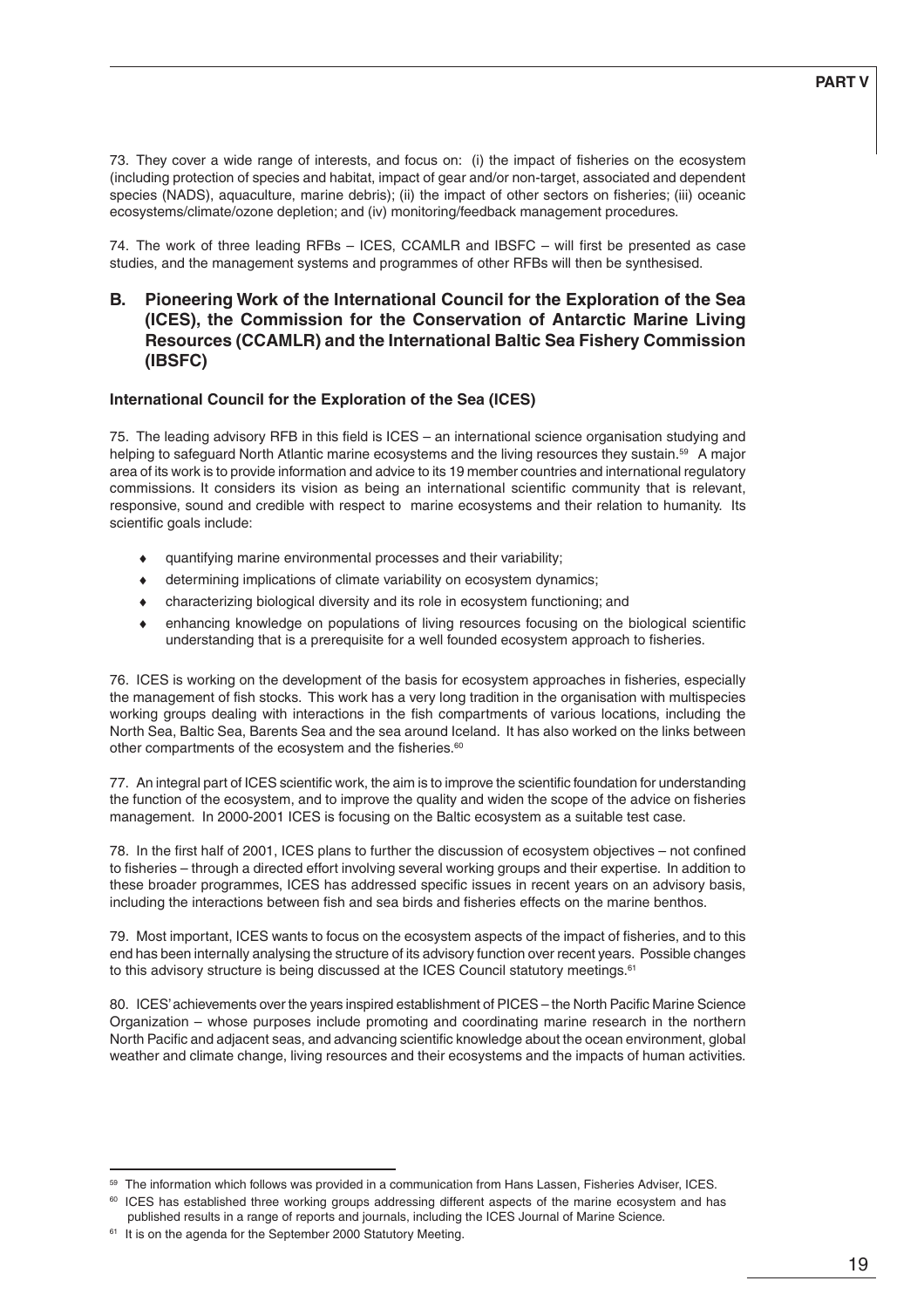73. They cover a wide range of interests, and focus on: (i) the impact of fisheries on the ecosystem (including protection of species and habitat, impact of gear and/or non-target, associated and dependent species (NADS), aquaculture, marine debris); (ii) the impact of other sectors on fisheries; (iii) oceanic ecosystems/climate/ozone depletion; and (iv) monitoring/feedback management procedures.

74. The work of three leading RFBs – ICES, CCAMLR and IBSFC – will first be presented as case studies, and the management systems and programmes of other RFBs will then be synthesised.

## B. Pioneering Work of the International Council for the Exploration of the Sea (ICES), the Commission for the Conservation of Antarctic Marine Living Resources (CCAMLR) and the International Baltic Sea Fishery Commission (IBSFC)

### International Council for the Exploration of the Sea (ICES)

75. The leading advisory RFB in this field is ICES – an international science organisation studying and helping to safeguard North Atlantic marine ecosystems and the living resources they sustain.[59] A major area of its work is to provide information and advice to its 19 member countries and international regulatory commissions. It considers its vision as being an international scientific community that is relevant, responsive, sound and credible with respect to marine ecosystems and their relation to humanity. Its scientific goals include:

- quantifying marine environmental processes and their variability;
- determining implications of climate variability on ecosystem dynamics;
- characterizing biological diversity and its role in ecosystem functioning; and
- enhancing knowledge on populations of living resources focusing on the biological scientific understanding that is a prerequisite for a well founded ecosystem approach to fisheries.

76. ICES is working on the development of the basis for ecosystem approaches in fisheries, especially the management of fish stocks. This work has a very long tradition in the organisation with multispecies working groups dealing with interactions in the fish compartments of various locations, including the North Sea, Baltic Sea, Barents Sea and the sea around Iceland. It has also worked on the links between other compartments of the ecosystem and the fisheries.[60]

77. An integral part of ICES scientific work, the aim is to improve the scientific foundation for understanding the function of the ecosystem, and to improve the quality and widen the scope of the advice on fisheries management. In 2000-2001 ICES is focusing on the Baltic ecosystem as a suitable test case.

78. In the first half of 2001, ICES plans to further the discussion of ecosystem objectives – not confined to fisheries – through a directed effort involving several working groups and their expertise. In addition to these broader programmes, ICES has addressed specific issues in recent years on an advisory basis, including the interactions between fish and sea birds and fisheries effects on the marine benthos.

79. Most important, ICES wants to focus on the ecosystem aspects of the impact of fisheries, and to this end has been internally analysing the structure of its advisory function over recent years. Possible changes to this advisory structure is being discussed at the ICES Council statutory meetings.[61]

80. ICES' achievements over the years inspired establishment of PICES – the North Pacific Marine Science Organization – whose purposes include promoting and coordinating marine research in the northern North Pacific and adjacent seas, and advancing scientific knowledge about the ocean environment, global weather and climate change, living resources and their ecosystems and the impacts of human activities.

---

[59] The information which follows was provided in a communication from Hans Lassen, Fisheries Adviser, ICES.

[60] ICES has established three working groups addressing different aspects of the marine ecosystem and has published results in a range of reports and journals, including the ICES Journal of Marine Science.

[61] It is on the agenda for the September 2000 Statutory Meeting.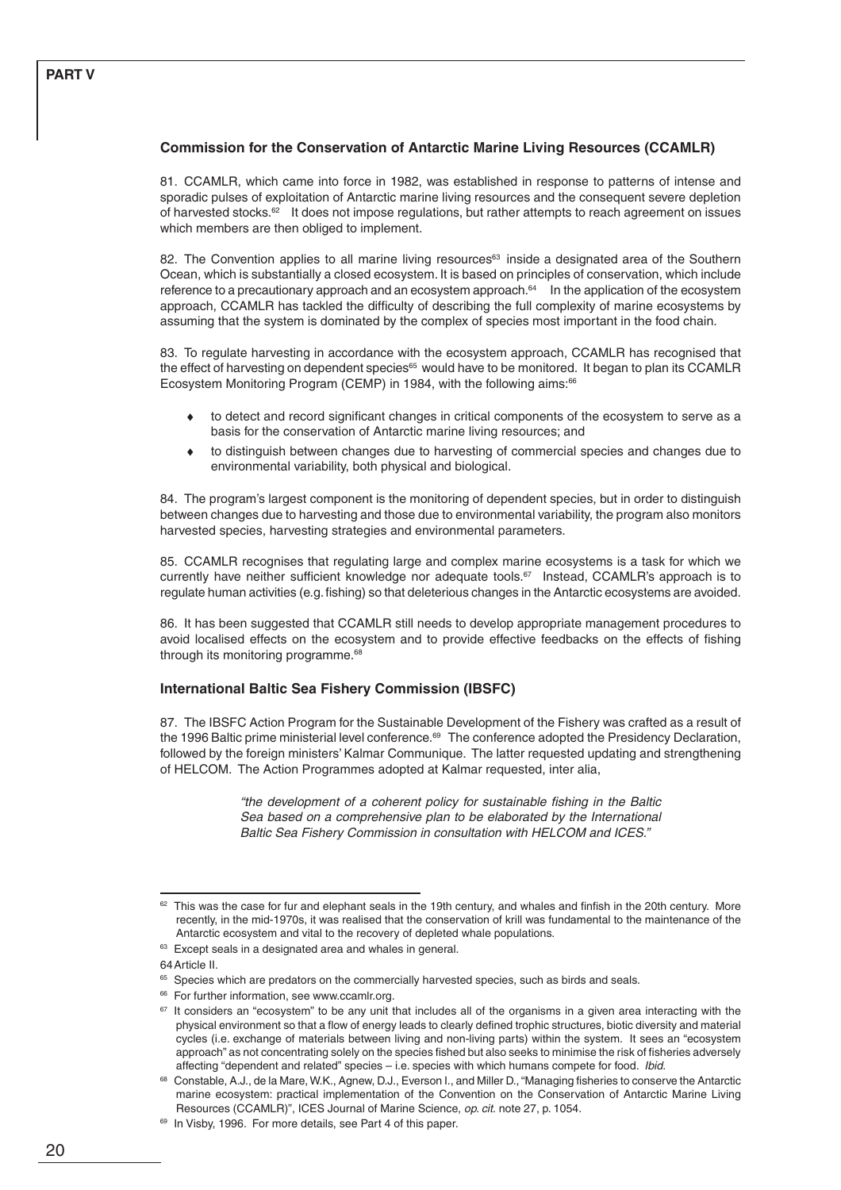### Commission for the Conservation of Antarctic Marine Living Resources (CCAMLR)

81. CCAMLR, which came into force in 1982, was established in response to patterns of intense and sporadic pulses of exploitation of Antarctic marine living resources and the consequent severe depletion of harvested stocks.[62] It does not impose regulations, but rather attempts to reach agreement on issues which members are then obliged to implement.

82. The Convention applies to all marine living resources[63] inside a designated area of the Southern Ocean, which is substantially a closed ecosystem. It is based on principles of conservation, which include reference to a precautionary approach and an ecosystem approach.[64] In the application of the ecosystem approach, CCAMLR has tackled the difficulty of describing the full complexity of marine ecosystems by assuming that the system is dominated by the complex of species most important in the food chain.

83. To regulate harvesting in accordance with the ecosystem approach, CCAMLR has recognised that the effect of harvesting on dependent species[65] would have to be monitored. It began to plan its CCAMLR Ecosystem Monitoring Program (CEMP) in 1984, with the following aims:[66]

- to detect and record significant changes in critical components of the ecosystem to serve as a basis for the conservation of Antarctic marine living resources; and
- to distinguish between changes due to harvesting of commercial species and changes due to environmental variability, both physical and biological.

84. The program's largest component is the monitoring of dependent species, but in order to distinguish between changes due to harvesting and those due to environmental variability, the program also monitors harvested species, harvesting strategies and environmental parameters.

85. CCAMLR recognises that regulating large and complex marine ecosystems is a task for which we currently have neither sufficient knowledge nor adequate tools.[67] Instead, CCAMLR's approach is to regulate human activities (e.g. fishing) so that deleterious changes in the Antarctic ecosystems are avoided.

86. It has been suggested that CCAMLR still needs to develop appropriate management procedures to avoid localised effects on the ecosystem and to provide effective feedbacks on the effects of fishing through its monitoring programme.[68]

### International Baltic Sea Fishery Commission (IBSFC)

87. The IBSFC Action Program for the Sustainable Development of the Fishery was crafted as a result of the 1996 Baltic prime ministerial level conference.[69] The conference adopted the Presidency Declaration, followed by the foreign ministers' Kalmar Communique. The latter requested updating and strengthening of HELCOM. The Action Programmes adopted at Kalmar requested, inter alia,

> *"the development of a coherent policy for sustainable fishing in the Baltic Sea based on a comprehensive plan to be elaborated by the International Baltic Sea Fishery Commission in consultation with HELCOM and ICES."*

---

[62] This was the case for fur and elephant seals in the 19th century, and whales and finfish in the 20th century. More recently, in the mid-1970s, it was realised that the conservation of krill was fundamental to the maintenance of the Antarctic ecosystem and vital to the recovery of depleted whale populations.

[63] Except seals in a designated area and whales in general.

[64] Article II.

[65] Species which are predators on the commercially harvested species, such as birds and seals.

[66] For further information, see www.ccamlr.org.

[67] It considers an "ecosystem" to be any unit that includes all of the organisms in a given area interacting with the physical environment so that a flow of energy leads to clearly defined trophic structures, biotic diversity and material cycles (i.e. exchange of materials between living and non-living parts) within the system. It sees an "ecosystem approach" as not concentrating solely on the species fished but also seeks to minimise the risk of fisheries adversely affecting "dependent and related" species – i.e. species with which humans compete for food. *Ibid.*

[68] Constable, A.J., de la Mare, W.K., Agnew, D.J., Everson I., and Miller D., "Managing fisheries to conserve the Antarctic marine ecosystem: practical implementation of the Convention on the Conservation of Antarctic Marine Living Resources (CCAMLR)", ICES Journal of Marine Science, *op. cit.* note 27, p. 1054.

[69] In Visby, 1996. For more details, see Part 4 of this paper.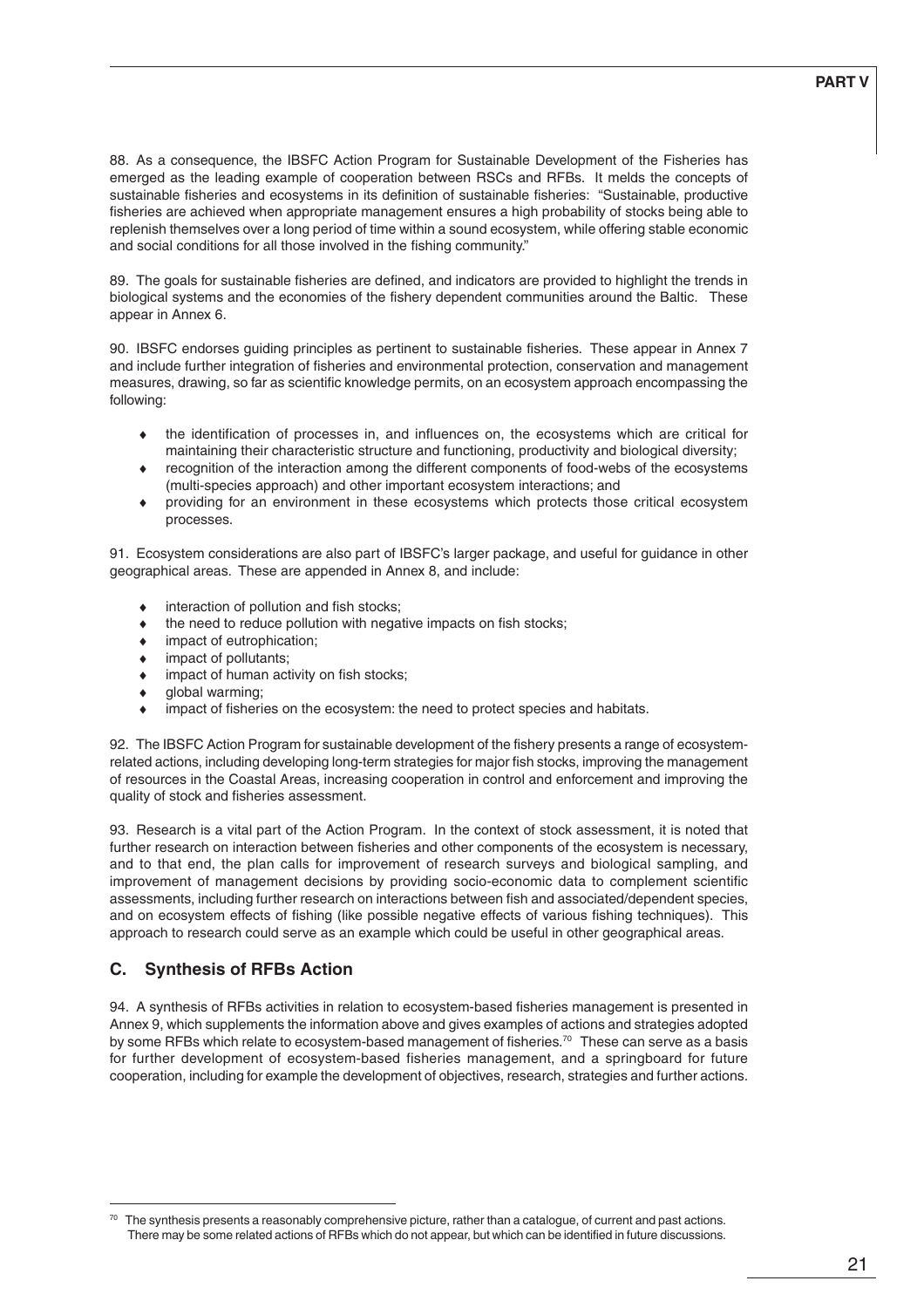88. As a consequence, the IBSFC Action Program for Sustainable Development of the Fisheries has emerged as the leading example of cooperation between RSCs and RFBs. It melds the concepts of sustainable fisheries and ecosystems in its definition of sustainable fisheries: "Sustainable, productive fisheries are achieved when appropriate management ensures a high probability of stocks being able to replenish themselves over a long period of time within a sound ecosystem, while offering stable economic and social conditions for all those involved in the fishing community."

89. The goals for sustainable fisheries are defined, and indicators are provided to highlight the trends in biological systems and the economies of the fishery dependent communities around the Baltic. These appear in Annex 6.

90. IBSFC endorses guiding principles as pertinent to sustainable fisheries. These appear in Annex 7 and include further integration of fisheries and environmental protection, conservation and management measures, drawing, so far as scientific knowledge permits, on an ecosystem approach encompassing the following:

- the identification of processes in, and influences on, the ecosystems which are critical for maintaining their characteristic structure and functioning, productivity and biological diversity;
- recognition of the interaction among the different components of food-webs of the ecosystems (multi-species approach) and other important ecosystem interactions; and
- providing for an environment in these ecosystems which protects those critical ecosystem processes.

91. Ecosystem considerations are also part of IBSFC's larger package, and useful for guidance in other geographical areas. These are appended in Annex 8, and include:

- interaction of pollution and fish stocks;
- the need to reduce pollution with negative impacts on fish stocks;
- impact of eutrophication;
- impact of pollutants;
- impact of human activity on fish stocks;
- global warming;
- impact of fisheries on the ecosystem: the need to protect species and habitats.

92. The IBSFC Action Program for sustainable development of the fishery presents a range of ecosystem-related actions, including developing long-term strategies for major fish stocks, improving the management of resources in the Coastal Areas, increasing cooperation in control and enforcement and improving the quality of stock and fisheries assessment.

93. Research is a vital part of the Action Program. In the context of stock assessment, it is noted that further research on interaction between fisheries and other components of the ecosystem is necessary, and to that end, the plan calls for improvement of research surveys and biological sampling, and improvement of management decisions by providing socio-economic data to complement scientific assessments, including further research on interactions between fish and associated/dependent species, and on ecosystem effects of fishing (like possible negative effects of various fishing techniques). This approach to research could serve as an example which could be useful in other geographical areas.

## C. Synthesis of RFBs Action

94. A synthesis of RFBs activities in relation to ecosystem-based fisheries management is presented in Annex 9, which supplements the information above and gives examples of actions and strategies adopted by some RFBs which relate to ecosystem-based management of fisheries.[70] These can serve as a basis for further development of ecosystem-based fisheries management, and a springboard for future cooperation, including for example the development of objectives, research, strategies and further actions.

---

[70] The synthesis presents a reasonably comprehensive picture, rather than a catalogue, of current and past actions. There may be some related actions of RFBs which do not appear, but which can be identified in future discussions.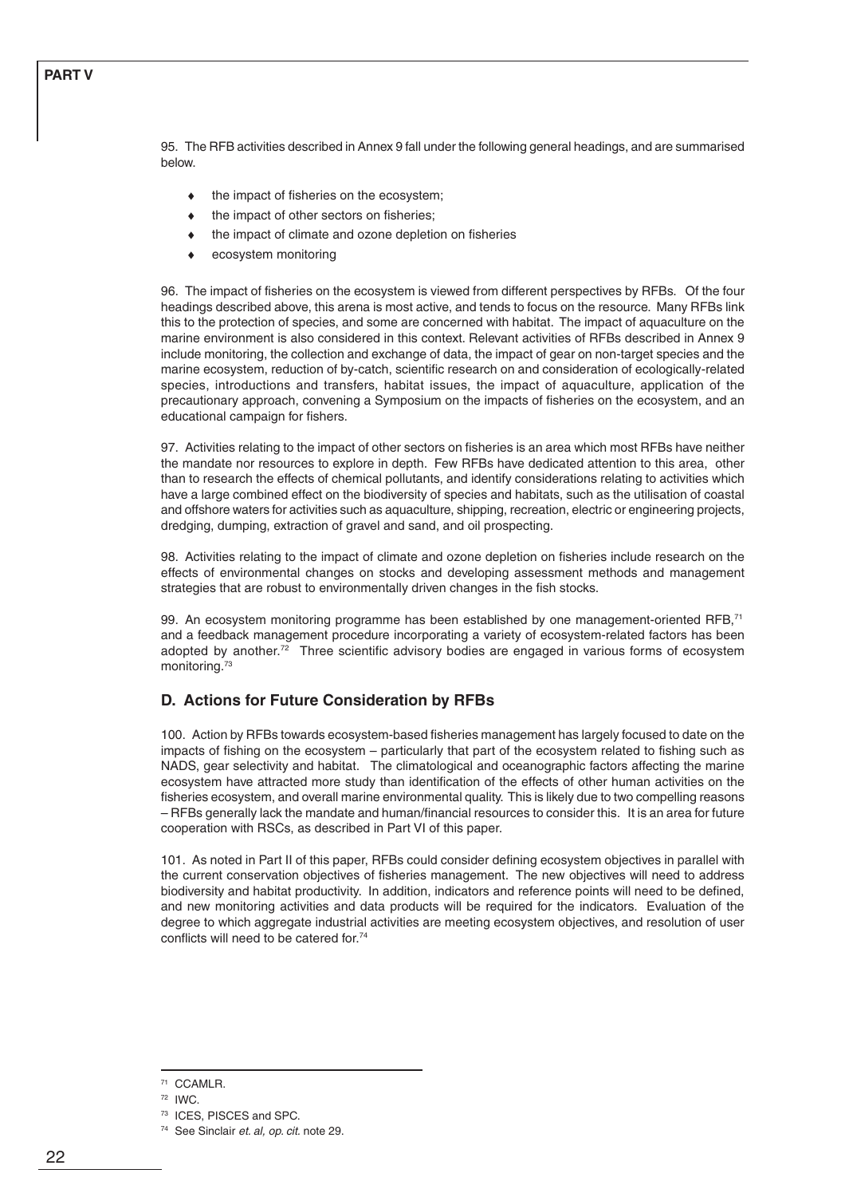95. The RFB activities described in Annex 9 fall under the following general headings, and are summarised below.

- the impact of fisheries on the ecosystem;
- the impact of other sectors on fisheries;
- the impact of climate and ozone depletion on fisheries
- ecosystem monitoring

96. The impact of fisheries on the ecosystem is viewed from different perspectives by RFBs. Of the four headings described above, this arena is most active, and tends to focus on the resource. Many RFBs link this to the protection of species, and some are concerned with habitat. The impact of aquaculture on the marine environment is also considered in this context. Relevant activities of RFBs described in Annex 9 include monitoring, the collection and exchange of data, the impact of gear on non-target species and the marine ecosystem, reduction of by-catch, scientific research on and consideration of ecologically-related species, introductions and transfers, habitat issues, the impact of aquaculture, application of the precautionary approach, convening a Symposium on the impacts of fisheries on the ecosystem, and an educational campaign for fishers.

97. Activities relating to the impact of other sectors on fisheries is an area which most RFBs have neither the mandate nor resources to explore in depth. Few RFBs have dedicated attention to this area, other than to research the effects of chemical pollutants, and identify considerations relating to activities which have a large combined effect on the biodiversity of species and habitats, such as the utilisation of coastal and offshore waters for activities such as aquaculture, shipping, recreation, electric or engineering projects, dredging, dumping, extraction of gravel and sand, and oil prospecting.

98. Activities relating to the impact of climate and ozone depletion on fisheries include research on the effects of environmental changes on stocks and developing assessment methods and management strategies that are robust to environmentally driven changes in the fish stocks.

99. An ecosystem monitoring programme has been established by one management-oriented RFB,[71] and a feedback management procedure incorporating a variety of ecosystem-related factors has been adopted by another.[72] Three scientific advisory bodies are engaged in various forms of ecosystem monitoring.[73]

## D. Actions for Future Consideration by RFBs

100. Action by RFBs towards ecosystem-based fisheries management has largely focused to date on the impacts of fishing on the ecosystem – particularly that part of the ecosystem related to fishing such as NADS, gear selectivity and habitat. The climatological and oceanographic factors affecting the marine ecosystem have attracted more study than identification of the effects of other human activities on the fisheries ecosystem, and overall marine environmental quality. This is likely due to two compelling reasons – RFBs generally lack the mandate and human/financial resources to consider this. It is an area for future cooperation with RSCs, as described in Part VI of this paper.

101. As noted in Part II of this paper, RFBs could consider defining ecosystem objectives in parallel with the current conservation objectives of fisheries management. The new objectives will need to address biodiversity and habitat productivity. In addition, indicators and reference points will need to be defined, and new monitoring activities and data products will be required for the indicators. Evaluation of the degree to which aggregate industrial activities are meeting ecosystem objectives, and resolution of user conflicts will need to be catered for.[74]

---

[71] CCAMLR.

[72] IWC.

[73] ICES, PISCES and SPC.

[74] See Sinclair *et. al, op. cit.* note 29.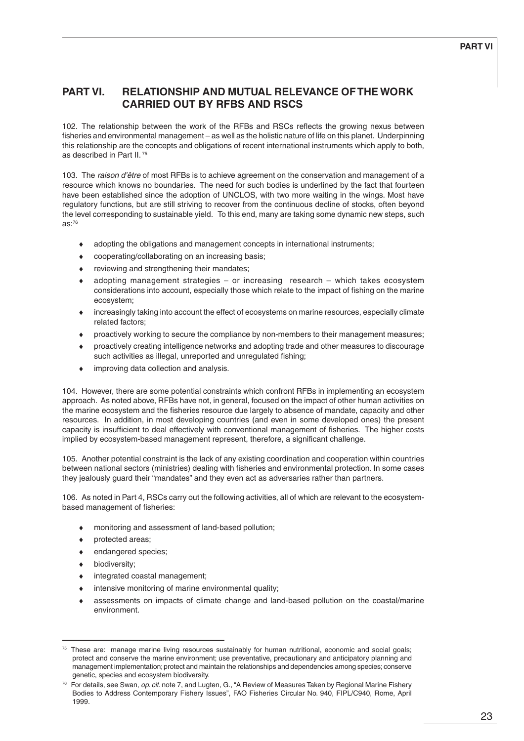# PART VI. RELATIONSHIP AND MUTUAL RELEVANCE OF THE WORK CARRIED OUT BY RFBS AND RSCS

102. The relationship between the work of the RFBs and RSCs reflects the growing nexus between fisheries and environmental management – as well as the holistic nature of life on this planet. Underpinning this relationship are the concepts and obligations of recent international instruments which apply to both, as described in Part II. [75]

103. The *raison d'être* of most RFBs is to achieve agreement on the conservation and management of a resource which knows no boundaries. The need for such bodies is underlined by the fact that fourteen have been established since the adoption of UNCLOS, with two more waiting in the wings. Most have regulatory functions, but are still striving to recover from the continuous decline of stocks, often beyond the level corresponding to sustainable yield. To this end, many are taking some dynamic new steps, such as:[76]

- adopting the obligations and management concepts in international instruments;
- cooperating/collaborating on an increasing basis;
- reviewing and strengthening their mandates;
- adopting management strategies – or increasing research – which takes ecosystem considerations into account, especially those which relate to the impact of fishing on the marine ecosystem;
- increasingly taking into account the effect of ecosystems on marine resources, especially climate related factors;
- proactively working to secure the compliance by non-members to their management measures;
- proactively creating intelligence networks and adopting trade and other measures to discourage such activities as illegal, unreported and unregulated fishing;
- improving data collection and analysis.

104. However, there are some potential constraints which confront RFBs in implementing an ecosystem approach. As noted above, RFBs have not, in general, focused on the impact of other human activities on the marine ecosystem and the fisheries resource due largely to absence of mandate, capacity and other resources. In addition, in most developing countries (and even in some developed ones) the present capacity is insufficient to deal effectively with conventional management of fisheries. The higher costs implied by ecosystem-based management represent, therefore, a significant challenge.

105. Another potential constraint is the lack of any existing coordination and cooperation within countries between national sectors (ministries) dealing with fisheries and environmental protection. In some cases they jealously guard their "mandates" and they even act as adversaries rather than partners.

106. As noted in Part 4, RSCs carry out the following activities, all of which are relevant to the ecosystem-based management of fisheries:

- monitoring and assessment of land-based pollution;
- protected areas;
- endangered species;
- biodiversity;
- integrated coastal management;
- intensive monitoring of marine environmental quality;
- assessments on impacts of climate change and land-based pollution on the coastal/marine environment.

---

[75] These are: manage marine living resources sustainably for human nutritional, economic and social goals; protect and conserve the marine environment; use preventative, precautionary and anticipatory planning and management implementation; protect and maintain the relationships and dependencies among species; conserve genetic, species and ecosystem biodiversity.

[76] For details, see Swan, *op. cit.* note 7, and Lugten, G., "A Review of Measures Taken by Regional Marine Fishery Bodies to Address Contemporary Fishery Issues", FAO Fisheries Circular No. 940, FIPL/C940, Rome, April 1999.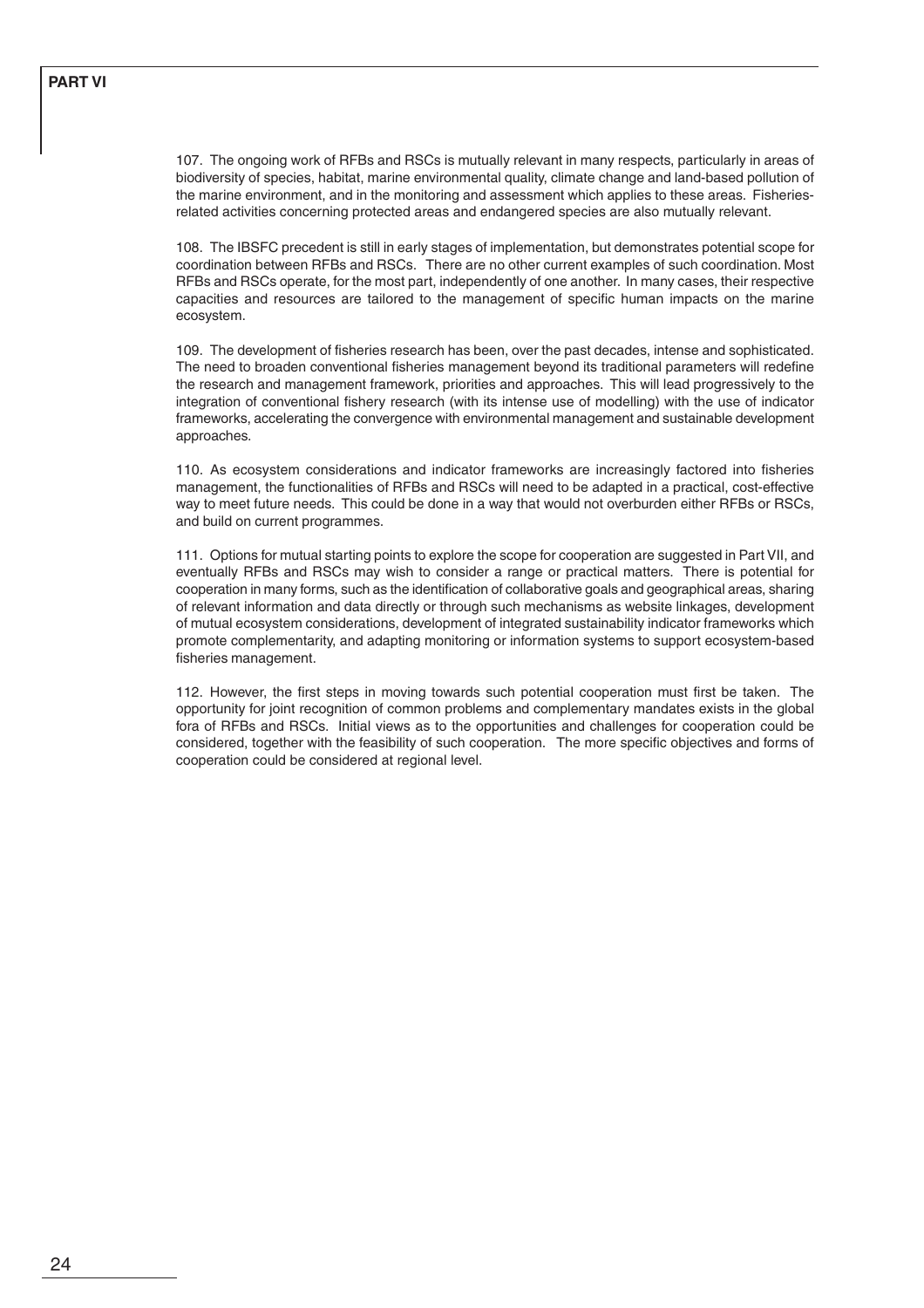107. The ongoing work of RFBs and RSCs is mutually relevant in many respects, particularly in areas of biodiversity of species, habitat, marine environmental quality, climate change and land-based pollution of the marine environment, and in the monitoring and assessment which applies to these areas. Fisheries-related activities concerning protected areas and endangered species are also mutually relevant.

108. The IBSFC precedent is still in early stages of implementation, but demonstrates potential scope for coordination between RFBs and RSCs. There are no other current examples of such coordination. Most RFBs and RSCs operate, for the most part, independently of one another. In many cases, their respective capacities and resources are tailored to the management of specific human impacts on the marine ecosystem.

109. The development of fisheries research has been, over the past decades, intense and sophisticated. The need to broaden conventional fisheries management beyond its traditional parameters will redefine the research and management framework, priorities and approaches. This will lead progressively to the integration of conventional fishery research (with its intense use of modelling) with the use of indicator frameworks, accelerating the convergence with environmental management and sustainable development approaches.

110. As ecosystem considerations and indicator frameworks are increasingly factored into fisheries management, the functionalities of RFBs and RSCs will need to be adapted in a practical, cost-effective way to meet future needs. This could be done in a way that would not overburden either RFBs or RSCs, and build on current programmes.

111. Options for mutual starting points to explore the scope for cooperation are suggested in Part VII, and eventually RFBs and RSCs may wish to consider a range or practical matters. There is potential for cooperation in many forms, such as the identification of collaborative goals and geographical areas, sharing of relevant information and data directly or through such mechanisms as website linkages, development of mutual ecosystem considerations, development of integrated sustainability indicator frameworks which promote complementarity, and adapting monitoring or information systems to support ecosystem-based fisheries management.

112. However, the first steps in moving towards such potential cooperation must first be taken. The opportunity for joint recognition of common problems and complementary mandates exists in the global fora of RFBs and RSCs. Initial views as to the opportunities and challenges for cooperation could be considered, together with the feasibility of such cooperation. The more specific objectives and forms of cooperation could be considered at regional level.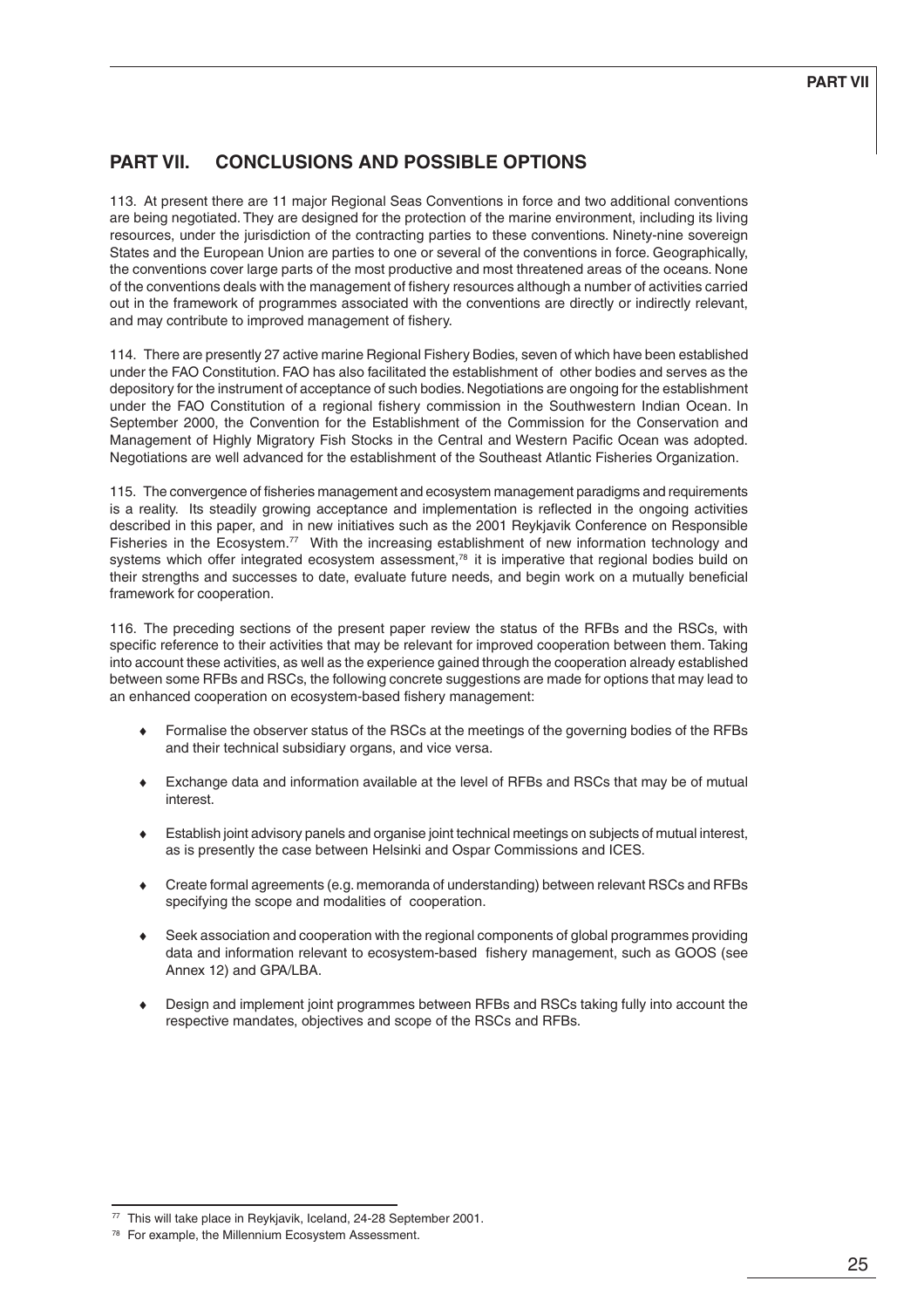## PART VII. CONCLUSIONS AND POSSIBLE OPTIONS

113. At present there are 11 major Regional Seas Conventions in force and two additional conventions are being negotiated. They are designed for the protection of the marine environment, including its living resources, under the jurisdiction of the contracting parties to these conventions. Ninety-nine sovereign States and the European Union are parties to one or several of the conventions in force. Geographically, the conventions cover large parts of the most productive and most threatened areas of the oceans. None of the conventions deals with the management of fishery resources although a number of activities carried out in the framework of programmes associated with the conventions are directly or indirectly relevant, and may contribute to improved management of fishery.

114. There are presently 27 active marine Regional Fishery Bodies, seven of which have been established under the FAO Constitution. FAO has also facilitated the establishment of other bodies and serves as the depository for the instrument of acceptance of such bodies. Negotiations are ongoing for the establishment under the FAO Constitution of a regional fishery commission in the Southwestern Indian Ocean. In September 2000, the Convention for the Establishment of the Commission for the Conservation and Management of Highly Migratory Fish Stocks in the Central and Western Pacific Ocean was adopted. Negotiations are well advanced for the establishment of the Southeast Atlantic Fisheries Organization.

115. The convergence of fisheries management and ecosystem management paradigms and requirements is a reality. Its steadily growing acceptance and implementation is reflected in the ongoing activities described in this paper, and in new initiatives such as the 2001 Reykjavik Conference on Responsible Fisheries in the Ecosystem.[77] With the increasing establishment of new information technology and systems which offer integrated ecosystem assessment,[78] it is imperative that regional bodies build on their strengths and successes to date, evaluate future needs, and begin work on a mutually beneficial framework for cooperation.

116. The preceding sections of the present paper review the status of the RFBs and the RSCs, with specific reference to their activities that may be relevant for improved cooperation between them. Taking into account these activities, as well as the experience gained through the cooperation already established between some RFBs and RSCs, the following concrete suggestions are made for options that may lead to an enhanced cooperation on ecosystem-based fishery management:

- Formalise the observer status of the RSCs at the meetings of the governing bodies of the RFBs and their technical subsidiary organs, and vice versa.
- Exchange data and information available at the level of RFBs and RSCs that may be of mutual interest.
- Establish joint advisory panels and organise joint technical meetings on subjects of mutual interest, as is presently the case between Helsinki and Ospar Commissions and ICES.
- Create formal agreements (e.g. memoranda of understanding) between relevant RSCs and RFBs specifying the scope and modalities of cooperation.
- Seek association and cooperation with the regional components of global programmes providing data and information relevant to ecosystem-based fishery management, such as GOOS (see Annex 12) and GPA/LBA.
- Design and implement joint programmes between RFBs and RSCs taking fully into account the respective mandates, objectives and scope of the RSCs and RFBs.

---

[77] This will take place in Reykjavik, Iceland, 24-28 September 2001.

[78] For example, the Millennium Ecosystem Assessment.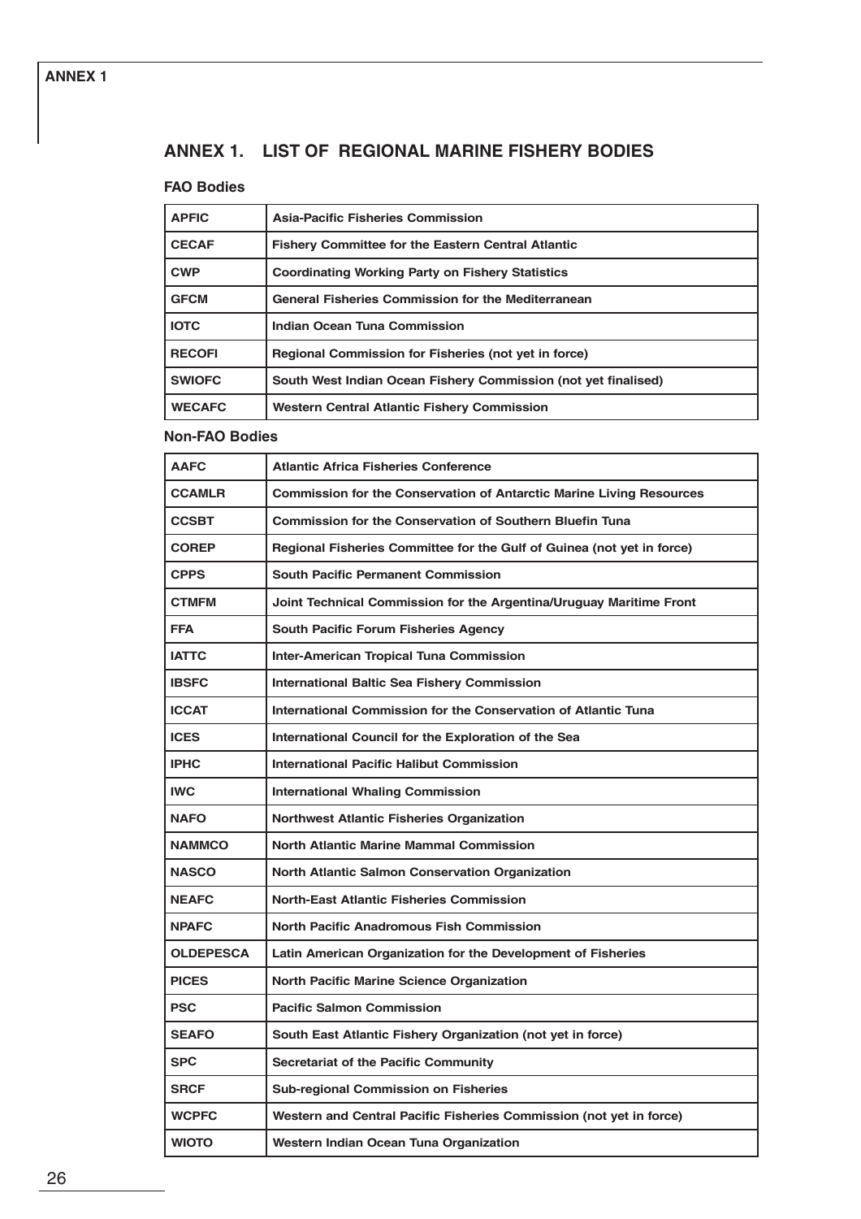# ANNEX 1. LIST OF REGIONAL MARINE FISHERY BODIES

## FAO Bodies

| | |
|---|---|
| **APFIC** | **Asia-Pacific Fisheries Commission** |
| **CECAF** | **Fishery Committee for the Eastern Central Atlantic** |
| **CWP** | **Coordinating Working Party on Fishery Statistics** |
| **GFCM** | **General Fisheries Commission for the Mediterranean** |
| **IOTC** | **Indian Ocean Tuna Commission** |
| **RECOFI** | **Regional Commission for Fisheries (not yet in force)** |
| **SWIOFC** | **South West Indian Ocean Fishery Commission (not yet finalised)** |
| **WECAFC** | **Western Central Atlantic Fishery Commission** |

## Non-FAO Bodies

| | |
|---|---|
| **AAFC** | **Atlantic Africa Fisheries Conference** |
| **CCAMLR** | **Commission for the Conservation of Antarctic Marine Living Resources** |
| **CCSBT** | **Commission for the Conservation of Southern Bluefin Tuna** |
| **COREP** | **Regional Fisheries Committee for the Gulf of Guinea (not yet in force)** |
| **CPPS** | **South Pacific Permanent Commission** |
| **CTMFM** | **Joint Technical Commission for the Argentina/Uruguay Maritime Front** |
| **FFA** | **South Pacific Forum Fisheries Agency** |
| **IATTC** | **Inter-American Tropical Tuna Commission** |
| **IBSFC** | **International Baltic Sea Fishery Commission** |
| **ICCAT** | **International Commission for the Conservation of Atlantic Tuna** |
| **ICES** | **International Council for the Exploration of the Sea** |
| **IPHC** | **International Pacific Halibut Commission** |
| **IWC** | **International Whaling Commission** |
| **NAFO** | **Northwest Atlantic Fisheries Organization** |
| **NAMMCO** | **North Atlantic Marine Mammal Commission** |
| **NASCO** | **North Atlantic Salmon Conservation Organization** |
| **NEAFC** | **North-East Atlantic Fisheries Commission** |
| **NPAFC** | **North Pacific Anadromous Fish Commission** |
| **OLDEPESCA** | **Latin American Organization for the Development of Fisheries** |
| **PICES** | **North Pacific Marine Science Organization** |
| **PSC** | **Pacific Salmon Commission** |
| **SEAFO** | **South East Atlantic Fishery Organization (not yet in force)** |
| **SPC** | **Secretariat of the Pacific Community** |
| **SRCF** | **Sub-regional Commission on Fisheries** |
| **WCPFC** | **Western and Central Pacific Fisheries Commission (not yet in force)** |
| **WIOTO** | **Western Indian Ocean Tuna Organization** |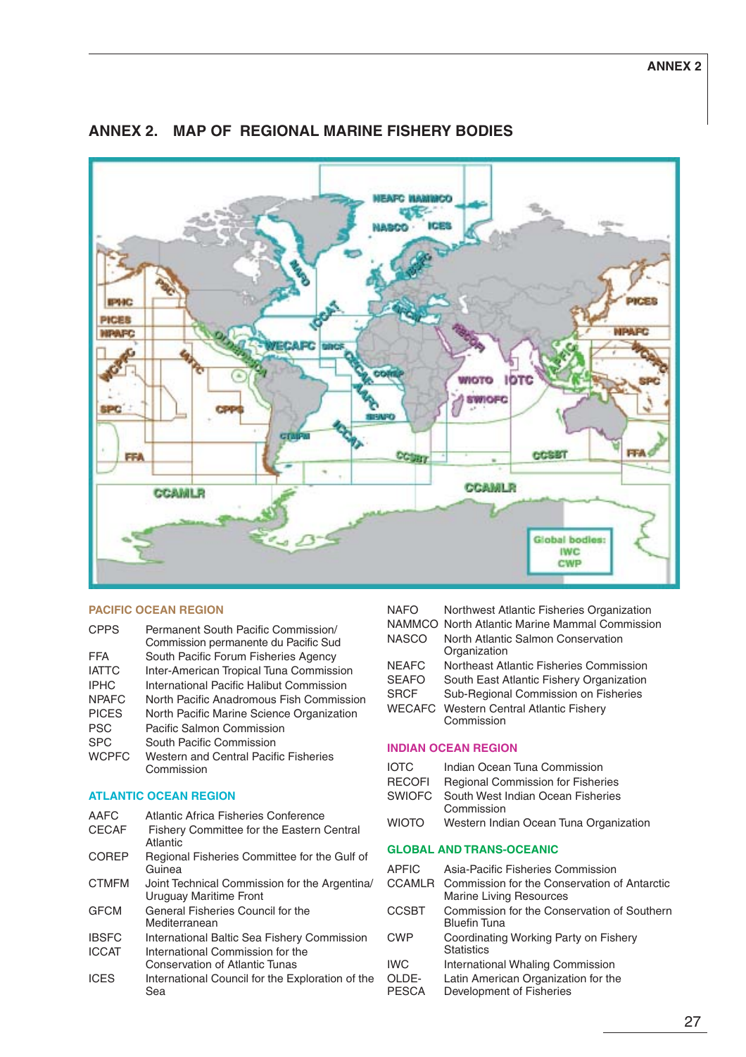# ANNEX 2. MAP OF REGIONAL MARINE FISHERY BODIES

## PACIFIC OCEAN REGION

| | |
|---|---|
| CPPS | Permanent South Pacific Commission/ Commission permanente du Pacific Sud |
| FFA | South Pacific Forum Fisheries Agency |
| IATTC | Inter-American Tropical Tuna Commission |
| IPHC | International Pacific Halibut Commission |
| NPAFC | North Pacific Anadromous Fish Commission |
| PICES | North Pacific Marine Science Organization |
| PSC | Pacific Salmon Commission |
| SPC | South Pacific Commission |
| WCPFC | Western and Central Pacific Fisheries Commission |

## ATLANTIC OCEAN REGION

| | |
|---|---|
| AAFC | Atlantic Africa Fisheries Conference |
| CECAF | Fishery Committee for the Eastern Central Atlantic |
| COREP | Regional Fisheries Committee for the Gulf of Guinea |
| CTMFM | Joint Technical Commission for the Argentina/ Uruguay Maritime Front |
| GFCM | General Fisheries Council for the Mediterranean |
| IBSFC | International Baltic Sea Fishery Commission |
| ICCAT | International Commission for the Conservation of Atlantic Tunas |
| ICES | International Council for the Exploration of the Sea |
| NAFO | Northwest Atlantic Fisheries Organization |
| NAMMCO | North Atlantic Marine Mammal Commission |
| NASCO | North Atlantic Salmon Conservation Organization |
| NEAFC | Northeast Atlantic Fisheries Commission |
| SEAFO | South East Atlantic Fishery Organization |
| SRCF | Sub-Regional Commission on Fisheries |
| WECAFC | Western Central Atlantic Fishery Commission |

## INDIAN OCEAN REGION

| | |
|---|---|
| IOTC | Indian Ocean Tuna Commission |
| RECOFI | Regional Commission for Fisheries |
| SWIOFC | South West Indian Ocean Fisheries Commission |
| WIOTO | Western Indian Ocean Tuna Organization |

## GLOBAL AND TRANS-OCEANIC

| | |
|---|---|
| APFIC | Asia-Pacific Fisheries Commission |
| CCAMLR | Commission for the Conservation of Antarctic Marine Living Resources |
| CCSBT | Commission for the Conservation of Southern Bluefin Tuna |
| CWP | Coordinating Working Party on Fishery Statistics |
| IWC | International Whaling Commission |
| OLDE-PESCA | Latin American Organization for the Development of Fisheries |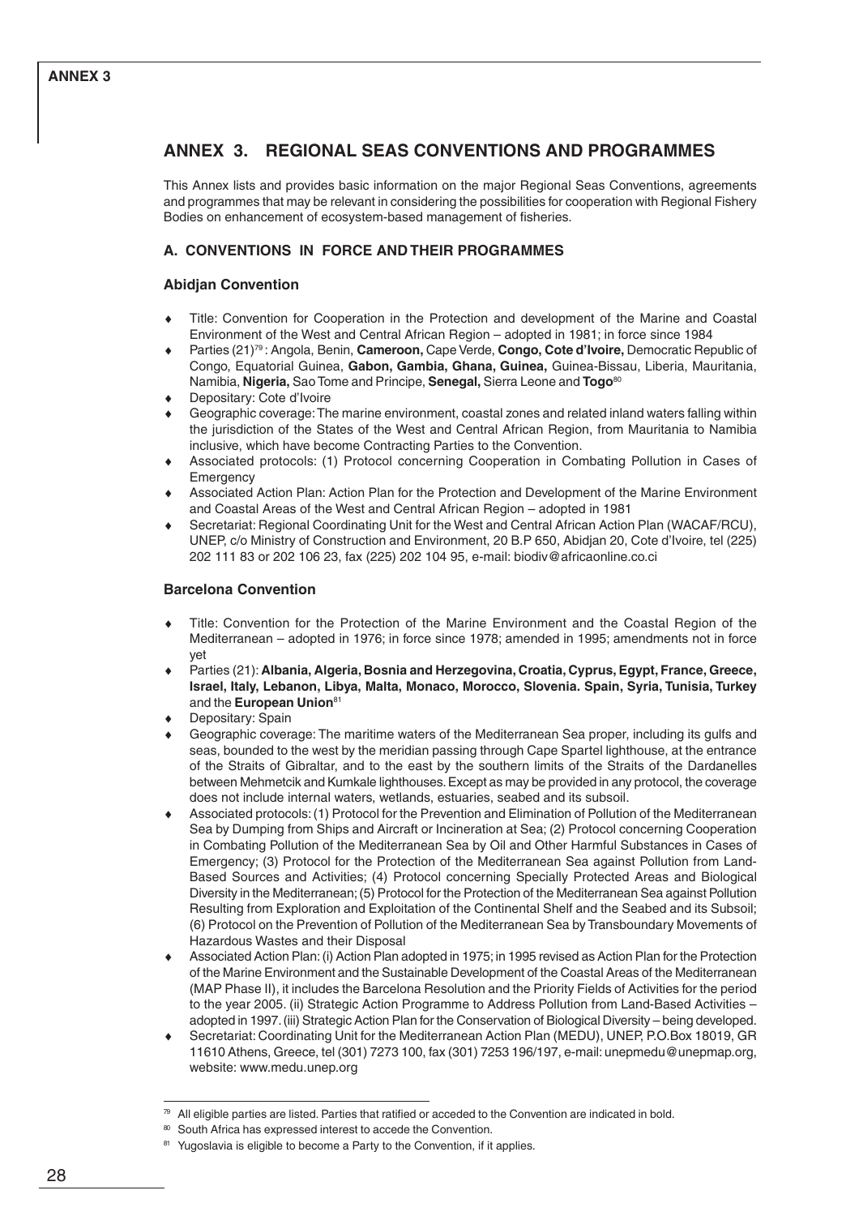# ANNEX 3. REGIONAL SEAS CONVENTIONS AND PROGRAMMES

This Annex lists and provides basic information on the major Regional Seas Conventions, agreements and programmes that may be relevant in considering the possibilities for cooperation with Regional Fishery Bodies on enhancement of ecosystem-based management of fisheries.

## A. CONVENTIONS IN FORCE AND THEIR PROGRAMMES

### Abidjan Convention

- Title: Convention for Cooperation in the Protection and development of the Marine and Coastal Environment of the West and Central African Region – adopted in 1981; in force since 1984
- Parties (21)[79] : Angola, Benin, **Cameroon,** Cape Verde, **Congo, Cote d'Ivoire,** Democratic Republic of Congo, Equatorial Guinea, **Gabon, Gambia, Ghana, Guinea,** Guinea-Bissau, Liberia, Mauritania, Namibia, **Nigeria,** Sao Tome and Principe, **Senegal,** Sierra Leone and **Togo**[80]
- Depositary: Cote d'Ivoire
- Geographic coverage: The marine environment, coastal zones and related inland waters falling within the jurisdiction of the States of the West and Central African Region, from Mauritania to Namibia inclusive, which have become Contracting Parties to the Convention.
- Associated protocols: (1) Protocol concerning Cooperation in Combating Pollution in Cases of Emergency
- Associated Action Plan: Action Plan for the Protection and Development of the Marine Environment and Coastal Areas of the West and Central African Region – adopted in 1981
- Secretariat: Regional Coordinating Unit for the West and Central African Action Plan (WACAF/RCU), UNEP, c/o Ministry of Construction and Environment, 20 B.P 650, Abidjan 20, Cote d'Ivoire, tel (225) 202 111 83 or 202 106 23, fax (225) 202 104 95, e-mail: biodiv@africaonline.co.ci

### Barcelona Convention

- Title: Convention for the Protection of the Marine Environment and the Coastal Region of the Mediterranean – adopted in 1976; in force since 1978; amended in 1995; amendments not in force yet
- Parties (21): **Albania, Algeria, Bosnia and Herzegovina, Croatia, Cyprus, Egypt, France, Greece, Israel, Italy, Lebanon, Libya, Malta, Monaco, Morocco, Slovenia. Spain, Syria, Tunisia, Turkey** and the **European Union**[81]
- Depositary: Spain
- Geographic coverage: The maritime waters of the Mediterranean Sea proper, including its gulfs and seas, bounded to the west by the meridian passing through Cape Spartel lighthouse, at the entrance of the Straits of Gibraltar, and to the east by the southern limits of the Straits of the Dardanelles between Mehmetcik and Kumkale lighthouses. Except as may be provided in any protocol, the coverage does not include internal waters, wetlands, estuaries, seabed and its subsoil.
- Associated protocols: (1) Protocol for the Prevention and Elimination of Pollution of the Mediterranean Sea by Dumping from Ships and Aircraft or Incineration at Sea; (2) Protocol concerning Cooperation in Combating Pollution of the Mediterranean Sea by Oil and Other Harmful Substances in Cases of Emergency; (3) Protocol for the Protection of the Mediterranean Sea against Pollution from Land-Based Sources and Activities; (4) Protocol concerning Specially Protected Areas and Biological Diversity in the Mediterranean; (5) Protocol for the Protection of the Mediterranean Sea against Pollution Resulting from Exploration and Exploitation of the Continental Shelf and the Seabed and its Subsoil; (6) Protocol on the Prevention of Pollution of the Mediterranean Sea by Transboundary Movements of Hazardous Wastes and their Disposal
- Associated Action Plan: (i) Action Plan adopted in 1975; in 1995 revised as Action Plan for the Protection of the Marine Environment and the Sustainable Development of the Coastal Areas of the Mediterranean (MAP Phase II), it includes the Barcelona Resolution and the Priority Fields of Activities for the period to the year 2005. (ii) Strategic Action Programme to Address Pollution from Land-Based Activities – adopted in 1997. (iii) Strategic Action Plan for the Conservation of Biological Diversity – being developed.
- Secretariat: Coordinating Unit for the Mediterranean Action Plan (MEDU), UNEP, P.O.Box 18019, GR 11610 Athens, Greece, tel (301) 7273 100, fax (301) 7253 196/197, e-mail: unepmedu@unepmap.org, website: www.medu.unep.org

---

[79] All eligible parties are listed. Parties that ratified or acceded to the Convention are indicated in bold.

[80] South Africa has expressed interest to accede the Convention.

[81] Yugoslavia is eligible to become a Party to the Convention, if it applies.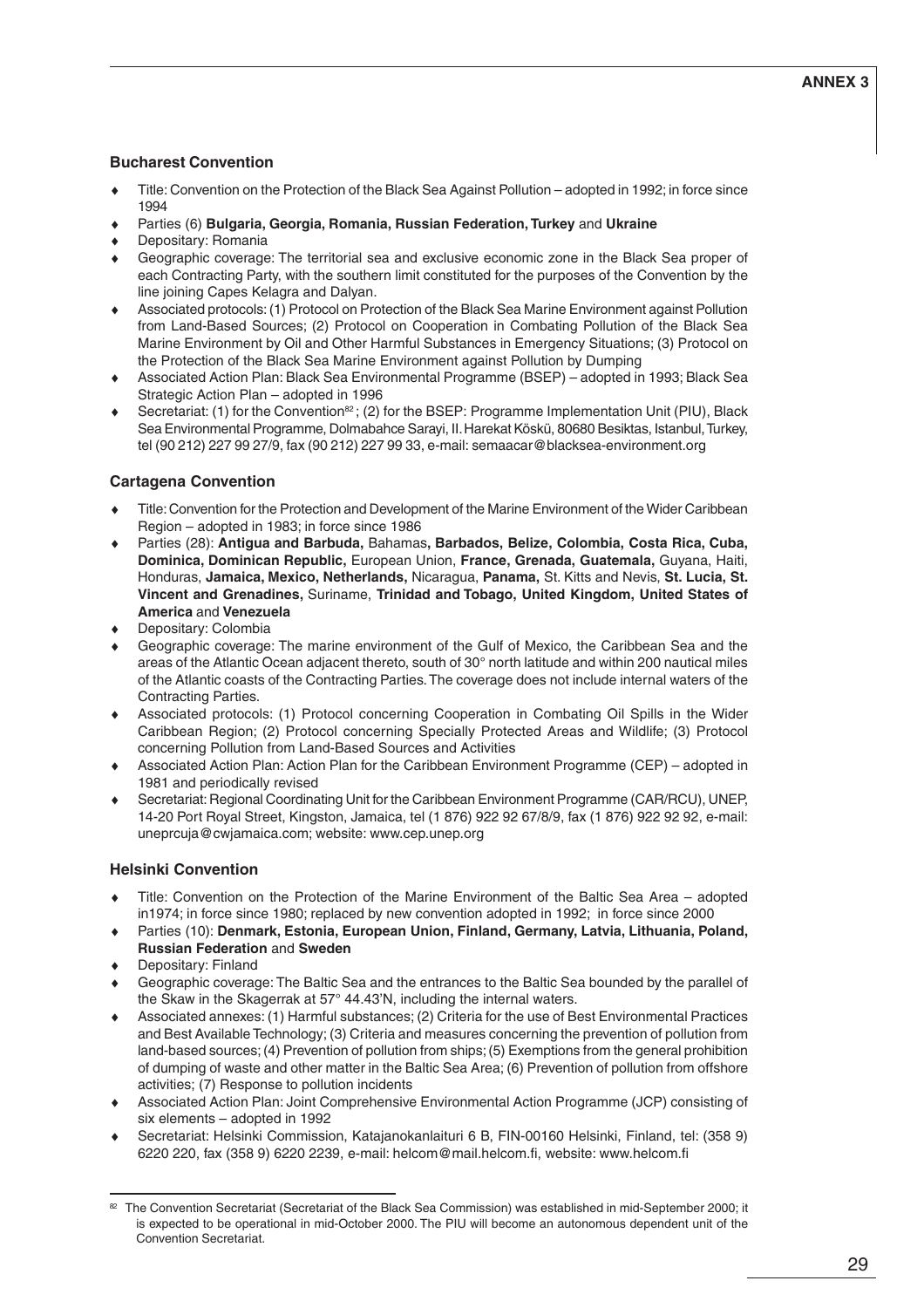## Bucharest Convention

- Title: Convention on the Protection of the Black Sea Against Pollution – adopted in 1992; in force since 1994
- Parties (6) **Bulgaria, Georgia, Romania, Russian Federation, Turkey** and **Ukraine**
- Depositary: Romania
- Geographic coverage: The territorial sea and exclusive economic zone in the Black Sea proper of each Contracting Party, with the southern limit constituted for the purposes of the Convention by the line joining Capes Kelagra and Dalyan.
- Associated protocols: (1) Protocol on Protection of the Black Sea Marine Environment against Pollution from Land-Based Sources; (2) Protocol on Cooperation in Combating Pollution of the Black Sea Marine Environment by Oil and Other Harmful Substances in Emergency Situations; (3) Protocol on the Protection of the Black Sea Marine Environment against Pollution by Dumping
- Associated Action Plan: Black Sea Environmental Programme (BSEP) – adopted in 1993; Black Sea Strategic Action Plan – adopted in 1996
- Secretariat: (1) for the Convention[82]; (2) for the BSEP: Programme Implementation Unit (PIU), Black Sea Environmental Programme, Dolmabahce Sarayi, II. Harekat Köskü, 80680 Besiktas, Istanbul, Turkey, tel (90 212) 227 99 27/9, fax (90 212) 227 99 33, e-mail: semaacar@blacksea-environment.org

## Cartagena Convention

- Title: Convention for the Protection and Development of the Marine Environment of the Wider Caribbean Region – adopted in 1983; in force since 1986
- Parties (28): **Antigua and Barbuda,** Bahamas**, Barbados, Belize, Colombia, Costa Rica, Cuba, Dominica, Dominican Republic,** European Union, **France, Grenada, Guatemala,** Guyana, Haiti, Honduras, **Jamaica, Mexico, Netherlands,** Nicaragua, **Panama,** St. Kitts and Nevis, **St. Lucia, St. Vincent and Grenadines,** Suriname, **Trinidad and Tobago, United Kingdom, United States of America** and **Venezuela**
- Depositary: Colombia
- Geographic coverage: The marine environment of the Gulf of Mexico, the Caribbean Sea and the areas of the Atlantic Ocean adjacent thereto, south of 30° north latitude and within 200 nautical miles of the Atlantic coasts of the Contracting Parties. The coverage does not include internal waters of the Contracting Parties.
- Associated protocols: (1) Protocol concerning Cooperation in Combating Oil Spills in the Wider Caribbean Region; (2) Protocol concerning Specially Protected Areas and Wildlife; (3) Protocol concerning Pollution from Land-Based Sources and Activities
- Associated Action Plan: Action Plan for the Caribbean Environment Programme (CEP) – adopted in 1981 and periodically revised
- Secretariat: Regional Coordinating Unit for the Caribbean Environment Programme (CAR/RCU), UNEP, 14-20 Port Royal Street, Kingston, Jamaica, tel (1 876) 922 92 67/8/9, fax (1 876) 922 92 92, e-mail: uneprcuja@cwjamaica.com; website: www.cep.unep.org

## Helsinki Convention

- Title: Convention on the Protection of the Marine Environment of the Baltic Sea Area – adopted in1974; in force since 1980; replaced by new convention adopted in 1992; in force since 2000
- Parties (10): **Denmark, Estonia, European Union, Finland, Germany, Latvia, Lithuania, Poland, Russian Federation** and **Sweden**
- Depositary: Finland
- Geographic coverage: The Baltic Sea and the entrances to the Baltic Sea bounded by the parallel of the Skaw in the Skagerrak at 57° 44.43'N, including the internal waters.
- Associated annexes: (1) Harmful substances; (2) Criteria for the use of Best Environmental Practices and Best Available Technology; (3) Criteria and measures concerning the prevention of pollution from land-based sources; (4) Prevention of pollution from ships; (5) Exemptions from the general prohibition of dumping of waste and other matter in the Baltic Sea Area; (6) Prevention of pollution from offshore activities; (7) Response to pollution incidents
- Associated Action Plan: Joint Comprehensive Environmental Action Programme (JCP) consisting of six elements – adopted in 1992
- Secretariat: Helsinki Commission, Katajanokanlaituri 6 B, FIN-00160 Helsinki, Finland, tel: (358 9) 6220 220, fax (358 9) 6220 2239, e-mail: helcom@mail.helcom.fi, website: www.helcom.fi

---

[82] The Convention Secretariat (Secretariat of the Black Sea Commission) was established in mid-September 2000; it is expected to be operational in mid-October 2000. The PIU will become an autonomous dependent unit of the Convention Secretariat.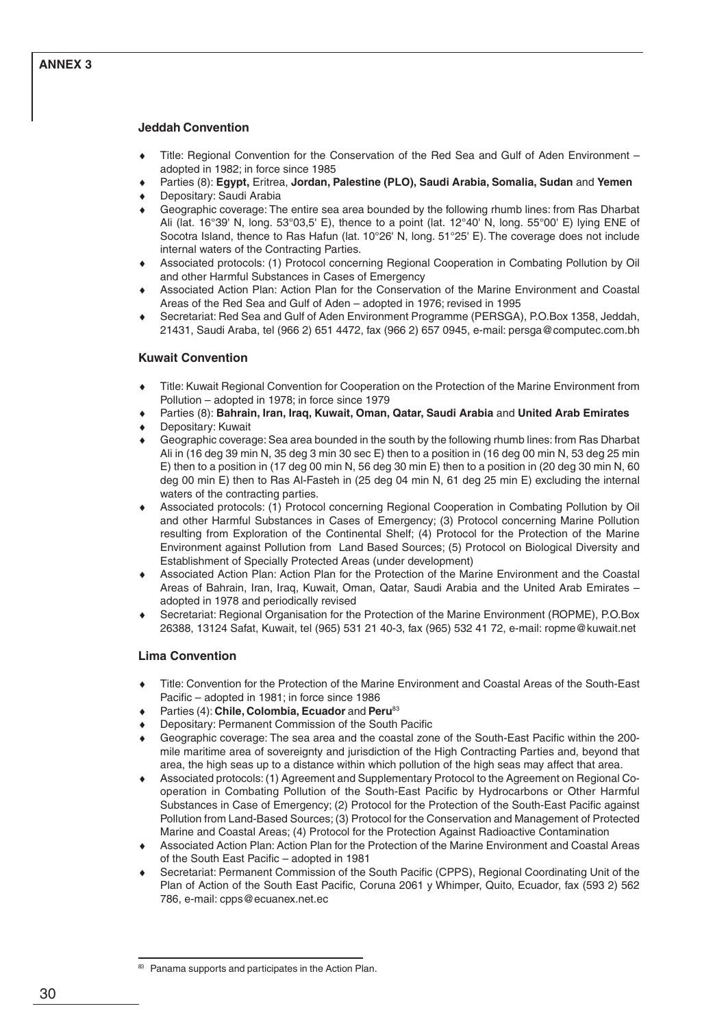## Jeddah Convention

- Title: Regional Convention for the Conservation of the Red Sea and Gulf of Aden Environment – adopted in 1982; in force since 1985
- Parties (8): **Egypt,** Eritrea, **Jordan, Palestine (PLO), Saudi Arabia, Somalia, Sudan** and **Yemen**
- Depositary: Saudi Arabia
- Geographic coverage: The entire sea area bounded by the following rhumb lines: from Ras Dharbat Ali (lat. 16°39' N, long. 53°03,5' E), thence to a point (lat. 12°40' N, long. 55°00' E) lying ENE of Socotra Island, thence to Ras Hafun (lat. 10°26' N, long. 51°25' E). The coverage does not include internal waters of the Contracting Parties.
- Associated protocols: (1) Protocol concerning Regional Cooperation in Combating Pollution by Oil and other Harmful Substances in Cases of Emergency
- Associated Action Plan: Action Plan for the Conservation of the Marine Environment and Coastal Areas of the Red Sea and Gulf of Aden – adopted in 1976; revised in 1995
- Secretariat: Red Sea and Gulf of Aden Environment Programme (PERSGA), P.O.Box 1358, Jeddah, 21431, Saudi Araba, tel (966 2) 651 4472, fax (966 2) 657 0945, e-mail: persga@computec.com.bh

## Kuwait Convention

- Title: Kuwait Regional Convention for Cooperation on the Protection of the Marine Environment from Pollution – adopted in 1978; in force since 1979
- Parties (8): **Bahrain, Iran, Iraq, Kuwait, Oman, Qatar, Saudi Arabia** and **United Arab Emirates**
- Depositary: Kuwait
- Geographic coverage: Sea area bounded in the south by the following rhumb lines: from Ras Dharbat Ali in (16 deg 39 min N, 35 deg 3 min 30 sec E) then to a position in (16 deg 00 min N, 53 deg 25 min E) then to a position in (17 deg 00 min N, 56 deg 30 min E) then to a position in (20 deg 30 min N, 60 deg 00 min E) then to Ras Al-Fasteh in (25 deg 04 min N, 61 deg 25 min E) excluding the internal waters of the contracting parties.
- Associated protocols: (1) Protocol concerning Regional Cooperation in Combating Pollution by Oil and other Harmful Substances in Cases of Emergency; (3) Protocol concerning Marine Pollution resulting from Exploration of the Continental Shelf; (4) Protocol for the Protection of the Marine Environment against Pollution from Land Based Sources; (5) Protocol on Biological Diversity and Establishment of Specially Protected Areas (under development)
- Associated Action Plan: Action Plan for the Protection of the Marine Environment and the Coastal Areas of Bahrain, Iran, Iraq, Kuwait, Oman, Qatar, Saudi Arabia and the United Arab Emirates – adopted in 1978 and periodically revised
- Secretariat: Regional Organisation for the Protection of the Marine Environment (ROPME), P.O.Box 26388, 13124 Safat, Kuwait, tel (965) 531 21 40-3, fax (965) 532 41 72, e-mail: ropme@kuwait.net

## Lima Convention

- Title: Convention for the Protection of the Marine Environment and Coastal Areas of the South-East Pacific – adopted in 1981; in force since 1986
- Parties (4): **Chile, Colombia, Ecuador** and **Peru**[83]
- Depositary: Permanent Commission of the South Pacific
- Geographic coverage: The sea area and the coastal zone of the South-East Pacific within the 200-mile maritime area of sovereignty and jurisdiction of the High Contracting Parties and, beyond that area, the high seas up to a distance within which pollution of the high seas may affect that area.
- Associated protocols: (1) Agreement and Supplementary Protocol to the Agreement on Regional Co-operation in Combating Pollution of the South-East Pacific by Hydrocarbons or Other Harmful Substances in Case of Emergency; (2) Protocol for the Protection of the South-East Pacific against Pollution from Land-Based Sources; (3) Protocol for the Conservation and Management of Protected Marine and Coastal Areas; (4) Protocol for the Protection Against Radioactive Contamination
- Associated Action Plan: Action Plan for the Protection of the Marine Environment and Coastal Areas of the South East Pacific – adopted in 1981
- Secretariat: Permanent Commission of the South Pacific (CPPS), Regional Coordinating Unit of the Plan of Action of the South East Pacific, Coruna 2061 y Whimper, Quito, Ecuador, fax (593 2) 562 786, e-mail: cpps@ecuanex.net.ec

[83] Panama supports and participates in the Action Plan.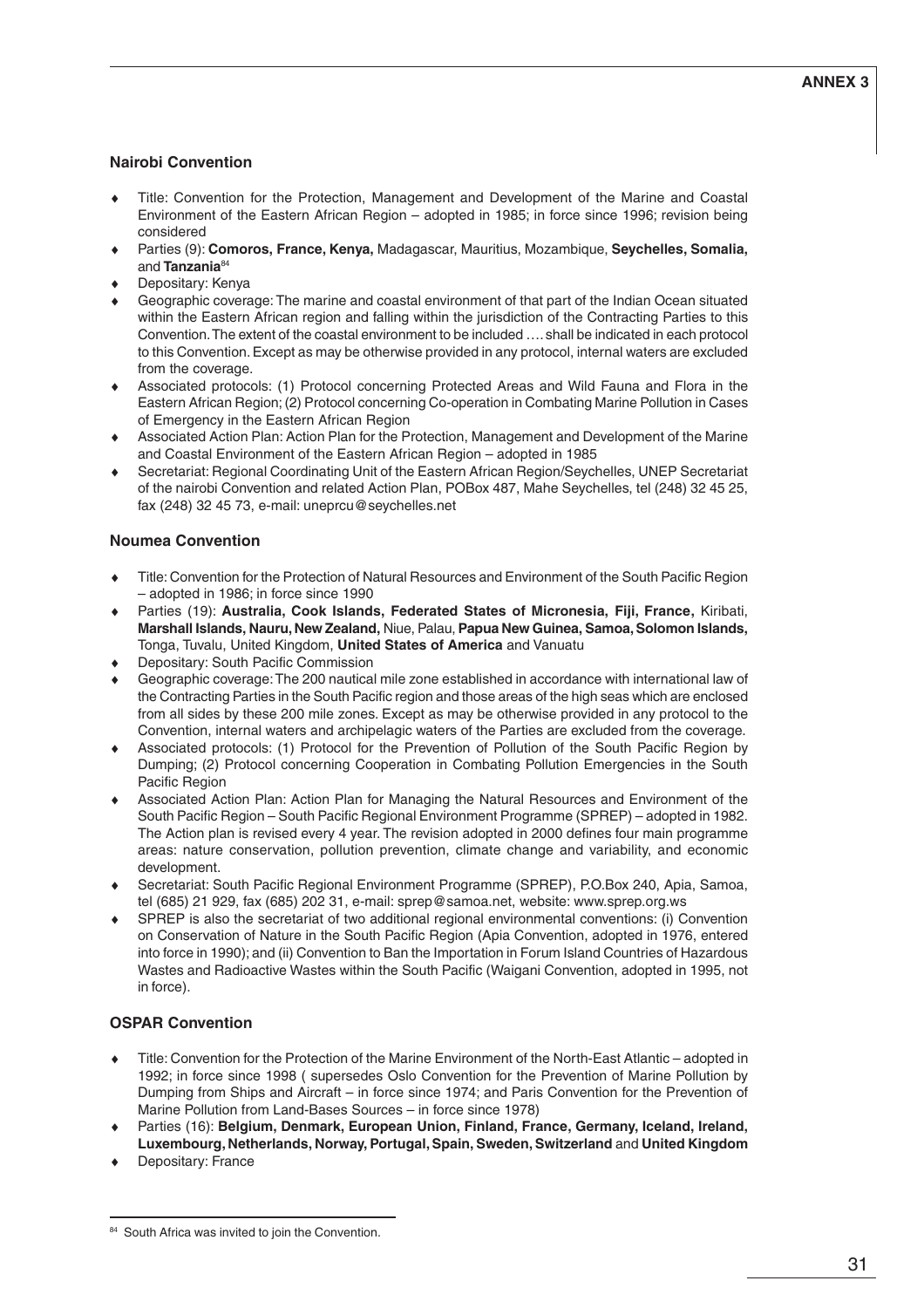### Nairobi Convention

- Title: Convention for the Protection, Management and Development of the Marine and Coastal Environment of the Eastern African Region – adopted in 1985; in force since 1996; revision being considered
- Parties (9): **Comoros, France, Kenya,** Madagascar, Mauritius, Mozambique, **Seychelles, Somalia,** and **Tanzania**[84]
- Depositary: Kenya
- Geographic coverage: The marine and coastal environment of that part of the Indian Ocean situated within the Eastern African region and falling within the jurisdiction of the Contracting Parties to this Convention. The extent of the coastal environment to be included …. shall be indicated in each protocol to this Convention. Except as may be otherwise provided in any protocol, internal waters are excluded from the coverage.
- Associated protocols: (1) Protocol concerning Protected Areas and Wild Fauna and Flora in the Eastern African Region; (2) Protocol concerning Co-operation in Combating Marine Pollution in Cases of Emergency in the Eastern African Region
- Associated Action Plan: Action Plan for the Protection, Management and Development of the Marine and Coastal Environment of the Eastern African Region – adopted in 1985
- Secretariat: Regional Coordinating Unit of the Eastern African Region/Seychelles, UNEP Secretariat of the nairobi Convention and related Action Plan, POBox 487, Mahe Seychelles, tel (248) 32 45 25, fax (248) 32 45 73, e-mail: uneprcu@seychelles.net

### Noumea Convention

- Title: Convention for the Protection of Natural Resources and Environment of the South Pacific Region – adopted in 1986; in force since 1990
- Parties (19): **Australia, Cook Islands, Federated States of Micronesia, Fiji, France,** Kiribati, **Marshall Islands, Nauru, New Zealand,** Niue, Palau, **Papua New Guinea, Samoa, Solomon Islands,** Tonga, Tuvalu, United Kingdom, **United States of America** and Vanuatu
- Depositary: South Pacific Commission
- Geographic coverage: The 200 nautical mile zone established in accordance with international law of the Contracting Parties in the South Pacific region and those areas of the high seas which are enclosed from all sides by these 200 mile zones. Except as may be otherwise provided in any protocol to the Convention, internal waters and archipelagic waters of the Parties are excluded from the coverage.
- Associated protocols: (1) Protocol for the Prevention of Pollution of the South Pacific Region by Dumping; (2) Protocol concerning Cooperation in Combating Pollution Emergencies in the South Pacific Region
- Associated Action Plan: Action Plan for Managing the Natural Resources and Environment of the South Pacific Region – South Pacific Regional Environment Programme (SPREP) – adopted in 1982. The Action plan is revised every 4 year. The revision adopted in 2000 defines four main programme areas: nature conservation, pollution prevention, climate change and variability, and economic development.
- Secretariat: South Pacific Regional Environment Programme (SPREP), P.O.Box 240, Apia, Samoa, tel (685) 21 929, fax (685) 202 31, e-mail: sprep@samoa.net, website: www.sprep.org.ws
- SPREP is also the secretariat of two additional regional environmental conventions: (i) Convention on Conservation of Nature in the South Pacific Region (Apia Convention, adopted in 1976, entered into force in 1990); and (ii) Convention to Ban the Importation in Forum Island Countries of Hazardous Wastes and Radioactive Wastes within the South Pacific (Waigani Convention, adopted in 1995, not in force).

### OSPAR Convention

- Title: Convention for the Protection of the Marine Environment of the North-East Atlantic – adopted in 1992; in force since 1998 ( supersedes Oslo Convention for the Prevention of Marine Pollution by Dumping from Ships and Aircraft – in force since 1974; and Paris Convention for the Prevention of Marine Pollution from Land-Bases Sources – in force since 1978)
- Parties (16): **Belgium, Denmark, European Union, Finland, France, Germany, Iceland, Ireland, Luxembourg, Netherlands, Norway, Portugal, Spain, Sweden, Switzerland** and **United Kingdom**
- Depositary: France

---

[84] South Africa was invited to join the Convention.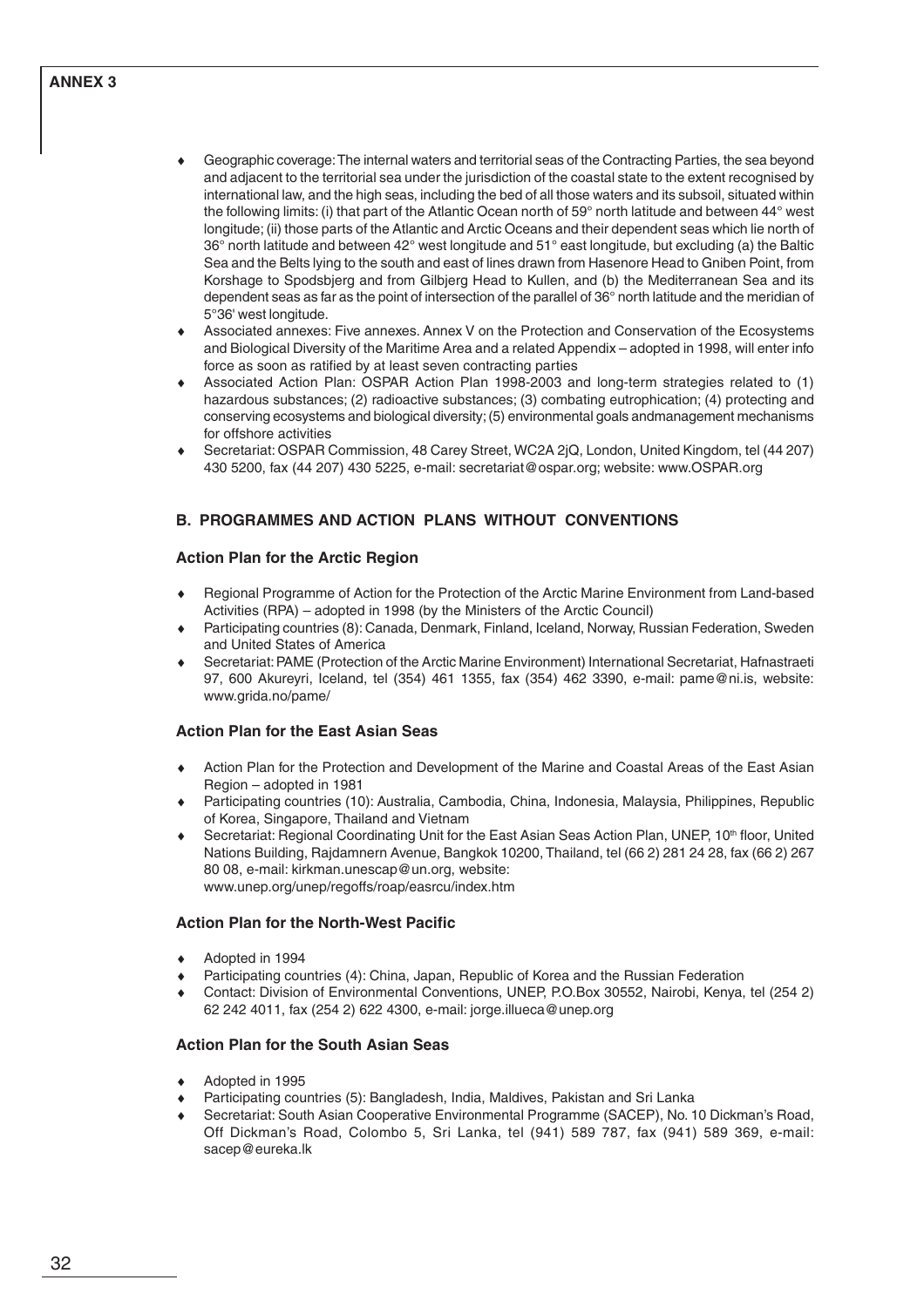- Geographic coverage: The internal waters and territorial seas of the Contracting Parties, the sea beyond and adjacent to the territorial sea under the jurisdiction of the coastal state to the extent recognised by international law, and the high seas, including the bed of all those waters and its subsoil, situated within the following limits: (i) that part of the Atlantic Ocean north of 59° north latitude and between 44° west longitude; (ii) those parts of the Atlantic and Arctic Oceans and their dependent seas which lie north of 36° north latitude and between 42° west longitude and 51° east longitude, but excluding (a) the Baltic Sea and the Belts lying to the south and east of lines drawn from Hasenore Head to Gniben Point, from Korshage to Spodsbjerg and from Gilbjerg Head to Kullen, and (b) the Mediterranean Sea and its dependent seas as far as the point of intersection of the parallel of 36° north latitude and the meridian of 5°36' west longitude.
- Associated annexes: Five annexes. Annex V on the Protection and Conservation of the Ecosystems and Biological Diversity of the Maritime Area and a related Appendix – adopted in 1998, will enter info force as soon as ratified by at least seven contracting parties
- Associated Action Plan: OSPAR Action Plan 1998-2003 and long-term strategies related to (1) hazardous substances; (2) radioactive substances; (3) combating eutrophication; (4) protecting and conserving ecosystems and biological diversity; (5) environmental goals andmanagement mechanisms for offshore activities
- Secretariat: OSPAR Commission, 48 Carey Street, WC2A 2jQ, London, United Kingdom, tel (44 207) 430 5200, fax (44 207) 430 5225, e-mail: secretariat@ospar.org; website: www.OSPAR.org

## B. PROGRAMMES AND ACTION PLANS WITHOUT CONVENTIONS

### Action Plan for the Arctic Region

- Regional Programme of Action for the Protection of the Arctic Marine Environment from Land-based Activities (RPA) – adopted in 1998 (by the Ministers of the Arctic Council)
- Participating countries (8): Canada, Denmark, Finland, Iceland, Norway, Russian Federation, Sweden and United States of America
- Secretariat: PAME (Protection of the Arctic Marine Environment) International Secretariat, Hafnastraeti 97, 600 Akureyri, Iceland, tel (354) 461 1355, fax (354) 462 3390, e-mail: pame@ni.is, website: www.grida.no/pame/

### Action Plan for the East Asian Seas

- Action Plan for the Protection and Development of the Marine and Coastal Areas of the East Asian Region – adopted in 1981
- Participating countries (10): Australia, Cambodia, China, Indonesia, Malaysia, Philippines, Republic of Korea, Singapore, Thailand and Vietnam
- Secretariat: Regional Coordinating Unit for the East Asian Seas Action Plan, UNEP, 10th floor, United Nations Building, Rajdamnern Avenue, Bangkok 10200, Thailand, tel (66 2) 281 24 28, fax (66 2) 267 80 08, e-mail: kirkman.unescap@un.org, website: www.unep.org/unep/regoffs/roap/easrcu/index.htm

### Action Plan for the North-West Pacific

- Adopted in 1994
- Participating countries (4): China, Japan, Republic of Korea and the Russian Federation
- Contact: Division of Environmental Conventions, UNEP, P.O.Box 30552, Nairobi, Kenya, tel (254 2) 62 242 4011, fax (254 2) 622 4300, e-mail: jorge.illueca@unep.org

### Action Plan for the South Asian Seas

- Adopted in 1995
- Participating countries (5): Bangladesh, India, Maldives, Pakistan and Sri Lanka
- Secretariat: South Asian Cooperative Environmental Programme (SACEP), No. 10 Dickman's Road, Off Dickman's Road, Colombo 5, Sri Lanka, tel (941) 589 787, fax (941) 589 369, e-mail: sacep@eureka.lk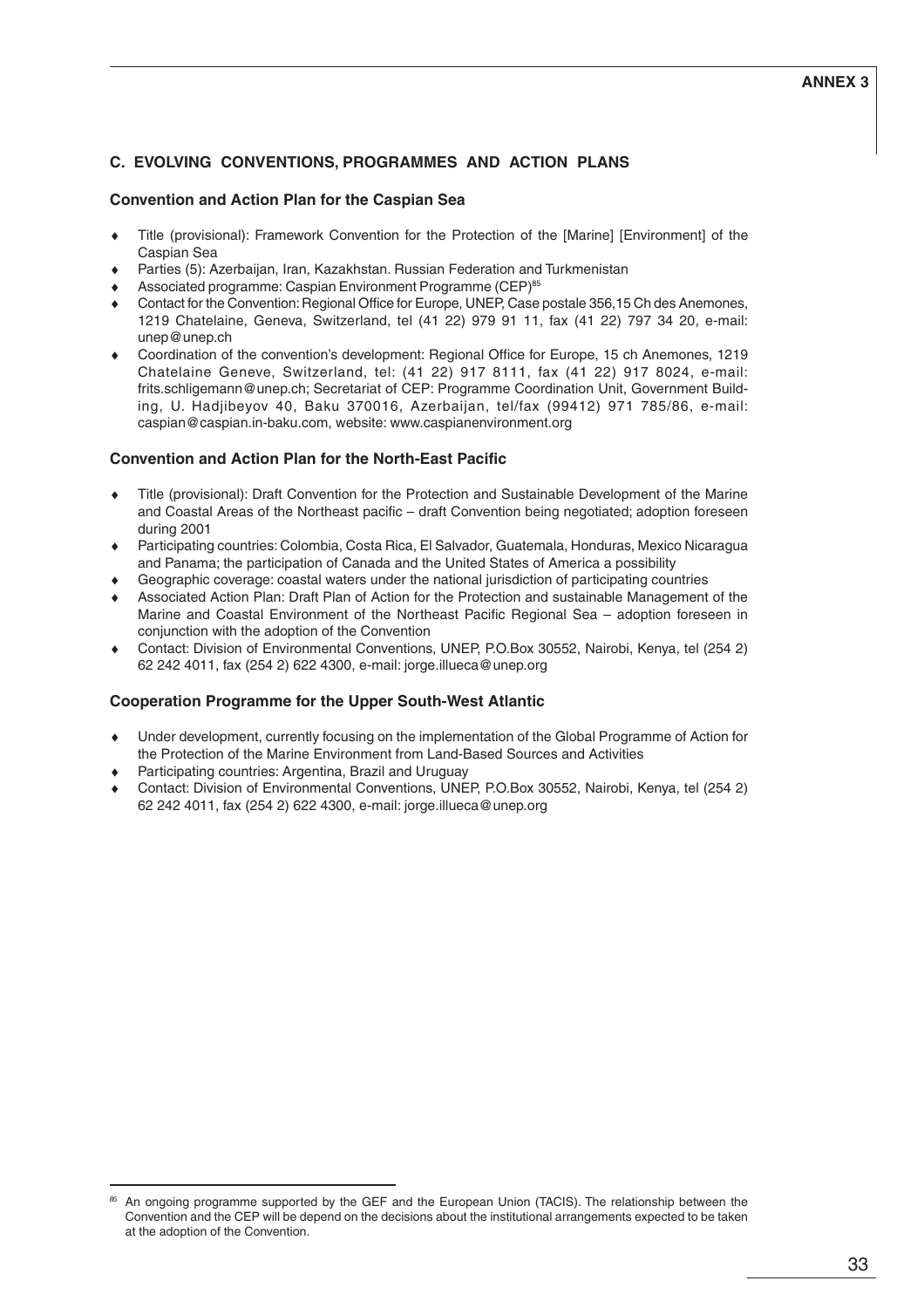## C. EVOLVING CONVENTIONS, PROGRAMMES AND ACTION PLANS

### Convention and Action Plan for the Caspian Sea

- Title (provisional): Framework Convention for the Protection of the [Marine] [Environment] of the Caspian Sea
- Parties (5): Azerbaijan, Iran, Kazakhstan. Russian Federation and Turkmenistan
- Associated programme: Caspian Environment Programme (CEP)[85]
- Contact for the Convention: Regional Office for Europe, UNEP, Case postale 356,15 Ch des Anemones, 1219 Chatelaine, Geneva, Switzerland, tel (41 22) 979 91 11, fax (41 22) 797 34 20, e-mail: unep@unep.ch
- Coordination of the convention's development: Regional Office for Europe, 15 ch Anemones, 1219 Chatelaine Geneve, Switzerland, tel: (41 22) 917 8111, fax (41 22) 917 8024, e-mail: frits.schligemann@unep.ch; Secretariat of CEP: Programme Coordination Unit, Government Building, U. Hadjibeyov 40, Baku 370016, Azerbaijan, tel/fax (99412) 971 785/86, e-mail: caspian@caspian.in-baku.com, website: www.caspianenvironment.org

### Convention and Action Plan for the North-East Pacific

- Title (provisional): Draft Convention for the Protection and Sustainable Development of the Marine and Coastal Areas of the Northeast pacific – draft Convention being negotiated; adoption foreseen during 2001
- Participating countries: Colombia, Costa Rica, El Salvador, Guatemala, Honduras, Mexico Nicaragua and Panama; the participation of Canada and the United States of America a possibility
- Geographic coverage: coastal waters under the national jurisdiction of participating countries
- Associated Action Plan: Draft Plan of Action for the Protection and sustainable Management of the Marine and Coastal Environment of the Northeast Pacific Regional Sea – adoption foreseen in conjunction with the adoption of the Convention
- Contact: Division of Environmental Conventions, UNEP, P.O.Box 30552, Nairobi, Kenya, tel (254 2) 62 242 4011, fax (254 2) 622 4300, e-mail: jorge.illueca@unep.org

### Cooperation Programme for the Upper South-West Atlantic

- Under development, currently focusing on the implementation of the Global Programme of Action for the Protection of the Marine Environment from Land-Based Sources and Activities
- Participating countries: Argentina, Brazil and Uruguay
- Contact: Division of Environmental Conventions, UNEP, P.O.Box 30552, Nairobi, Kenya, tel (254 2) 62 242 4011, fax (254 2) 622 4300, e-mail: jorge.illueca@unep.org

---

[85] An ongoing programme supported by the GEF and the European Union (TACIS). The relationship between the Convention and the CEP will be depend on the decisions about the institutional arrangements expected to be taken at the adoption of the Convention.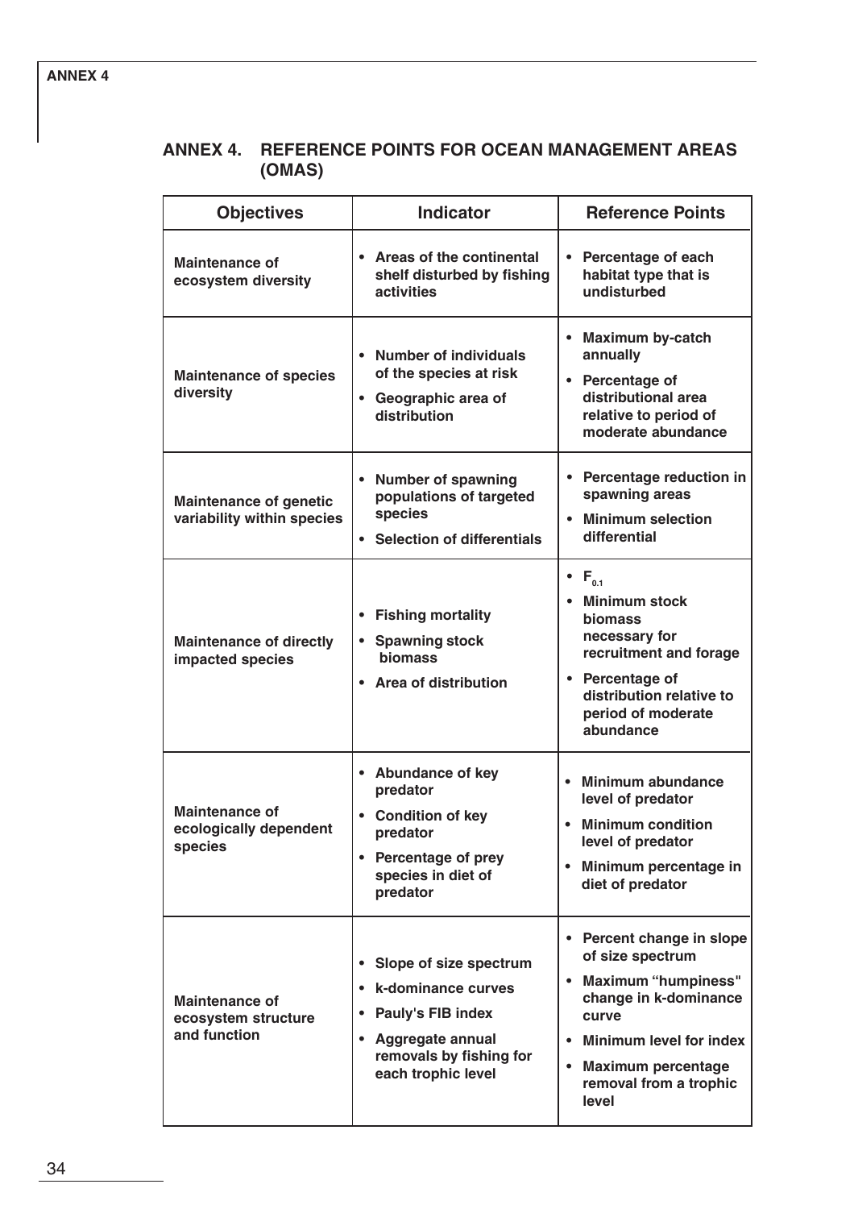## ANNEX 4. REFERENCE POINTS FOR OCEAN MANAGEMENT AREAS (OMAS)

| Objectives | Indicator | Reference Points |
|---|---|---|
| Maintenance of ecosystem diversity | • Areas of the continental shelf disturbed by fishing activities | • Percentage of each habitat type that is undisturbed |
| Maintenance of species diversity | • Number of individuals of the species at risk<br>• Geographic area of distribution | • Maximum by-catch annually<br>• Percentage of distributional area relative to period of moderate abundance |
| Maintenance of genetic variability within species | • Number of spawning populations of targeted species<br>• Selection of differentials | • Percentage reduction in spawning areas<br>• Minimum selection differential |
| Maintenance of directly impacted species | • Fishing mortality<br>• Spawning stock biomass<br>• Area of distribution | • $F_{0.1}$<br>• Minimum stock biomass necessary for recruitment and forage<br>• Percentage of distribution relative to period of moderate abundance |
| Maintenance of ecologically dependent species | • Abundance of key predator<br>• Condition of key predator<br>• Percentage of prey species in diet of predator | • Minimum abundance level of predator<br>• Minimum condition level of predator<br>• Minimum percentage in diet of predator |
| Maintenance of ecosystem structure and function | • Slope of size spectrum<br>• k-dominance curves<br>• Pauly's FIB index<br>• Aggregate annual removals by fishing for each trophic level | • Percent change in slope of size spectrum<br>• Maximum "humpiness" change in k-dominance curve<br>• Minimum level for index<br>• Maximum percentage removal from a trophic level |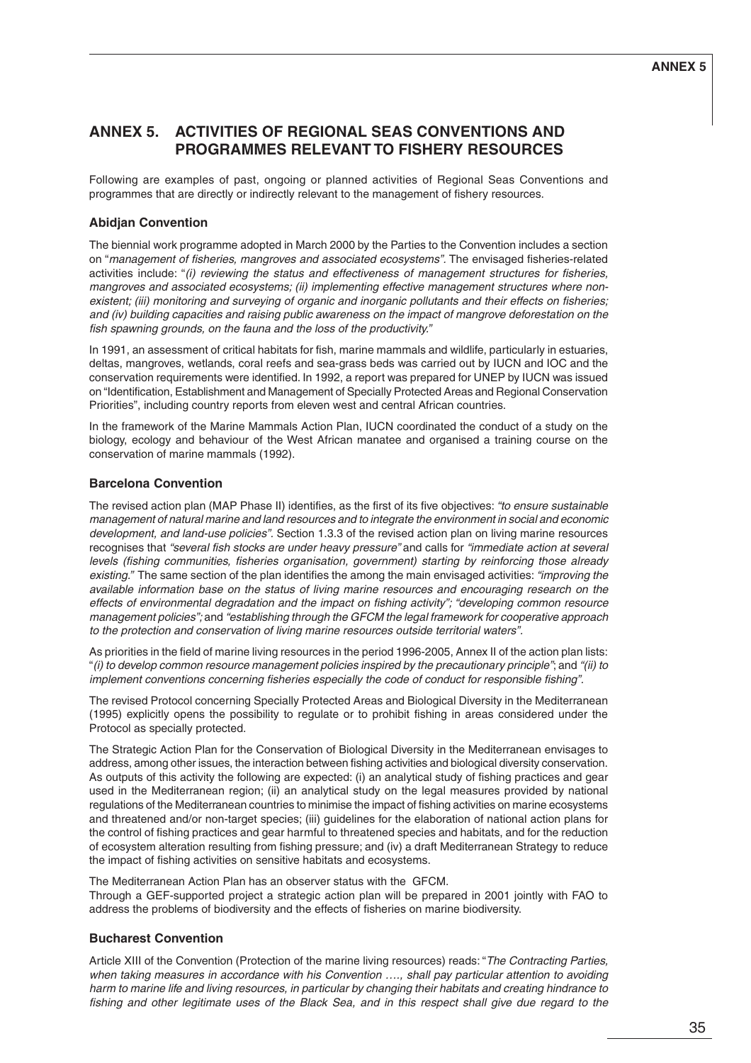# ANNEX 5. ACTIVITIES OF REGIONAL SEAS CONVENTIONS AND PROGRAMMES RELEVANT TO FISHERY RESOURCES

Following are examples of past, ongoing or planned activities of Regional Seas Conventions and programmes that are directly or indirectly relevant to the management of fishery resources.

### Abidjan Convention

The biennial work programme adopted in March 2000 by the Parties to the Convention includes a section on "*management of fisheries, mangroves and associated ecosystems*". The envisaged fisheries-related activities include: "*(i) reviewing the status and effectiveness of management structures for fisheries, mangroves and associated ecosystems; (ii) implementing effective management structures where non-existent; (iii) monitoring and surveying of organic and inorganic pollutants and their effects on fisheries; and (iv) building capacities and raising public awareness on the impact of mangrove deforestation on the fish spawning grounds, on the fauna and the loss of the productivity.*"

In 1991, an assessment of critical habitats for fish, marine mammals and wildlife, particularly in estuaries, deltas, mangroves, wetlands, coral reefs and sea-grass beds was carried out by IUCN and IOC and the conservation requirements were identified. In 1992, a report was prepared for UNEP by IUCN was issued on "Identification, Establishment and Management of Specially Protected Areas and Regional Conservation Priorities", including country reports from eleven west and central African countries.

In the framework of the Marine Mammals Action Plan, IUCN coordinated the conduct of a study on the biology, ecology and behaviour of the West African manatee and organised a training course on the conservation of marine mammals (1992).

### Barcelona Convention

The revised action plan (MAP Phase II) identifies, as the first of its five objectives: *"to ensure sustainable management of natural marine and land resources and to integrate the environment in social and economic development, and land-use policies".* Section 1.3.3 of the revised action plan on living marine resources recognises that *"several fish stocks are under heavy pressure"* and calls for *"immediate action at several levels (fishing communities, fisheries organisation, government) starting by reinforcing those already existing."* The same section of the plan identifies the among the main envisaged activities: *"improving the available information base on the status of living marine resources and encouraging research on the effects of environmental degradation and the impact on fishing activity"; "developing common resource management policies";* and *"establishing through the GFCM the legal framework for cooperative approach to the protection and conservation of living marine resources outside territorial waters".*

As priorities in the field of marine living resources in the period 1996-2005, Annex II of the action plan lists: "*(i) to develop common resource management policies inspired by the precautionary principle*"; and *"(ii) to implement conventions concerning fisheries especially the code of conduct for responsible fishing".*

The revised Protocol concerning Specially Protected Areas and Biological Diversity in the Mediterranean (1995) explicitly opens the possibility to regulate or to prohibit fishing in areas considered under the Protocol as specially protected.

The Strategic Action Plan for the Conservation of Biological Diversity in the Mediterranean envisages to address, among other issues, the interaction between fishing activities and biological diversity conservation. As outputs of this activity the following are expected: (i) an analytical study of fishing practices and gear used in the Mediterranean region; (ii) an analytical study on the legal measures provided by national regulations of the Mediterranean countries to minimise the impact of fishing activities on marine ecosystems and threatened and/or non-target species; (iii) guidelines for the elaboration of national action plans for the control of fishing practices and gear harmful to threatened species and habitats, and for the reduction of ecosystem alteration resulting from fishing pressure; and (iv) a draft Mediterranean Strategy to reduce the impact of fishing activities on sensitive habitats and ecosystems.

The Mediterranean Action Plan has an observer status with the GFCM.
Through a GEF-supported project a strategic action plan will be prepared in 2001 jointly with FAO to address the problems of biodiversity and the effects of fisheries on marine biodiversity.

### Bucharest Convention

Article XIII of the Convention (Protection of the marine living resources) reads: "*The Contracting Parties, when taking measures in accordance with his Convention …., shall pay particular attention to avoiding harm to marine life and living resources, in particular by changing their habitats and creating hindrance to fishing and other legitimate uses of the Black Sea, and in this respect shall give due regard to the*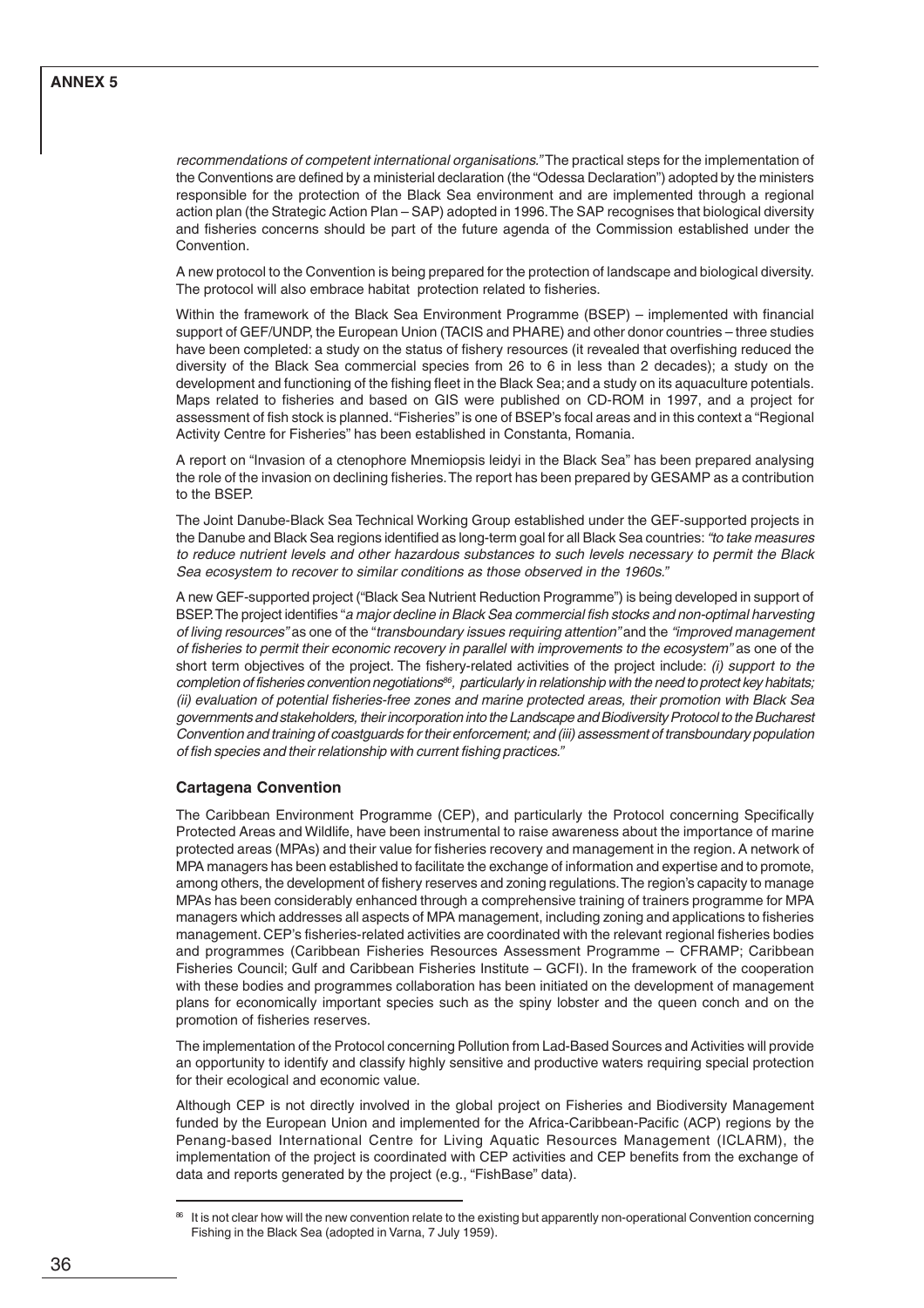*recommendations of competent international organisations."* The practical steps for the implementation of the Conventions are defined by a ministerial declaration (the "Odessa Declaration") adopted by the ministers responsible for the protection of the Black Sea environment and are implemented through a regional action plan (the Strategic Action Plan – SAP) adopted in 1996. The SAP recognises that biological diversity and fisheries concerns should be part of the future agenda of the Commission established under the Convention.

A new protocol to the Convention is being prepared for the protection of landscape and biological diversity. The protocol will also embrace habitat protection related to fisheries.

Within the framework of the Black Sea Environment Programme (BSEP) – implemented with financial support of GEF/UNDP, the European Union (TACIS and PHARE) and other donor countries – three studies have been completed: a study on the status of fishery resources (it revealed that overfishing reduced the diversity of the Black Sea commercial species from 26 to 6 in less than 2 decades); a study on the development and functioning of the fishing fleet in the Black Sea; and a study on its aquaculture potentials. Maps related to fisheries and based on GIS were published on CD-ROM in 1997, and a project for assessment of fish stock is planned. "Fisheries" is one of BSEP's focal areas and in this context a "Regional Activity Centre for Fisheries" has been established in Constanta, Romania.

A report on "Invasion of a ctenophore Mnemiopsis leidyi in the Black Sea" has been prepared analysing the role of the invasion on declining fisheries. The report has been prepared by GESAMP as a contribution to the BSEP.

The Joint Danube-Black Sea Technical Working Group established under the GEF-supported projects in the Danube and Black Sea regions identified as long-term goal for all Black Sea countries: *"to take measures to reduce nutrient levels and other hazardous substances to such levels necessary to permit the Black Sea ecosystem to recover to similar conditions as those observed in the 1960s."*

A new GEF-supported project ("Black Sea Nutrient Reduction Programme") is being developed in support of BSEP. The project identifies "*a major decline in Black Sea commercial fish stocks and non-optimal harvesting of living resources"* as one of the "*transboundary issues requiring attention"* and the *"improved management of fisheries to permit their economic recovery in parallel with improvements to the ecosystem"* as one of the short term objectives of the project. The fishery-related activities of the project include: *(i) support to the completion of fisheries convention negotiations*[86]*, particularly in relationship with the need to protect key habitats; (ii) evaluation of potential fisheries-free zones and marine protected areas, their promotion with Black Sea governments and stakeholders, their incorporation into the Landscape and Biodiversity Protocol to the Bucharest Convention and training of coastguards for their enforcement; and (iii) assessment of transboundary population of fish species and their relationship with current fishing practices."*

### Cartagena Convention

The Caribbean Environment Programme (CEP), and particularly the Protocol concerning Specifically Protected Areas and Wildlife, have been instrumental to raise awareness about the importance of marine protected areas (MPAs) and their value for fisheries recovery and management in the region. A network of MPA managers has been established to facilitate the exchange of information and expertise and to promote, among others, the development of fishery reserves and zoning regulations. The region's capacity to manage MPAs has been considerably enhanced through a comprehensive training of trainers programme for MPA managers which addresses all aspects of MPA management, including zoning and applications to fisheries management. CEP's fisheries-related activities are coordinated with the relevant regional fisheries bodies and programmes (Caribbean Fisheries Resources Assessment Programme – CFRAMP; Caribbean Fisheries Council; Gulf and Caribbean Fisheries Institute – GCFI). In the framework of the cooperation with these bodies and programmes collaboration has been initiated on the development of management plans for economically important species such as the spiny lobster and the queen conch and on the promotion of fisheries reserves.

The implementation of the Protocol concerning Pollution from Lad-Based Sources and Activities will provide an opportunity to identify and classify highly sensitive and productive waters requiring special protection for their ecological and economic value.

Although CEP is not directly involved in the global project on Fisheries and Biodiversity Management funded by the European Union and implemented for the Africa-Caribbean-Pacific (ACP) regions by the Penang-based International Centre for Living Aquatic Resources Management (ICLARM), the implementation of the project is coordinated with CEP activities and CEP benefits from the exchange of data and reports generated by the project (e.g., "FishBase" data).

---

[86] It is not clear how will the new convention relate to the existing but apparently non-operational Convention concerning Fishing in the Black Sea (adopted in Varna, 7 July 1959).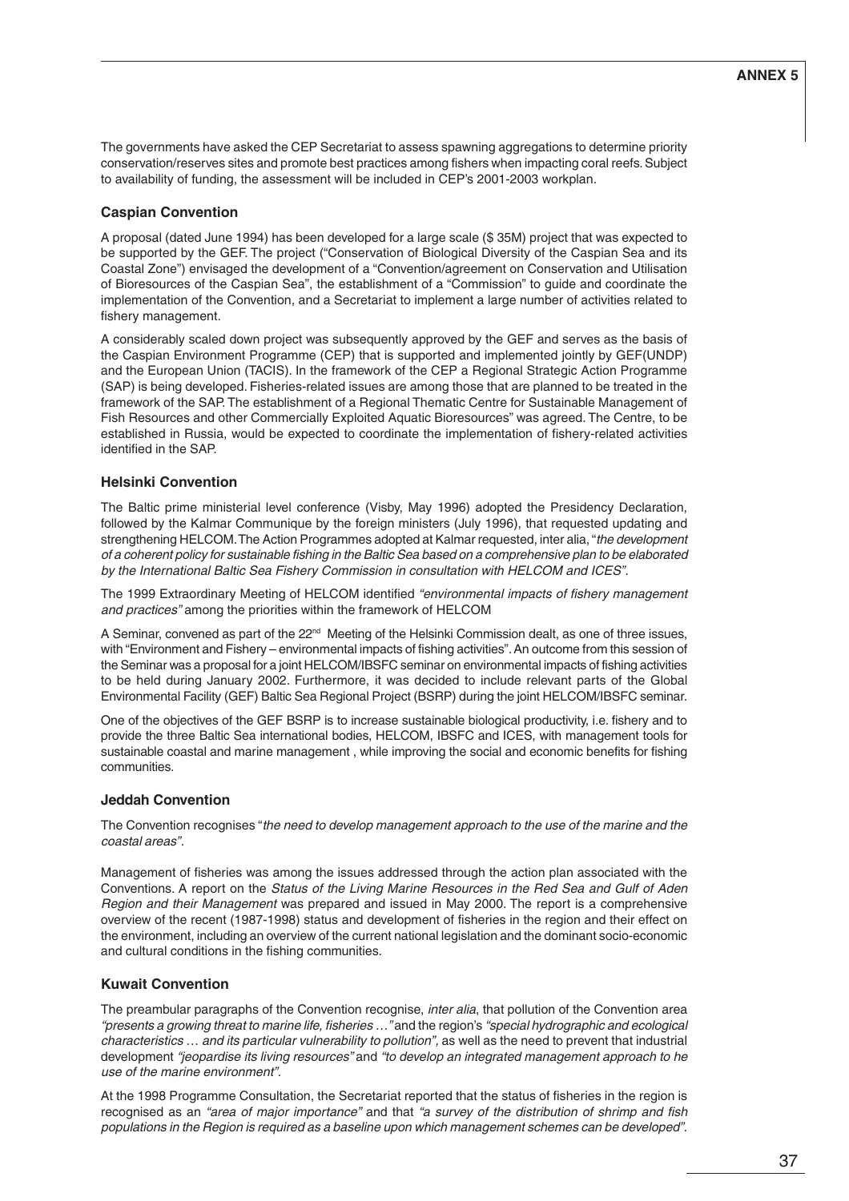The governments have asked the CEP Secretariat to assess spawning aggregations to determine priority conservation/reserves sites and promote best practices among fishers when impacting coral reefs. Subject to availability of funding, the assessment will be included in CEP's 2001-2003 workplan.

### Caspian Convention

A proposal (dated June 1994) has been developed for a large scale ($ 35M) project that was expected to be supported by the GEF. The project ("Conservation of Biological Diversity of the Caspian Sea and its Coastal Zone") envisaged the development of a "Convention/agreement on Conservation and Utilisation of Bioresources of the Caspian Sea", the establishment of a "Commission" to guide and coordinate the implementation of the Convention, and a Secretariat to implement a large number of activities related to fishery management.

A considerably scaled down project was subsequently approved by the GEF and serves as the basis of the Caspian Environment Programme (CEP) that is supported and implemented jointly by GEF(UNDP) and the European Union (TACIS). In the framework of the CEP a Regional Strategic Action Programme (SAP) is being developed. Fisheries-related issues are among those that are planned to be treated in the framework of the SAP. The establishment of a Regional Thematic Centre for Sustainable Management of Fish Resources and other Commercially Exploited Aquatic Bioresources" was agreed. The Centre, to be established in Russia, would be expected to coordinate the implementation of fishery-related activities identified in the SAP.

### Helsinki Convention

The Baltic prime ministerial level conference (Visby, May 1996) adopted the Presidency Declaration, followed by the Kalmar Communique by the foreign ministers (July 1996), that requested updating and strengthening HELCOM. The Action Programmes adopted at Kalmar requested, inter alia, "*the development of a coherent policy for sustainable fishing in the Baltic Sea based on a comprehensive plan to be elaborated by the International Baltic Sea Fishery Commission in consultation with HELCOM and ICES"*.

The 1999 Extraordinary Meeting of HELCOM identified *"environmental impacts of fishery management and practices"* among the priorities within the framework of HELCOM

A Seminar, convened as part of the 22nd Meeting of the Helsinki Commission dealt, as one of three issues, with "Environment and Fishery – environmental impacts of fishing activities". An outcome from this session of the Seminar was a proposal for a joint HELCOM/IBSFC seminar on environmental impacts of fishing activities to be held during January 2002. Furthermore, it was decided to include relevant parts of the Global Environmental Facility (GEF) Baltic Sea Regional Project (BSRP) during the joint HELCOM/IBSFC seminar.

One of the objectives of the GEF BSRP is to increase sustainable biological productivity, i.e. fishery and to provide the three Baltic Sea international bodies, HELCOM, IBSFC and ICES, with management tools for sustainable coastal and marine management , while improving the social and economic benefits for fishing communities.

### Jeddah Convention

The Convention recognises "*the need to develop management approach to the use of the marine and the coastal areas"*.

Management of fisheries was among the issues addressed through the action plan associated with the Conventions. A report on the *Status of the Living Marine Resources in the Red Sea and Gulf of Aden Region and their Management* was prepared and issued in May 2000. The report is a comprehensive overview of the recent (1987-1998) status and development of fisheries in the region and their effect on the environment, including an overview of the current national legislation and the dominant socio-economic and cultural conditions in the fishing communities.

### Kuwait Convention

The preambular paragraphs of the Convention recognise, *inter alia*, that pollution of the Convention area *"presents a growing threat to marine life, fisheries …"* and the region's *"special hydrographic and ecological characteristics … and its particular vulnerability to pollution",* as well as the need to prevent that industrial development *"jeopardise its living resources"* and *"to develop an integrated management approach to he use of the marine environment".*

At the 1998 Programme Consultation, the Secretariat reported that the status of fisheries in the region is recognised as an *"area of major importance"* and that *"a survey of the distribution of shrimp and fish populations in the Region is required as a baseline upon which management schemes can be developed".*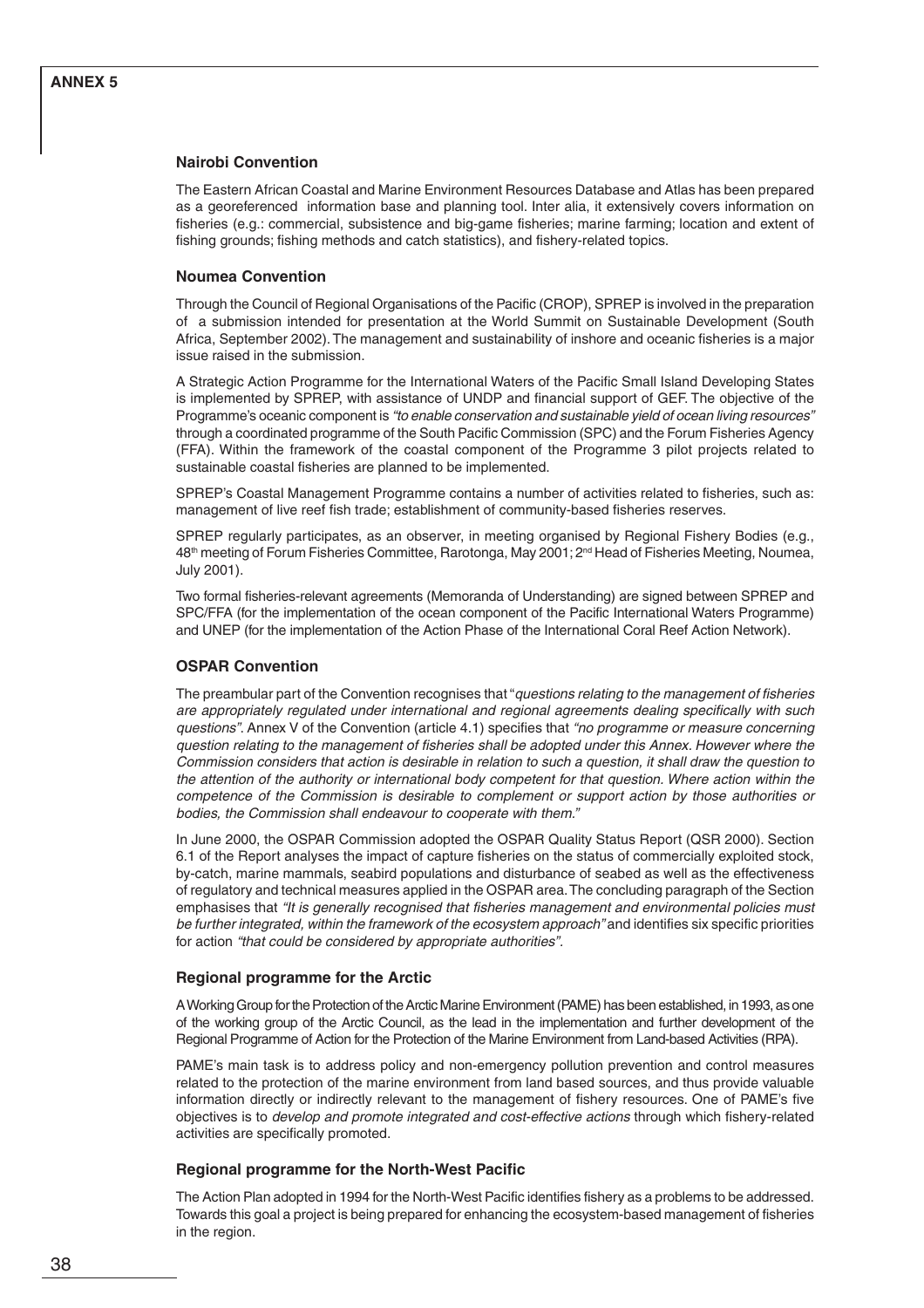### Nairobi Convention

The Eastern African Coastal and Marine Environment Resources Database and Atlas has been prepared as a georeferenced information base and planning tool. Inter alia, it extensively covers information on fisheries (e.g.: commercial, subsistence and big-game fisheries; marine farming; location and extent of fishing grounds; fishing methods and catch statistics), and fishery-related topics.

### Noumea Convention

Through the Council of Regional Organisations of the Pacific (CROP), SPREP is involved in the preparation of a submission intended for presentation at the World Summit on Sustainable Development (South Africa, September 2002). The management and sustainability of inshore and oceanic fisheries is a major issue raised in the submission.

A Strategic Action Programme for the International Waters of the Pacific Small Island Developing States is implemented by SPREP, with assistance of UNDP and financial support of GEF. The objective of the Programme's oceanic component is *"to enable conservation and sustainable yield of ocean living resources"* through a coordinated programme of the South Pacific Commission (SPC) and the Forum Fisheries Agency (FFA). Within the framework of the coastal component of the Programme 3 pilot projects related to sustainable coastal fisheries are planned to be implemented.

SPREP's Coastal Management Programme contains a number of activities related to fisheries, such as: management of live reef fish trade; establishment of community-based fisheries reserves.

SPREP regularly participates, as an observer, in meeting organised by Regional Fishery Bodies (e.g., 48th meeting of Forum Fisheries Committee, Rarotonga, May 2001; 2nd Head of Fisheries Meeting, Noumea, July 2001).

Two formal fisheries-relevant agreements (Memoranda of Understanding) are signed between SPREP and SPC/FFA (for the implementation of the ocean component of the Pacific International Waters Programme) and UNEP (for the implementation of the Action Phase of the International Coral Reef Action Network).

### OSPAR Convention

The preambular part of the Convention recognises that "*questions relating to the management of fisheries are appropriately regulated under international and regional agreements dealing specifically with such questions"*. Annex V of the Convention (article 4.1) specifies that *"no programme or measure concerning question relating to the management of fisheries shall be adopted under this Annex. However where the Commission considers that action is desirable in relation to such a question, it shall draw the question to the attention of the authority or international body competent for that question. Where action within the competence of the Commission is desirable to complement or support action by those authorities or bodies, the Commission shall endeavour to cooperate with them."*

In June 2000, the OSPAR Commission adopted the OSPAR Quality Status Report (QSR 2000). Section 6.1 of the Report analyses the impact of capture fisheries on the status of commercially exploited stock, by-catch, marine mammals, seabird populations and disturbance of seabed as well as the effectiveness of regulatory and technical measures applied in the OSPAR area. The concluding paragraph of the Section emphasises that *"It is generally recognised that fisheries management and environmental policies must be further integrated, within the framework of the ecosystem approach"* and identifies six specific priorities for action *"that could be considered by appropriate authorities"*.

### Regional programme for the Arctic

A Working Group for the Protection of the Arctic Marine Environment (PAME) has been established, in 1993, as one of the working group of the Arctic Council, as the lead in the implementation and further development of the Regional Programme of Action for the Protection of the Marine Environment from Land-based Activities (RPA).

PAME's main task is to address policy and non-emergency pollution prevention and control measures related to the protection of the marine environment from land based sources, and thus provide valuable information directly or indirectly relevant to the management of fishery resources. One of PAME's five objectives is to *develop and promote integrated and cost-effective actions* through which fishery-related activities are specifically promoted.

### Regional programme for the North-West Pacific

The Action Plan adopted in 1994 for the North-West Pacific identifies fishery as a problems to be addressed. Towards this goal a project is being prepared for enhancing the ecosystem-based management of fisheries in the region.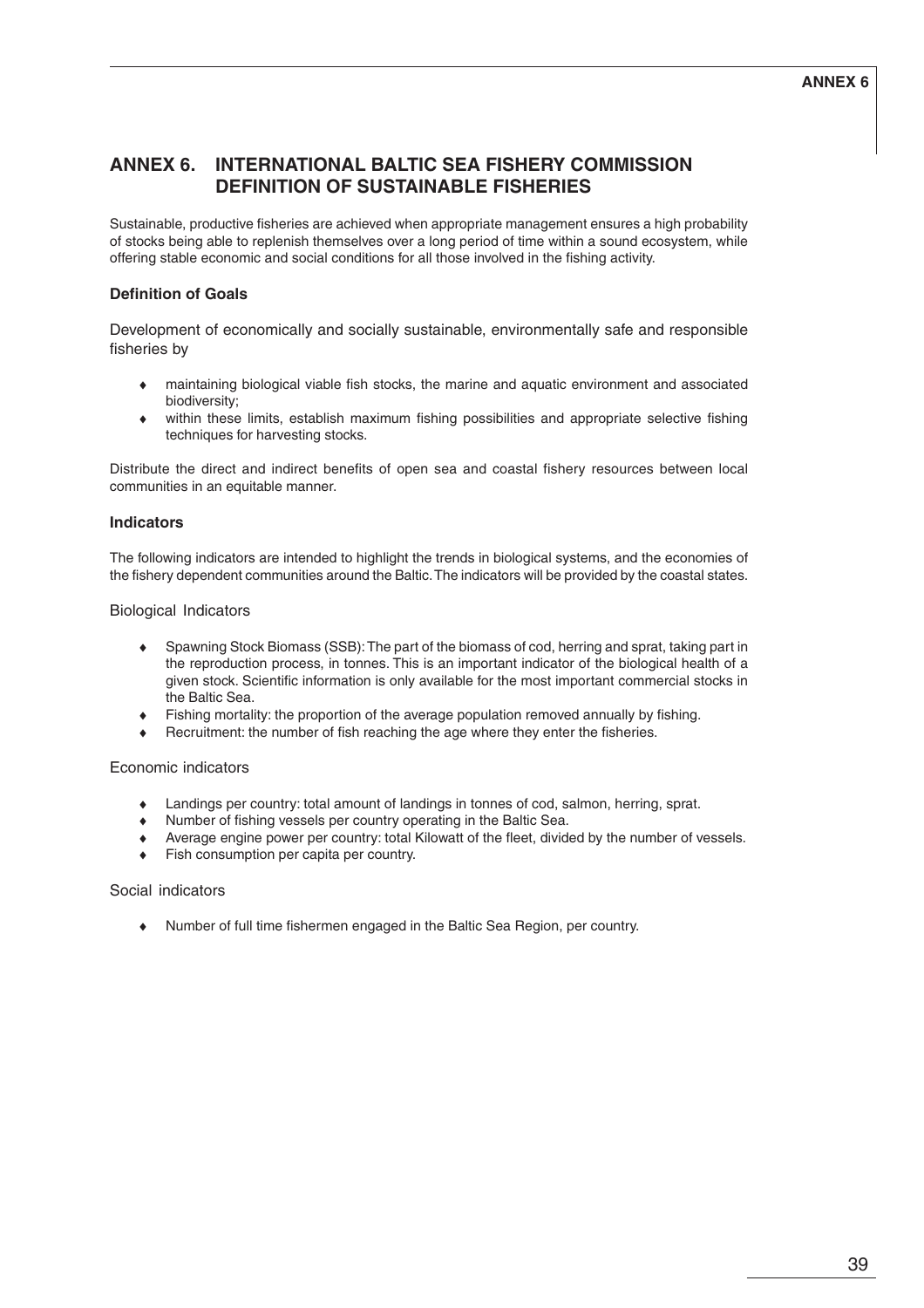# ANNEX 6. INTERNATIONAL BALTIC SEA FISHERY COMMISSION DEFINITION OF SUSTAINABLE FISHERIES

Sustainable, productive fisheries are achieved when appropriate management ensures a high probability of stocks being able to replenish themselves over a long period of time within a sound ecosystem, while offering stable economic and social conditions for all those involved in the fishing activity.

### Definition of Goals

Development of economically and socially sustainable, environmentally safe and responsible fisheries by

- maintaining biological viable fish stocks, the marine and aquatic environment and associated biodiversity;
- within these limits, establish maximum fishing possibilities and appropriate selective fishing techniques for harvesting stocks.

Distribute the direct and indirect benefits of open sea and coastal fishery resources between local communities in an equitable manner.

### Indicators

The following indicators are intended to highlight the trends in biological systems, and the economies of the fishery dependent communities around the Baltic. The indicators will be provided by the coastal states.

#### Biological Indicators

- Spawning Stock Biomass (SSB): The part of the biomass of cod, herring and sprat, taking part in the reproduction process, in tonnes. This is an important indicator of the biological health of a given stock. Scientific information is only available for the most important commercial stocks in the Baltic Sea.
- Fishing mortality: the proportion of the average population removed annually by fishing.
- Recruitment: the number of fish reaching the age where they enter the fisheries.

#### Economic indicators

- Landings per country: total amount of landings in tonnes of cod, salmon, herring, sprat.
- Number of fishing vessels per country operating in the Baltic Sea.
- Average engine power per country: total Kilowatt of the fleet, divided by the number of vessels.
- Fish consumption per capita per country.

#### Social indicators

- Number of full time fishermen engaged in the Baltic Sea Region, per country.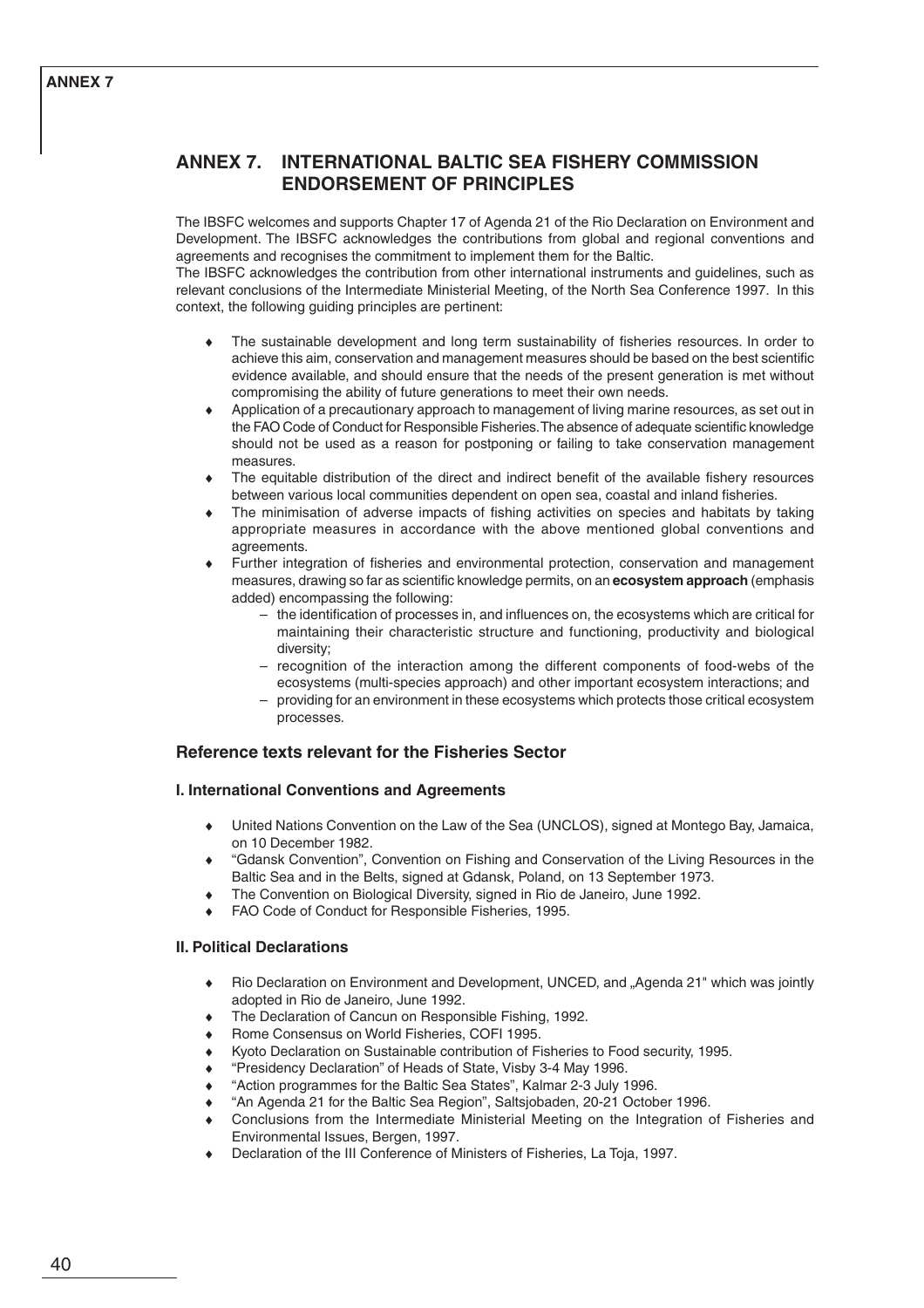## ANNEX 7. INTERNATIONAL BALTIC SEA FISHERY COMMISSION ENDORSEMENT OF PRINCIPLES

The IBSFC welcomes and supports Chapter 17 of Agenda 21 of the Rio Declaration on Environment and Development. The IBSFC acknowledges the contributions from global and regional conventions and agreements and recognises the commitment to implement them for the Baltic.

The IBSFC acknowledges the contribution from other international instruments and guidelines, such as relevant conclusions of the Intermediate Ministerial Meeting, of the North Sea Conference 1997. In this context, the following guiding principles are pertinent:

- The sustainable development and long term sustainability of fisheries resources. In order to achieve this aim, conservation and management measures should be based on the best scientific evidence available, and should ensure that the needs of the present generation is met without compromising the ability of future generations to meet their own needs.
- Application of a precautionary approach to management of living marine resources, as set out in the FAO Code of Conduct for Responsible Fisheries. The absence of adequate scientific knowledge should not be used as a reason for postponing or failing to take conservation management measures.
- The equitable distribution of the direct and indirect benefit of the available fishery resources between various local communities dependent on open sea, coastal and inland fisheries.
- The minimisation of adverse impacts of fishing activities on species and habitats by taking appropriate measures in accordance with the above mentioned global conventions and agreements.
- Further integration of fisheries and environmental protection, conservation and management measures, drawing so far as scientific knowledge permits, on an **ecosystem approach** (emphasis added) encompassing the following:
  - the identification of processes in, and influences on, the ecosystems which are critical for maintaining their characteristic structure and functioning, productivity and biological diversity;
  - recognition of the interaction among the different components of food-webs of the ecosystems (multi-species approach) and other important ecosystem interactions; and
  - providing for an environment in these ecosystems which protects those critical ecosystem processes.

### Reference texts relevant for the Fisheries Sector

#### I. International Conventions and Agreements

- United Nations Convention on the Law of the Sea (UNCLOS), signed at Montego Bay, Jamaica, on 10 December 1982.
- "Gdansk Convention", Convention on Fishing and Conservation of the Living Resources in the Baltic Sea and in the Belts, signed at Gdansk, Poland, on 13 September 1973.
- The Convention on Biological Diversity, signed in Rio de Janeiro, June 1992.
- FAO Code of Conduct for Responsible Fisheries, 1995.

#### II. Political Declarations

- Rio Declaration on Environment and Development, UNCED, and „Agenda 21" which was jointly adopted in Rio de Janeiro, June 1992.
- The Declaration of Cancun on Responsible Fishing, 1992.
- Rome Consensus on World Fisheries, COFI 1995.
- Kyoto Declaration on Sustainable contribution of Fisheries to Food security, 1995.
- "Presidency Declaration" of Heads of State, Visby 3-4 May 1996.
- "Action programmes for the Baltic Sea States", Kalmar 2-3 July 1996.
- "An Agenda 21 for the Baltic Sea Region", Saltsjobaden, 20-21 October 1996.
- Conclusions from the Intermediate Ministerial Meeting on the Integration of Fisheries and Environmental Issues, Bergen, 1997.
- Declaration of the III Conference of Ministers of Fisheries, La Toja, 1997.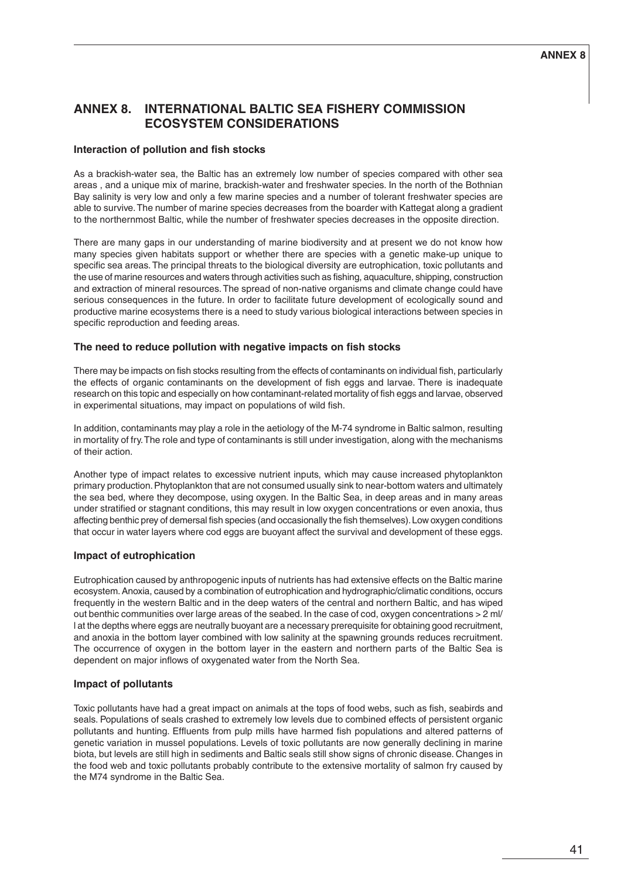# ANNEX 8. INTERNATIONAL BALTIC SEA FISHERY COMMISSION ECOSYSTEM CONSIDERATIONS

### Interaction of pollution and fish stocks

As a brackish-water sea, the Baltic has an extremely low number of species compared with other sea areas , and a unique mix of marine, brackish-water and freshwater species. In the north of the Bothnian Bay salinity is very low and only a few marine species and a number of tolerant freshwater species are able to survive. The number of marine species decreases from the boarder with Kattegat along a gradient to the northernmost Baltic, while the number of freshwater species decreases in the opposite direction.

There are many gaps in our understanding of marine biodiversity and at present we do not know how many species given habitats support or whether there are species with a genetic make-up unique to specific sea areas. The principal threats to the biological diversity are eutrophication, toxic pollutants and the use of marine resources and waters through activities such as fishing, aquaculture, shipping, construction and extraction of mineral resources. The spread of non-native organisms and climate change could have serious consequences in the future. In order to facilitate future development of ecologically sound and productive marine ecosystems there is a need to study various biological interactions between species in specific reproduction and feeding areas.

### The need to reduce pollution with negative impacts on fish stocks

There may be impacts on fish stocks resulting from the effects of contaminants on individual fish, particularly the effects of organic contaminants on the development of fish eggs and larvae. There is inadequate research on this topic and especially on how contaminant-related mortality of fish eggs and larvae, observed in experimental situations, may impact on populations of wild fish.

In addition, contaminants may play a role in the aetiology of the M-74 syndrome in Baltic salmon, resulting in mortality of fry. The role and type of contaminants is still under investigation, along with the mechanisms of their action.

Another type of impact relates to excessive nutrient inputs, which may cause increased phytoplankton primary production. Phytoplankton that are not consumed usually sink to near-bottom waters and ultimately the sea bed, where they decompose, using oxygen. In the Baltic Sea, in deep areas and in many areas under stratified or stagnant conditions, this may result in low oxygen concentrations or even anoxia, thus affecting benthic prey of demersal fish species (and occasionally the fish themselves). Low oxygen conditions that occur in water layers where cod eggs are buoyant affect the survival and development of these eggs.

### Impact of eutrophication

Eutrophication caused by anthropogenic inputs of nutrients has had extensive effects on the Baltic marine ecosystem. Anoxia, caused by a combination of eutrophication and hydrographic/climatic conditions, occurs frequently in the western Baltic and in the deep waters of the central and northern Baltic, and has wiped out benthic communities over large areas of the seabed. In the case of cod, oxygen concentrations > 2 ml/l at the depths where eggs are neutrally buoyant are a necessary prerequisite for obtaining good recruitment, and anoxia in the bottom layer combined with low salinity at the spawning grounds reduces recruitment. The occurrence of oxygen in the bottom layer in the eastern and northern parts of the Baltic Sea is dependent on major inflows of oxygenated water from the North Sea.

### Impact of pollutants

Toxic pollutants have had a great impact on animals at the tops of food webs, such as fish, seabirds and seals. Populations of seals crashed to extremely low levels due to combined effects of persistent organic pollutants and hunting. Effluents from pulp mills have harmed fish populations and altered patterns of genetic variation in mussel populations. Levels of toxic pollutants are now generally declining in marine biota, but levels are still high in sediments and Baltic seals still show signs of chronic disease. Changes in the food web and toxic pollutants probably contribute to the extensive mortality of salmon fry caused by the M74 syndrome in the Baltic Sea.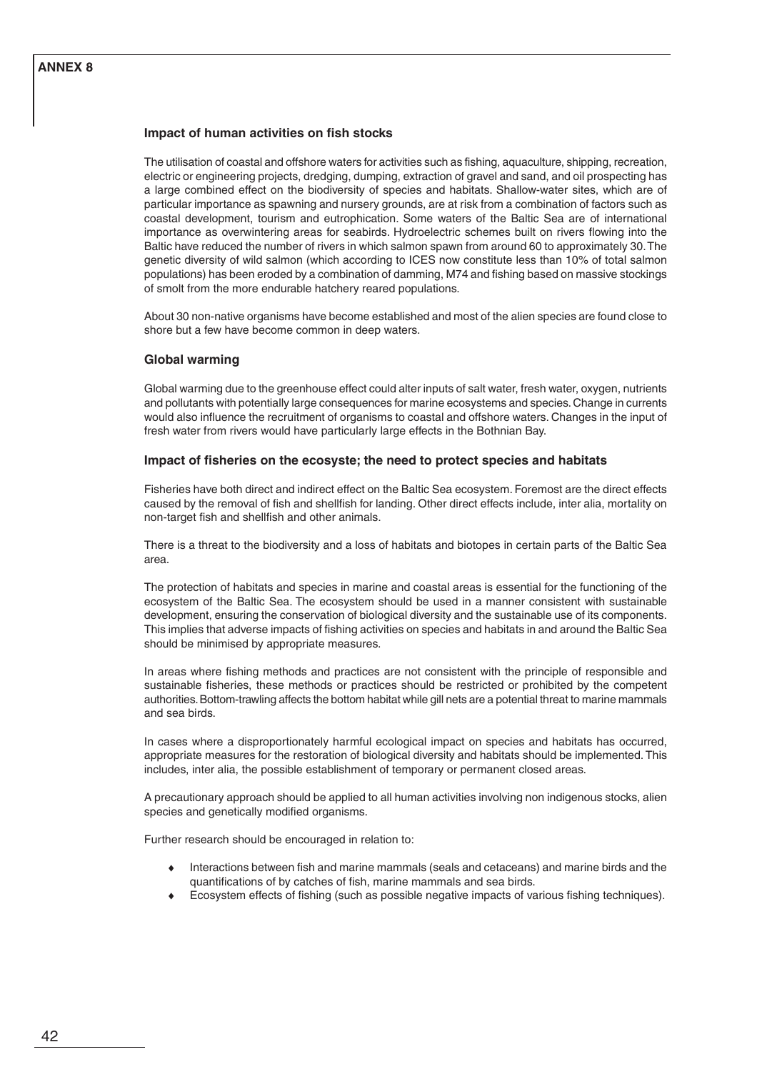### Impact of human activities on fish stocks

The utilisation of coastal and offshore waters for activities such as fishing, aquaculture, shipping, recreation, electric or engineering projects, dredging, dumping, extraction of gravel and sand, and oil prospecting has a large combined effect on the biodiversity of species and habitats. Shallow-water sites, which are of particular importance as spawning and nursery grounds, are at risk from a combination of factors such as coastal development, tourism and eutrophication. Some waters of the Baltic Sea are of international importance as overwintering areas for seabirds. Hydroelectric schemes built on rivers flowing into the Baltic have reduced the number of rivers in which salmon spawn from around 60 to approximately 30. The genetic diversity of wild salmon (which according to ICES now constitute less than 10% of total salmon populations) has been eroded by a combination of damming, M74 and fishing based on massive stockings of smolt from the more endurable hatchery reared populations.

About 30 non-native organisms have become established and most of the alien species are found close to shore but a few have become common in deep waters.

### Global warming

Global warming due to the greenhouse effect could alter inputs of salt water, fresh water, oxygen, nutrients and pollutants with potentially large consequences for marine ecosystems and species. Change in currents would also influence the recruitment of organisms to coastal and offshore waters. Changes in the input of fresh water from rivers would have particularly large effects in the Bothnian Bay.

### Impact of fisheries on the ecosyste; the need to protect species and habitats

Fisheries have both direct and indirect effect on the Baltic Sea ecosystem. Foremost are the direct effects caused by the removal of fish and shellfish for landing. Other direct effects include, inter alia, mortality on non-target fish and shellfish and other animals.

There is a threat to the biodiversity and a loss of habitats and biotopes in certain parts of the Baltic Sea area.

The protection of habitats and species in marine and coastal areas is essential for the functioning of the ecosystem of the Baltic Sea. The ecosystem should be used in a manner consistent with sustainable development, ensuring the conservation of biological diversity and the sustainable use of its components. This implies that adverse impacts of fishing activities on species and habitats in and around the Baltic Sea should be minimised by appropriate measures.

In areas where fishing methods and practices are not consistent with the principle of responsible and sustainable fisheries, these methods or practices should be restricted or prohibited by the competent authorities. Bottom-trawling affects the bottom habitat while gill nets are a potential threat to marine mammals and sea birds.

In cases where a disproportionately harmful ecological impact on species and habitats has occurred, appropriate measures for the restoration of biological diversity and habitats should be implemented. This includes, inter alia, the possible establishment of temporary or permanent closed areas.

A precautionary approach should be applied to all human activities involving non indigenous stocks, alien species and genetically modified organisms.

Further research should be encouraged in relation to:

- Interactions between fish and marine mammals (seals and cetaceans) and marine birds and the quantifications of by catches of fish, marine mammals and sea birds.
- Ecosystem effects of fishing (such as possible negative impacts of various fishing techniques).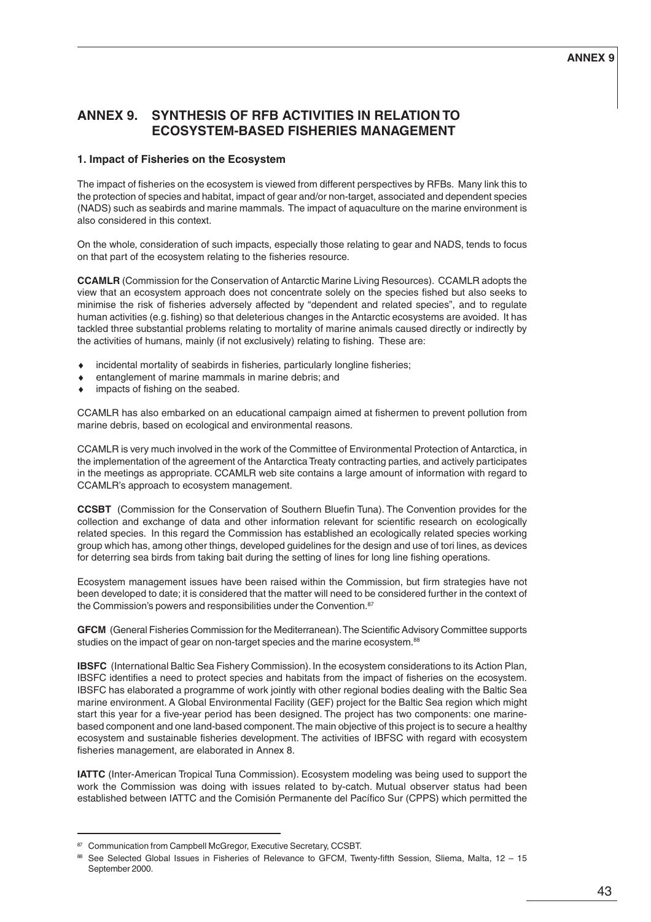# ANNEX 9. SYNTHESIS OF RFB ACTIVITIES IN RELATION TO ECOSYSTEM-BASED FISHERIES MANAGEMENT

## 1. Impact of Fisheries on the Ecosystem

The impact of fisheries on the ecosystem is viewed from different perspectives by RFBs. Many link this to the protection of species and habitat, impact of gear and/or non-target, associated and dependent species (NADS) such as seabirds and marine mammals. The impact of aquaculture on the marine environment is also considered in this context.

On the whole, consideration of such impacts, especially those relating to gear and NADS, tends to focus on that part of the ecosystem relating to the fisheries resource.

**CCAMLR** (Commission for the Conservation of Antarctic Marine Living Resources). CCAMLR adopts the view that an ecosystem approach does not concentrate solely on the species fished but also seeks to minimise the risk of fisheries adversely affected by "dependent and related species", and to regulate human activities (e.g. fishing) so that deleterious changes in the Antarctic ecosystems are avoided. It has tackled three substantial problems relating to mortality of marine animals caused directly or indirectly by the activities of humans, mainly (if not exclusively) relating to fishing. These are:

- incidental mortality of seabirds in fisheries, particularly longline fisheries;
- entanglement of marine mammals in marine debris; and
- impacts of fishing on the seabed.

CCAMLR has also embarked on an educational campaign aimed at fishermen to prevent pollution from marine debris, based on ecological and environmental reasons.

CCAMLR is very much involved in the work of the Committee of Environmental Protection of Antarctica, in the implementation of the agreement of the Antarctica Treaty contracting parties, and actively participates in the meetings as appropriate. CCAMLR web site contains a large amount of information with regard to CCAMLR's approach to ecosystem management.

**CCSBT** (Commission for the Conservation of Southern Bluefin Tuna). The Convention provides for the collection and exchange of data and other information relevant for scientific research on ecologically related species. In this regard the Commission has established an ecologically related species working group which has, among other things, developed guidelines for the design and use of tori lines, as devices for deterring sea birds from taking bait during the setting of lines for long line fishing operations.

Ecosystem management issues have been raised within the Commission, but firm strategies have not been developed to date; it is considered that the matter will need to be considered further in the context of the Commission's powers and responsibilities under the Convention.[87]

**GFCM** (General Fisheries Commission for the Mediterranean). The Scientific Advisory Committee supports studies on the impact of gear on non-target species and the marine ecosystem.[88]

**IBSFC** (International Baltic Sea Fishery Commission). In the ecosystem considerations to its Action Plan, IBSFC identifies a need to protect species and habitats from the impact of fisheries on the ecosystem. IBSFC has elaborated a programme of work jointly with other regional bodies dealing with the Baltic Sea marine environment. A Global Environmental Facility (GEF) project for the Baltic Sea region which might start this year for a five-year period has been designed. The project has two components: one marine-based component and one land-based component. The main objective of this project is to secure a healthy ecosystem and sustainable fisheries development. The activities of IBFSC with regard with ecosystem fisheries management, are elaborated in Annex 8.

**IATTC** (Inter-American Tropical Tuna Commission). Ecosystem modeling was being used to support the work the Commission was doing with issues related to by-catch. Mutual observer status had been established between IATTC and the Comisión Permanente del Pacífico Sur (CPPS) which permitted the

---

[87] Communication from Campbell McGregor, Executive Secretary, CCSBT.

[88] See Selected Global Issues in Fisheries of Relevance to GFCM, Twenty-fifth Session, Sliema, Malta, 12 – 15 September 2000.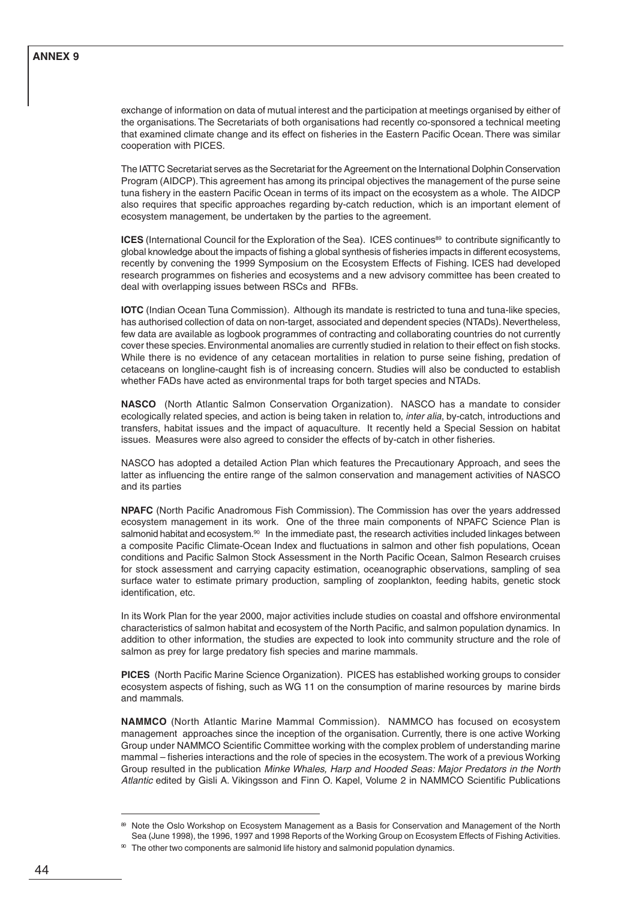exchange of information on data of mutual interest and the participation at meetings organised by either of the organisations. The Secretariats of both organisations had recently co-sponsored a technical meeting that examined climate change and its effect on fisheries in the Eastern Pacific Ocean. There was similar cooperation with PICES.

The IATTC Secretariat serves as the Secretariat for the Agreement on the International Dolphin Conservation Program (AIDCP). This agreement has among its principal objectives the management of the purse seine tuna fishery in the eastern Pacific Ocean in terms of its impact on the ecosystem as a whole. The AIDCP also requires that specific approaches regarding by-catch reduction, which is an important element of ecosystem management, be undertaken by the parties to the agreement.

**ICES** (International Council for the Exploration of the Sea). ICES continues[89] to contribute significantly to global knowledge about the impacts of fishing a global synthesis of fisheries impacts in different ecosystems, recently by convening the 1999 Symposium on the Ecosystem Effects of Fishing. ICES had developed research programmes on fisheries and ecosystems and a new advisory committee has been created to deal with overlapping issues between RSCs and RFBs.

**IOTC** (Indian Ocean Tuna Commission). Although its mandate is restricted to tuna and tuna-like species, has authorised collection of data on non-target, associated and dependent species (NTADs). Nevertheless, few data are available as logbook programmes of contracting and collaborating countries do not currently cover these species. Environmental anomalies are currently studied in relation to their effect on fish stocks. While there is no evidence of any cetacean mortalities in relation to purse seine fishing, predation of cetaceans on longline-caught fish is of increasing concern. Studies will also be conducted to establish whether FADs have acted as environmental traps for both target species and NTADs.

**NASCO** (North Atlantic Salmon Conservation Organization). NASCO has a mandate to consider ecologically related species, and action is being taken in relation to, *inter alia*, by-catch, introductions and transfers, habitat issues and the impact of aquaculture. It recently held a Special Session on habitat issues. Measures were also agreed to consider the effects of by-catch in other fisheries.

NASCO has adopted a detailed Action Plan which features the Precautionary Approach, and sees the latter as influencing the entire range of the salmon conservation and management activities of NASCO and its parties

**NPAFC** (North Pacific Anadromous Fish Commission). The Commission has over the years addressed ecosystem management in its work. One of the three main components of NPAFC Science Plan is salmonid habitat and ecosystem.[90] In the immediate past, the research activities included linkages between a composite Pacific Climate-Ocean Index and fluctuations in salmon and other fish populations, Ocean conditions and Pacific Salmon Stock Assessment in the North Pacific Ocean, Salmon Research cruises for stock assessment and carrying capacity estimation, oceanographic observations, sampling of sea surface water to estimate primary production, sampling of zooplankton, feeding habits, genetic stock identification, etc.

In its Work Plan for the year 2000, major activities include studies on coastal and offshore environmental characteristics of salmon habitat and ecosystem of the North Pacific, and salmon population dynamics. In addition to other information, the studies are expected to look into community structure and the role of salmon as prey for large predatory fish species and marine mammals.

**PICES** (North Pacific Marine Science Organization). PICES has established working groups to consider ecosystem aspects of fishing, such as WG 11 on the consumption of marine resources by marine birds and mammals.

**NAMMCO** (North Atlantic Marine Mammal Commission). NAMMCO has focused on ecosystem management approaches since the inception of the organisation. Currently, there is one active Working Group under NAMMCO Scientific Committee working with the complex problem of understanding marine mammal – fisheries interactions and the role of species in the ecosystem. The work of a previous Working Group resulted in the publication *Minke Whales, Harp and Hooded Seas: Major Predators in the North Atlantic* edited by Gisli A. Vikingsson and Finn O. Kapel, Volume 2 in NAMMCO Scientific Publications

---

[89] Note the Oslo Workshop on Ecosystem Management as a Basis for Conservation and Management of the North Sea (June 1998), the 1996, 1997 and 1998 Reports of the Working Group on Ecosystem Effects of Fishing Activities.

[90] The other two components are salmonid life history and salmonid population dynamics.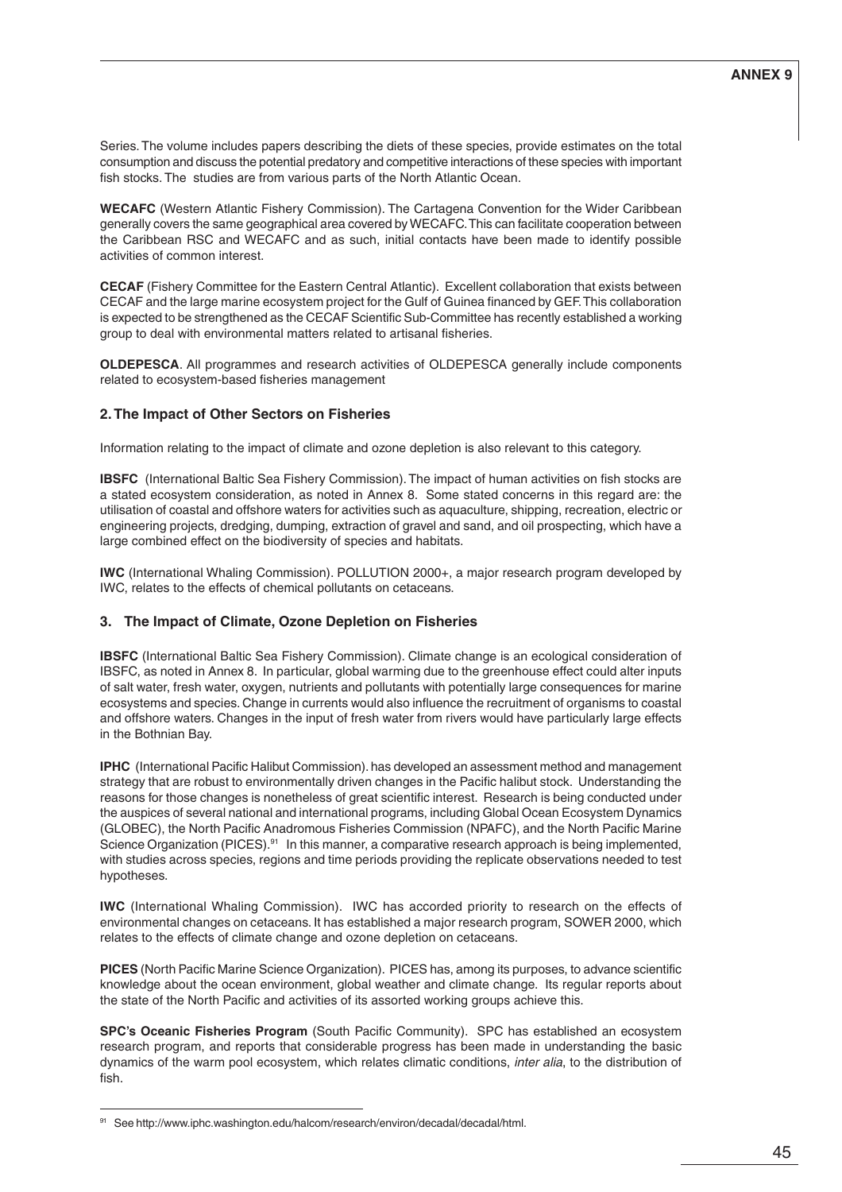Series. The volume includes papers describing the diets of these species, provide estimates on the total consumption and discuss the potential predatory and competitive interactions of these species with important fish stocks. The studies are from various parts of the North Atlantic Ocean.

**WECAFC** (Western Atlantic Fishery Commission). The Cartagena Convention for the Wider Caribbean generally covers the same geographical area covered by WECAFC. This can facilitate cooperation between the Caribbean RSC and WECAFC and as such, initial contacts have been made to identify possible activities of common interest.

**CECAF** (Fishery Committee for the Eastern Central Atlantic). Excellent collaboration that exists between CECAF and the large marine ecosystem project for the Gulf of Guinea financed by GEF. This collaboration is expected to be strengthened as the CECAF Scientific Sub-Committee has recently established a working group to deal with environmental matters related to artisanal fisheries.

**OLDEPESCA**. All programmes and research activities of OLDEPESCA generally include components related to ecosystem-based fisheries management

## 2. The Impact of Other Sectors on Fisheries

Information relating to the impact of climate and ozone depletion is also relevant to this category.

**IBSFC** (International Baltic Sea Fishery Commission). The impact of human activities on fish stocks are a stated ecosystem consideration, as noted in Annex 8. Some stated concerns in this regard are: the utilisation of coastal and offshore waters for activities such as aquaculture, shipping, recreation, electric or engineering projects, dredging, dumping, extraction of gravel and sand, and oil prospecting, which have a large combined effect on the biodiversity of species and habitats.

**IWC** (International Whaling Commission). POLLUTION 2000+, a major research program developed by IWC, relates to the effects of chemical pollutants on cetaceans.

## 3. The Impact of Climate, Ozone Depletion on Fisheries

**IBSFC** (International Baltic Sea Fishery Commission). Climate change is an ecological consideration of IBSFC, as noted in Annex 8. In particular, global warming due to the greenhouse effect could alter inputs of salt water, fresh water, oxygen, nutrients and pollutants with potentially large consequences for marine ecosystems and species. Change in currents would also influence the recruitment of organisms to coastal and offshore waters. Changes in the input of fresh water from rivers would have particularly large effects in the Bothnian Bay.

**IPHC** (International Pacific Halibut Commission). has developed an assessment method and management strategy that are robust to environmentally driven changes in the Pacific halibut stock. Understanding the reasons for those changes is nonetheless of great scientific interest. Research is being conducted under the auspices of several national and international programs, including Global Ocean Ecosystem Dynamics (GLOBEC), the North Pacific Anadromous Fisheries Commission (NPAFC), and the North Pacific Marine Science Organization (PICES).[91] In this manner, a comparative research approach is being implemented, with studies across species, regions and time periods providing the replicate observations needed to test hypotheses.

**IWC** (International Whaling Commission). IWC has accorded priority to research on the effects of environmental changes on cetaceans. It has established a major research program, SOWER 2000, which relates to the effects of climate change and ozone depletion on cetaceans.

**PICES** (North Pacific Marine Science Organization). PICES has, among its purposes, to advance scientific knowledge about the ocean environment, global weather and climate change. Its regular reports about the state of the North Pacific and activities of its assorted working groups achieve this.

**SPC's Oceanic Fisheries Program** (South Pacific Community). SPC has established an ecosystem research program, and reports that considerable progress has been made in understanding the basic dynamics of the warm pool ecosystem, which relates climatic conditions, *inter alia*, to the distribution of fish.

---

[91] See http://www.iphc.washington.edu/halcom/research/environ/decadal/decadal/html.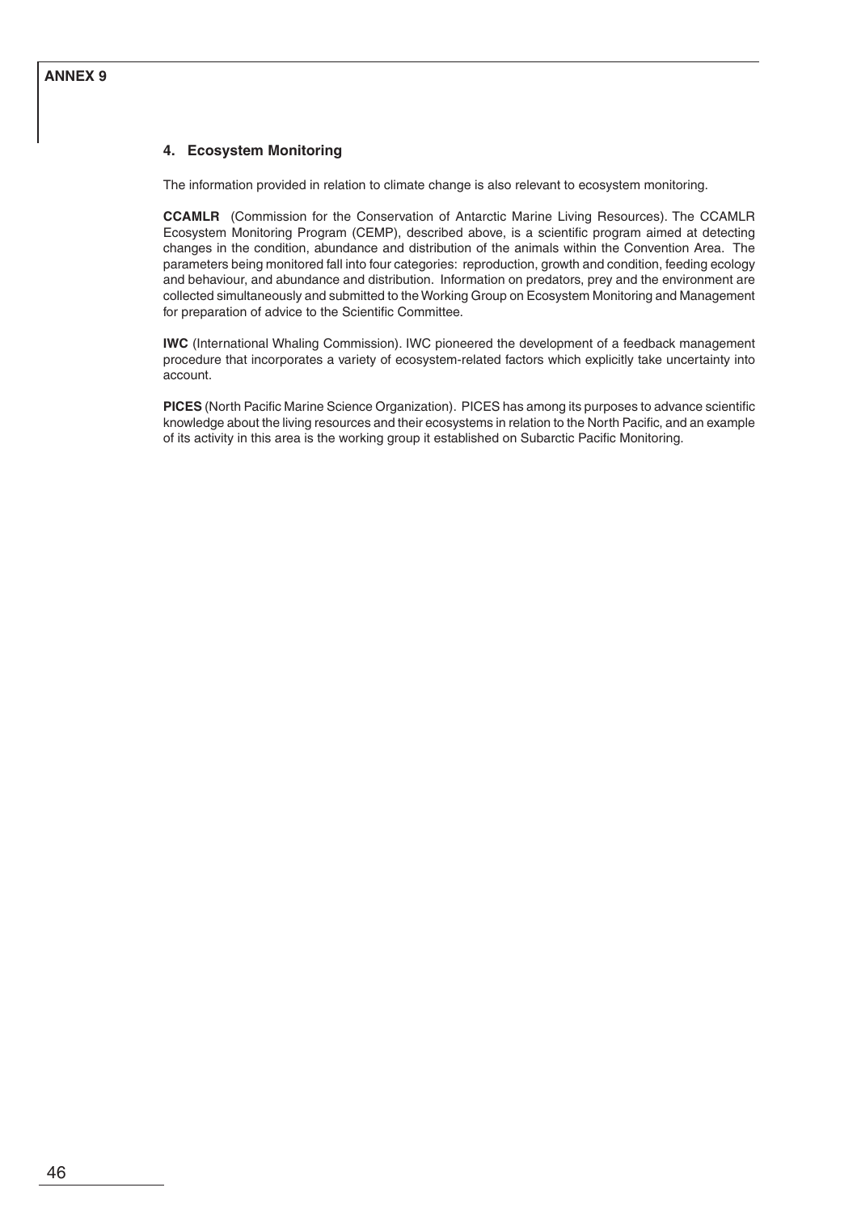### 4. Ecosystem Monitoring

The information provided in relation to climate change is also relevant to ecosystem monitoring.

**CCAMLR** (Commission for the Conservation of Antarctic Marine Living Resources). The CCAMLR Ecosystem Monitoring Program (CEMP), described above, is a scientific program aimed at detecting changes in the condition, abundance and distribution of the animals within the Convention Area. The parameters being monitored fall into four categories: reproduction, growth and condition, feeding ecology and behaviour, and abundance and distribution. Information on predators, prey and the environment are collected simultaneously and submitted to the Working Group on Ecosystem Monitoring and Management for preparation of advice to the Scientific Committee.

**IWC** (International Whaling Commission). IWC pioneered the development of a feedback management procedure that incorporates a variety of ecosystem-related factors which explicitly take uncertainty into account.

**PICES** (North Pacific Marine Science Organization). PICES has among its purposes to advance scientific knowledge about the living resources and their ecosystems in relation to the North Pacific, and an example of its activity in this area is the working group it established on Subarctic Pacific Monitoring.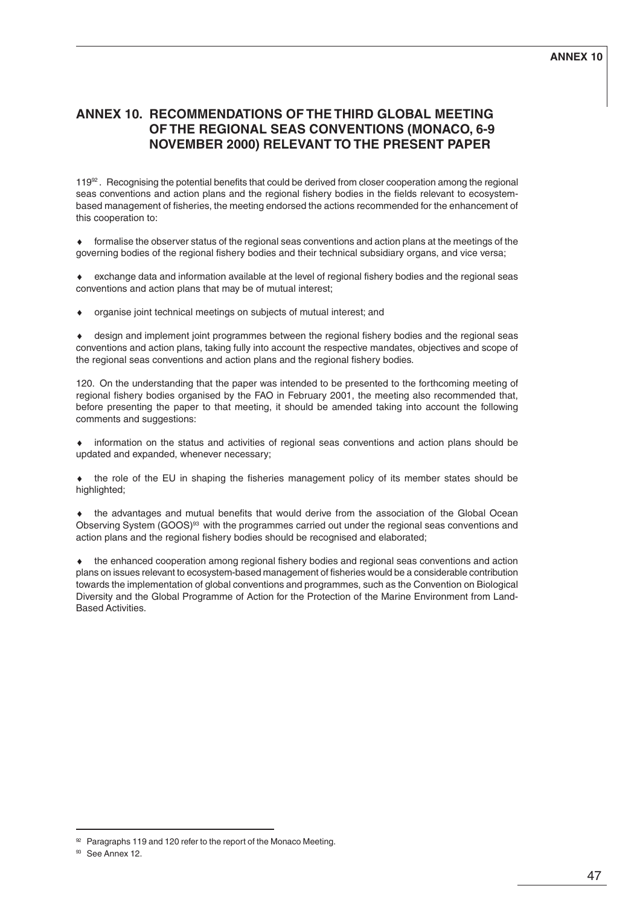# ANNEX 10. RECOMMENDATIONS OF THE THIRD GLOBAL MEETING OF THE REGIONAL SEAS CONVENTIONS (MONACO, 6-9 NOVEMBER 2000) RELEVANT TO THE PRESENT PAPER

119[92]. Recognising the potential benefits that could be derived from closer cooperation among the regional seas conventions and action plans and the regional fishery bodies in the fields relevant to ecosystem-based management of fisheries, the meeting endorsed the actions recommended for the enhancement of this cooperation to:

- formalise the observer status of the regional seas conventions and action plans at the meetings of the governing bodies of the regional fishery bodies and their technical subsidiary organs, and vice versa;
- exchange data and information available at the level of regional fishery bodies and the regional seas conventions and action plans that may be of mutual interest;
- organise joint technical meetings on subjects of mutual interest; and
- design and implement joint programmes between the regional fishery bodies and the regional seas conventions and action plans, taking fully into account the respective mandates, objectives and scope of the regional seas conventions and action plans and the regional fishery bodies.

120. On the understanding that the paper was intended to be presented to the forthcoming meeting of regional fishery bodies organised by the FAO in February 2001, the meeting also recommended that, before presenting the paper to that meeting, it should be amended taking into account the following comments and suggestions:

- information on the status and activities of regional seas conventions and action plans should be updated and expanded, whenever necessary;
- the role of the EU in shaping the fisheries management policy of its member states should be highlighted;
- the advantages and mutual benefits that would derive from the association of the Global Ocean Observing System (GOOS)[93] with the programmes carried out under the regional seas conventions and action plans and the regional fishery bodies should be recognised and elaborated;
- the enhanced cooperation among regional fishery bodies and regional seas conventions and action plans on issues relevant to ecosystem-based management of fisheries would be a considerable contribution towards the implementation of global conventions and programmes, such as the Convention on Biological Diversity and the Global Programme of Action for the Protection of the Marine Environment from Land-Based Activities.

---

[92] Paragraphs 119 and 120 refer to the report of the Monaco Meeting.

[93] See Annex 12.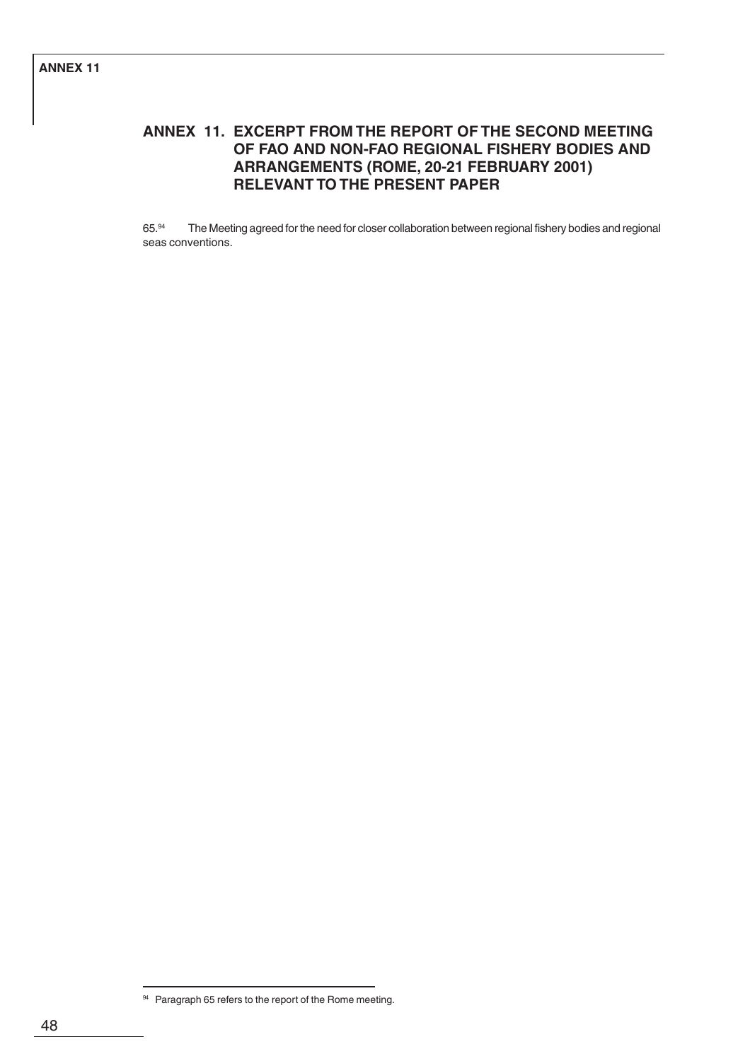# ANNEX 11. EXCERPT FROM THE REPORT OF THE SECOND MEETING OF FAO AND NON-FAO REGIONAL FISHERY BODIES AND ARRANGEMENTS (ROME, 20-21 FEBRUARY 2001) RELEVANT TO THE PRESENT PAPER

65.[94] The Meeting agreed for the need for closer collaboration between regional fishery bodies and regional seas conventions.

---

[94] Paragraph 65 refers to the report of the Rome meeting.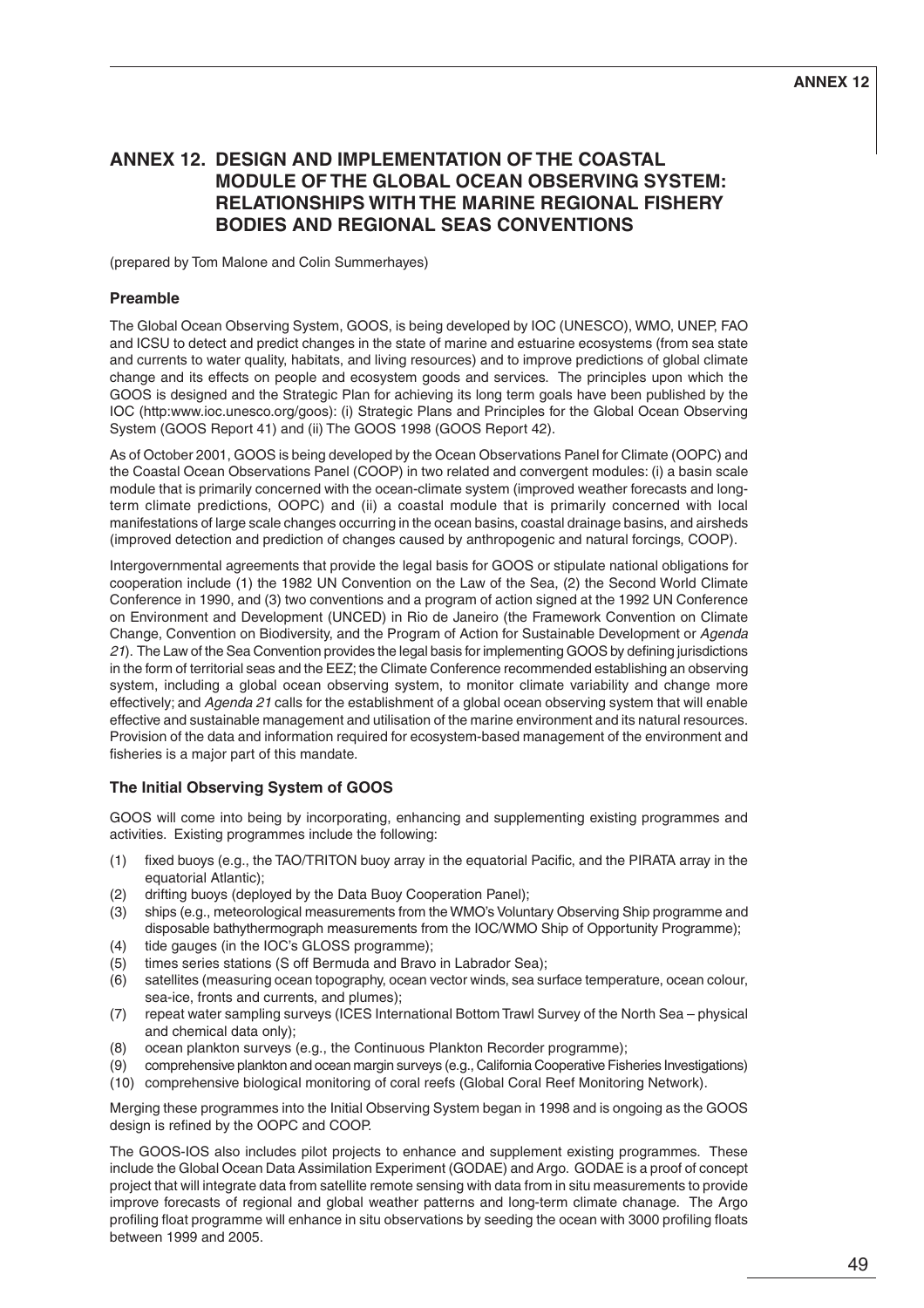# ANNEX 12. DESIGN AND IMPLEMENTATION OF THE COASTAL MODULE OF THE GLOBAL OCEAN OBSERVING SYSTEM: RELATIONSHIPS WITH THE MARINE REGIONAL FISHERY BODIES AND REGIONAL SEAS CONVENTIONS

(prepared by Tom Malone and Colin Summerhayes)

### Preamble

The Global Ocean Observing System, GOOS, is being developed by IOC (UNESCO), WMO, UNEP, FAO and ICSU to detect and predict changes in the state of marine and estuarine ecosystems (from sea state and currents to water quality, habitats, and living resources) and to improve predictions of global climate change and its effects on people and ecosystem goods and services. The principles upon which the GOOS is designed and the Strategic Plan for achieving its long term goals have been published by the IOC (http:www.ioc.unesco.org/goos): (i) Strategic Plans and Principles for the Global Ocean Observing System (GOOS Report 41) and (ii) The GOOS 1998 (GOOS Report 42).

As of October 2001, GOOS is being developed by the Ocean Observations Panel for Climate (OOPC) and the Coastal Ocean Observations Panel (COOP) in two related and convergent modules: (i) a basin scale module that is primarily concerned with the ocean-climate system (improved weather forecasts and long-term climate predictions, OOPC) and (ii) a coastal module that is primarily concerned with local manifestations of large scale changes occurring in the ocean basins, coastal drainage basins, and airsheds (improved detection and prediction of changes caused by anthropogenic and natural forcings, COOP).

Intergovernmental agreements that provide the legal basis for GOOS or stipulate national obligations for cooperation include (1) the 1982 UN Convention on the Law of the Sea, (2) the Second World Climate Conference in 1990, and (3) two conventions and a program of action signed at the 1992 UN Conference on Environment and Development (UNCED) in Rio de Janeiro (the Framework Convention on Climate Change, Convention on Biodiversity, and the Program of Action for Sustainable Development or *Agenda 21*). The Law of the Sea Convention provides the legal basis for implementing GOOS by defining jurisdictions in the form of territorial seas and the EEZ; the Climate Conference recommended establishing an observing system, including a global ocean observing system, to monitor climate variability and change more effectively; and *Agenda 21* calls for the establishment of a global ocean observing system that will enable effective and sustainable management and utilisation of the marine environment and its natural resources. Provision of the data and information required for ecosystem-based management of the environment and fisheries is a major part of this mandate.

### The Initial Observing System of GOOS

GOOS will come into being by incorporating, enhancing and supplementing existing programmes and activities. Existing programmes include the following:

(1) fixed buoys (e.g., the TAO/TRITON buoy array in the equatorial Pacific, and the PIRATA array in the equatorial Atlantic);
(2) drifting buoys (deployed by the Data Buoy Cooperation Panel);
(3) ships (e.g., meteorological measurements from the WMO's Voluntary Observing Ship programme and disposable bathythermograph measurements from the IOC/WMO Ship of Opportunity Programme);
(4) tide gauges (in the IOC's GLOSS programme);
(5) times series stations (S off Bermuda and Bravo in Labrador Sea);
(6) satellites (measuring ocean topography, ocean vector winds, sea surface temperature, ocean colour, sea-ice, fronts and currents, and plumes);
(7) repeat water sampling surveys (ICES International Bottom Trawl Survey of the North Sea – physical and chemical data only);
(8) ocean plankton surveys (e.g., the Continuous Plankton Recorder programme);
(9) comprehensive plankton and ocean margin surveys (e.g., California Cooperative Fisheries Investigations)
(10) comprehensive biological monitoring of coral reefs (Global Coral Reef Monitoring Network).

Merging these programmes into the Initial Observing System began in 1998 and is ongoing as the GOOS design is refined by the OOPC and COOP.

The GOOS-IOS also includes pilot projects to enhance and supplement existing programmes. These include the Global Ocean Data Assimilation Experiment (GODAE) and Argo. GODAE is a proof of concept project that will integrate data from satellite remote sensing with data from in situ measurements to provide improve forecasts of regional and global weather patterns and long-term climate chanage. The Argo profiling float programme will enhance in situ observations by seeding the ocean with 3000 profiling floats between 1999 and 2005.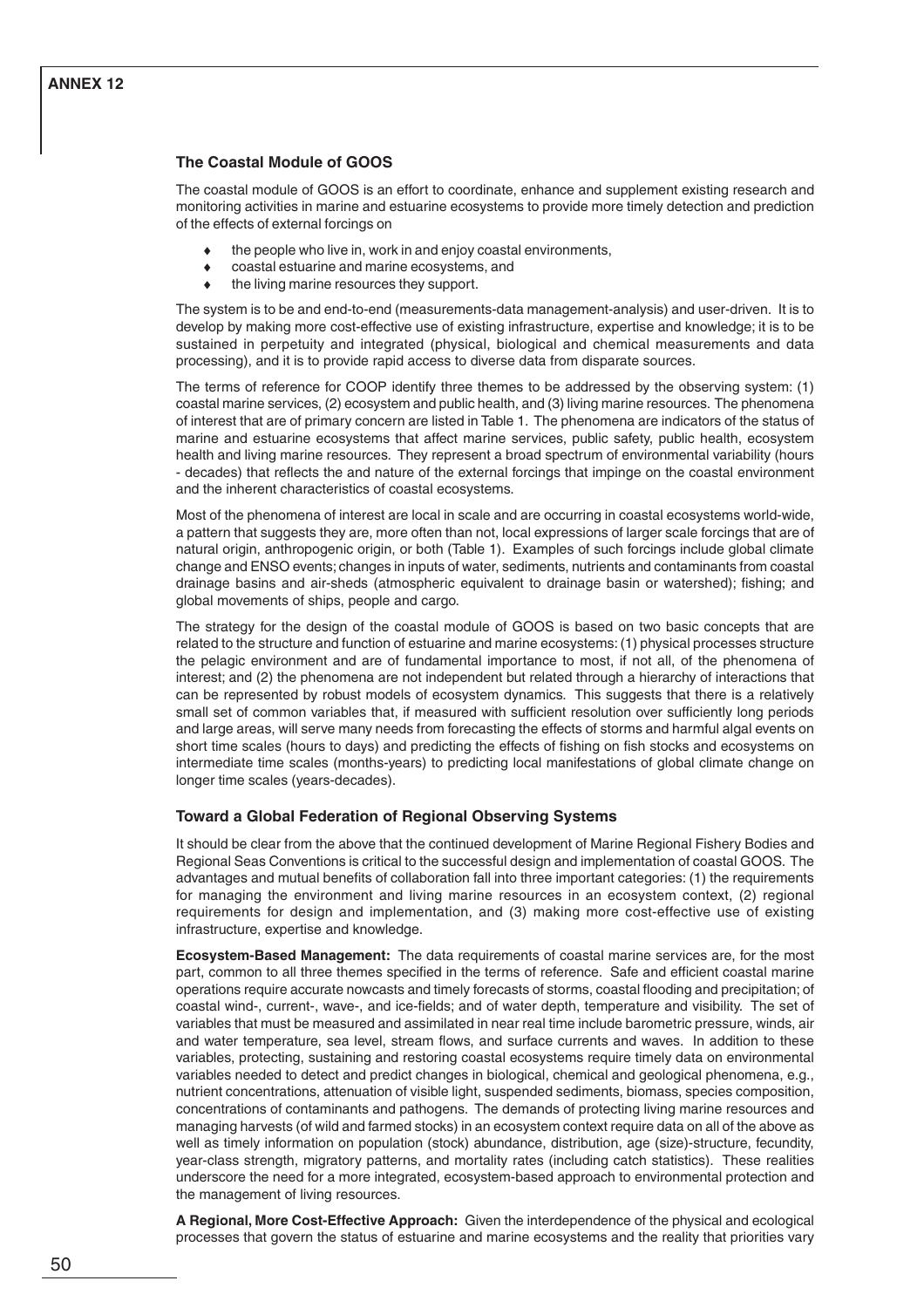## The Coastal Module of GOOS

The coastal module of GOOS is an effort to coordinate, enhance and supplement existing research and monitoring activities in marine and estuarine ecosystems to provide more timely detection and prediction of the effects of external forcings on

- the people who live in, work in and enjoy coastal environments,
- coastal estuarine and marine ecosystems, and
- the living marine resources they support.

The system is to be and end-to-end (measurements-data management-analysis) and user-driven. It is to develop by making more cost-effective use of existing infrastructure, expertise and knowledge; it is to be sustained in perpetuity and integrated (physical, biological and chemical measurements and data processing), and it is to provide rapid access to diverse data from disparate sources.

The terms of reference for COOP identify three themes to be addressed by the observing system: (1) coastal marine services, (2) ecosystem and public health, and (3) living marine resources. The phenomena of interest that are of primary concern are listed in Table 1. The phenomena are indicators of the status of marine and estuarine ecosystems that affect marine services, public safety, public health, ecosystem health and living marine resources. They represent a broad spectrum of environmental variability (hours - decades) that reflects the and nature of the external forcings that impinge on the coastal environment and the inherent characteristics of coastal ecosystems.

Most of the phenomena of interest are local in scale and are occurring in coastal ecosystems world-wide, a pattern that suggests they are, more often than not, local expressions of larger scale forcings that are of natural origin, anthropogenic origin, or both (Table 1). Examples of such forcings include global climate change and ENSO events; changes in inputs of water, sediments, nutrients and contaminants from coastal drainage basins and air-sheds (atmospheric equivalent to drainage basin or watershed); fishing; and global movements of ships, people and cargo.

The strategy for the design of the coastal module of GOOS is based on two basic concepts that are related to the structure and function of estuarine and marine ecosystems: (1) physical processes structure the pelagic environment and are of fundamental importance to most, if not all, of the phenomena of interest; and (2) the phenomena are not independent but related through a hierarchy of interactions that can be represented by robust models of ecosystem dynamics. This suggests that there is a relatively small set of common variables that, if measured with sufficient resolution over sufficiently long periods and large areas, will serve many needs from forecasting the effects of storms and harmful algal events on short time scales (hours to days) and predicting the effects of fishing on fish stocks and ecosystems on intermediate time scales (months-years) to predicting local manifestations of global climate change on longer time scales (years-decades).

## Toward a Global Federation of Regional Observing Systems

It should be clear from the above that the continued development of Marine Regional Fishery Bodies and Regional Seas Conventions is critical to the successful design and implementation of coastal GOOS. The advantages and mutual benefits of collaboration fall into three important categories: (1) the requirements for managing the environment and living marine resources in an ecosystem context, (2) regional requirements for design and implementation, and (3) making more cost-effective use of existing infrastructure, expertise and knowledge.

**Ecosystem-Based Management:** The data requirements of coastal marine services are, for the most part, common to all three themes specified in the terms of reference. Safe and efficient coastal marine operations require accurate nowcasts and timely forecasts of storms, coastal flooding and precipitation; of coastal wind-, current-, wave-, and ice-fields; and of water depth, temperature and visibility. The set of variables that must be measured and assimilated in near real time include barometric pressure, winds, air and water temperature, sea level, stream flows, and surface currents and waves. In addition to these variables, protecting, sustaining and restoring coastal ecosystems require timely data on environmental variables needed to detect and predict changes in biological, chemical and geological phenomena, e.g., nutrient concentrations, attenuation of visible light, suspended sediments, biomass, species composition, concentrations of contaminants and pathogens. The demands of protecting living marine resources and managing harvests (of wild and farmed stocks) in an ecosystem context require data on all of the above as well as timely information on population (stock) abundance, distribution, age (size)-structure, fecundity, year-class strength, migratory patterns, and mortality rates (including catch statistics). These realities underscore the need for a more integrated, ecosystem-based approach to environmental protection and the management of living resources.

**A Regional, More Cost-Effective Approach:** Given the interdependence of the physical and ecological processes that govern the status of estuarine and marine ecosystems and the reality that priorities vary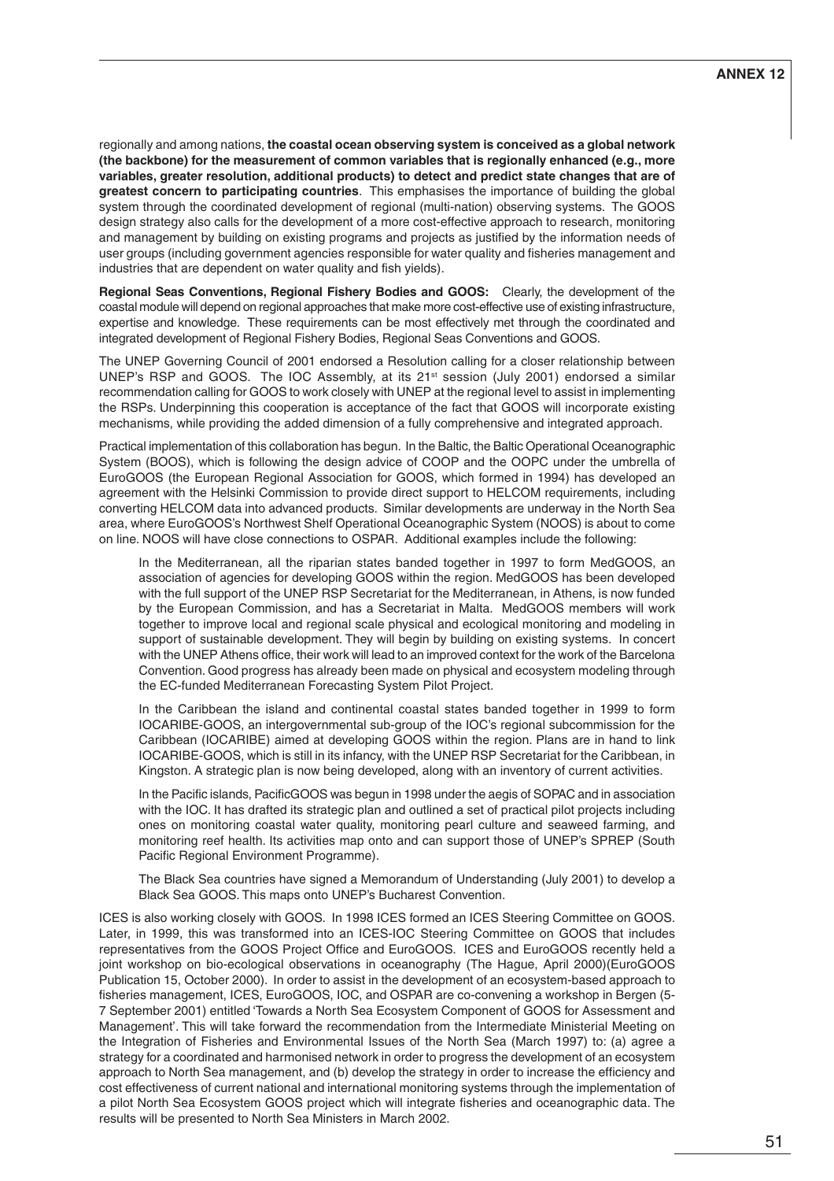regionally and among nations, **the coastal ocean observing system is conceived as a global network (the backbone) for the measurement of common variables that is regionally enhanced (e.g., more variables, greater resolution, additional products) to detect and predict state changes that are of greatest concern to participating countries**. This emphasises the importance of building the global system through the coordinated development of regional (multi-nation) observing systems. The GOOS design strategy also calls for the development of a more cost-effective approach to research, monitoring and management by building on existing programs and projects as justified by the information needs of user groups (including government agencies responsible for water quality and fisheries management and industries that are dependent on water quality and fish yields).

**Regional Seas Conventions, Regional Fishery Bodies and GOOS:** Clearly, the development of the coastal module will depend on regional approaches that make more cost-effective use of existing infrastructure, expertise and knowledge. These requirements can be most effectively met through the coordinated and integrated development of Regional Fishery Bodies, Regional Seas Conventions and GOOS.

The UNEP Governing Council of 2001 endorsed a Resolution calling for a closer relationship between UNEP's RSP and GOOS. The IOC Assembly, at its 21st session (July 2001) endorsed a similar recommendation calling for GOOS to work closely with UNEP at the regional level to assist in implementing the RSPs. Underpinning this cooperation is acceptance of the fact that GOOS will incorporate existing mechanisms, while providing the added dimension of a fully comprehensive and integrated approach.

Practical implementation of this collaboration has begun. In the Baltic, the Baltic Operational Oceanographic System (BOOS), which is following the design advice of COOP and the OOPC under the umbrella of EuroGOOS (the European Regional Association for GOOS, which formed in 1994) has developed an agreement with the Helsinki Commission to provide direct support to HELCOM requirements, including converting HELCOM data into advanced products. Similar developments are underway in the North Sea area, where EuroGOOS's Northwest Shelf Operational Oceanographic System (NOOS) is about to come on line. NOOS will have close connections to OSPAR. Additional examples include the following:

> In the Mediterranean, all the riparian states banded together in 1997 to form MedGOOS, an association of agencies for developing GOOS within the region. MedGOOS has been developed with the full support of the UNEP RSP Secretariat for the Mediterranean, in Athens, is now funded by the European Commission, and has a Secretariat in Malta. MedGOOS members will work together to improve local and regional scale physical and ecological monitoring and modeling in support of sustainable development. They will begin by building on existing systems. In concert with the UNEP Athens office, their work will lead to an improved context for the work of the Barcelona Convention. Good progress has already been made on physical and ecosystem modeling through the EC-funded Mediterranean Forecasting System Pilot Project.
>
> In the Caribbean the island and continental coastal states banded together in 1999 to form IOCARIBE-GOOS, an intergovernmental sub-group of the IOC's regional subcommission for the Caribbean (IOCARIBE) aimed at developing GOOS within the region. Plans are in hand to link IOCARIBE-GOOS, which is still in its infancy, with the UNEP RSP Secretariat for the Caribbean, in Kingston. A strategic plan is now being developed, along with an inventory of current activities.
>
> In the Pacific islands, PacificGOOS was begun in 1998 under the aegis of SOPAC and in association with the IOC. It has drafted its strategic plan and outlined a set of practical pilot projects including ones on monitoring coastal water quality, monitoring pearl culture and seaweed farming, and monitoring reef health. Its activities map onto and can support those of UNEP's SPREP (South Pacific Regional Environment Programme).
>
> The Black Sea countries have signed a Memorandum of Understanding (July 2001) to develop a Black Sea GOOS. This maps onto UNEP's Bucharest Convention.

ICES is also working closely with GOOS. In 1998 ICES formed an ICES Steering Committee on GOOS. Later, in 1999, this was transformed into an ICES-IOC Steering Committee on GOOS that includes representatives from the GOOS Project Office and EuroGOOS. ICES and EuroGOOS recently held a joint workshop on bio-ecological observations in oceanography (The Hague, April 2000)(EuroGOOS Publication 15, October 2000). In order to assist in the development of an ecosystem-based approach to fisheries management, ICES, EuroGOOS, IOC, and OSPAR are co-convening a workshop in Bergen (5-7 September 2001) entitled 'Towards a North Sea Ecosystem Component of GOOS for Assessment and Management'. This will take forward the recommendation from the Intermediate Ministerial Meeting on the Integration of Fisheries and Environmental Issues of the North Sea (March 1997) to: (a) agree a strategy for a coordinated and harmonised network in order to progress the development of an ecosystem approach to North Sea management, and (b) develop the strategy in order to increase the efficiency and cost effectiveness of current national and international monitoring systems through the implementation of a pilot North Sea Ecosystem GOOS project which will integrate fisheries and oceanographic data. The results will be presented to North Sea Ministers in March 2002.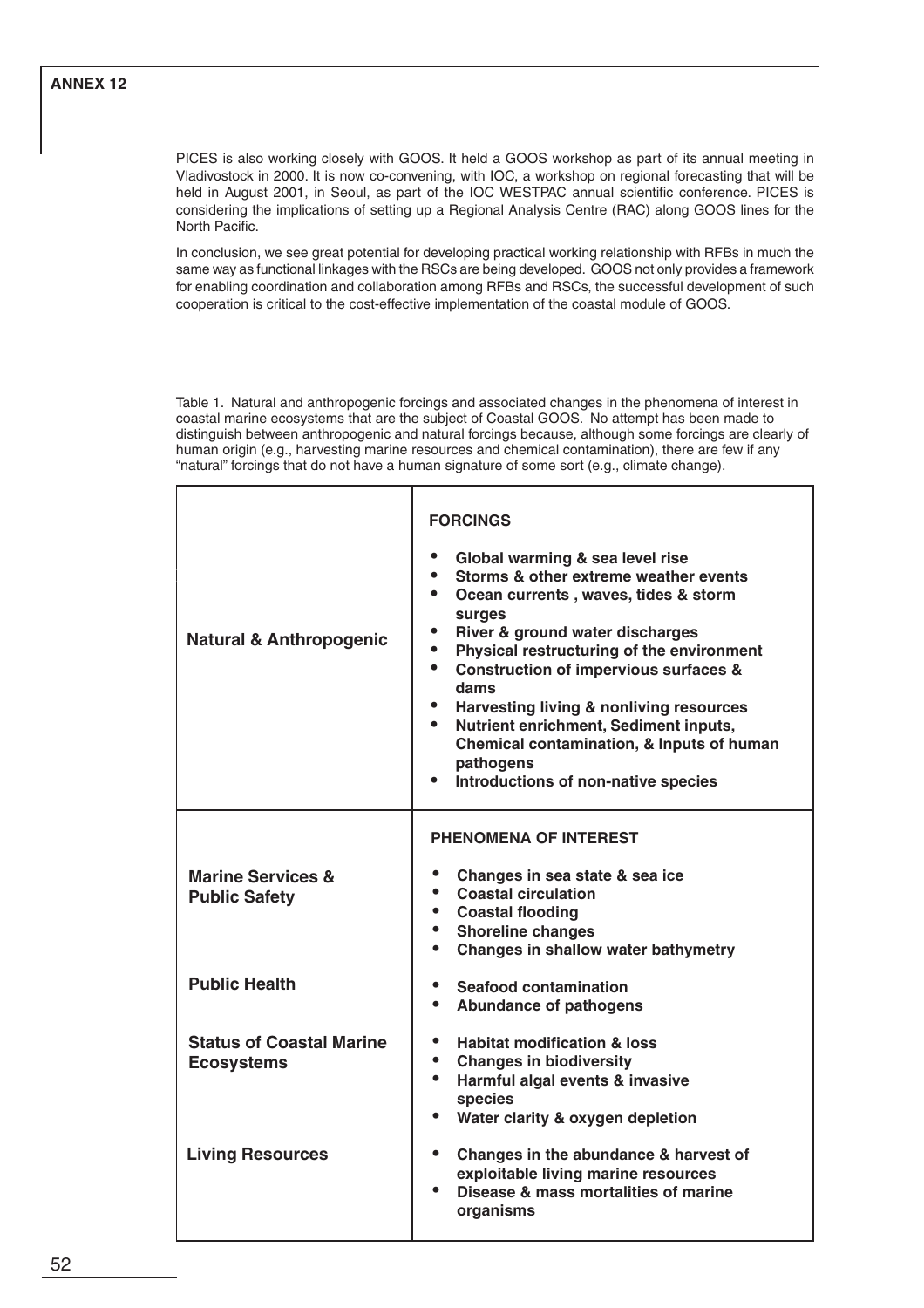PICES is also working closely with GOOS. It held a GOOS workshop as part of its annual meeting in Vladivostock in 2000. It is now co-convening, with IOC, a workshop on regional forecasting that will be held in August 2001, in Seoul, as part of the IOC WESTPAC annual scientific conference. PICES is considering the implications of setting up a Regional Analysis Centre (RAC) along GOOS lines for the North Pacific.

In conclusion, we see great potential for developing practical working relationship with RFBs in much the same way as functional linkages with the RSCs are being developed. GOOS not only provides a framework for enabling coordination and collaboration among RFBs and RSCs, the successful development of such cooperation is critical to the cost-effective implementation of the coastal module of GOOS.

Table 1. Natural and anthropogenic forcings and associated changes in the phenomena of interest in coastal marine ecosystems that are the subject of Coastal GOOS. No attempt has been made to distinguish between anthropogenic and natural forcings because, although some forcings are clearly of human origin (e.g., harvesting marine resources and chemical contamination), there are few if any "natural" forcings that do not have a human signature of some sort (e.g., climate change).

| | **FORCINGS** |
|---|---|
| **Natural & Anthropogenic** | • **Global warming & sea level rise**<br>• **Storms & other extreme weather events**<br>• **Ocean currents , waves, tides & storm surges**<br>• **River & ground water discharges**<br>• **Physical restructuring of the environment**<br>• **Construction of impervious surfaces & dams**<br>• **Harvesting living & nonliving resources**<br>• **Nutrient enrichment, Sediment inputs, Chemical contamination, & Inputs of human pathogens**<br>• **Introductions of non-native species** |
| | **PHENOMENA OF INTEREST** |
| **Marine Services & Public Safety** | • **Changes in sea state & sea ice**<br>• **Coastal circulation**<br>• **Coastal flooding**<br>• **Shoreline changes**<br>• **Changes in shallow water bathymetry** |
| **Public Health** | • **Seafood contamination**<br>• **Abundance of pathogens** |
| **Status of Coastal Marine Ecosystems** | • **Habitat modification & loss**<br>• **Changes in biodiversity**<br>• **Harmful algal events & invasive species**<br>• **Water clarity & oxygen depletion** |
| **Living Resources** | • **Changes in the abundance & harvest of exploitable living marine resources**<br>• **Disease & mass mortalities of marine organisms** |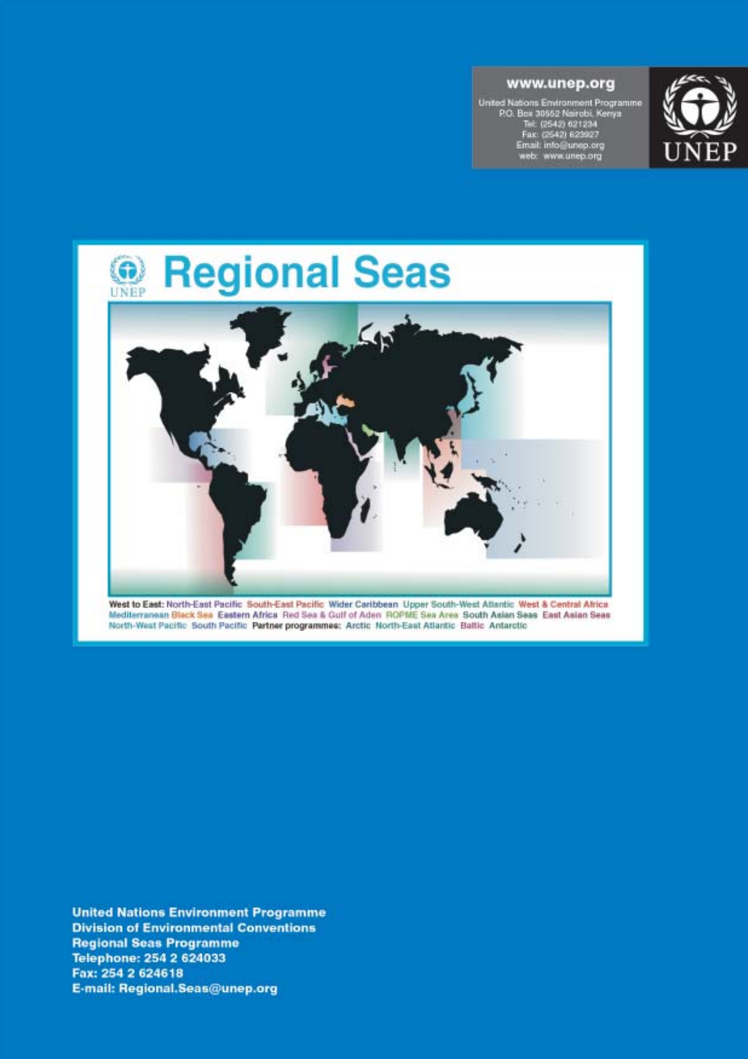www.unep.org

United Nations Environment Programme
P.O. Box 30552 Nairobi, Kenya
Tel: (2542) 621234
Fax: (2542) 623927
Email: info@unep.org
web: www.unep.org

UNEP

# Regional Seas

West to East: North-East Pacific South-East Pacific Wider Caribbean Upper South-West Atlantic West & Central Africa Mediterranean Black Sea Eastern Africa Red Sea & Gulf of Aden ROPME Sea Area South Asian Seas East Asian Seas North-West Pacific South Pacific **Partner programmes:** Arctic North-East Atlantic Baltic Antarctic

**United Nations Environment Programme**
**Division of Environmental Conventions**
**Regional Seas Programme**
**Telephone: 254 2 624033**
**Fax: 254 2 624618**
**E-mail: Regional.Seas@unep.org**